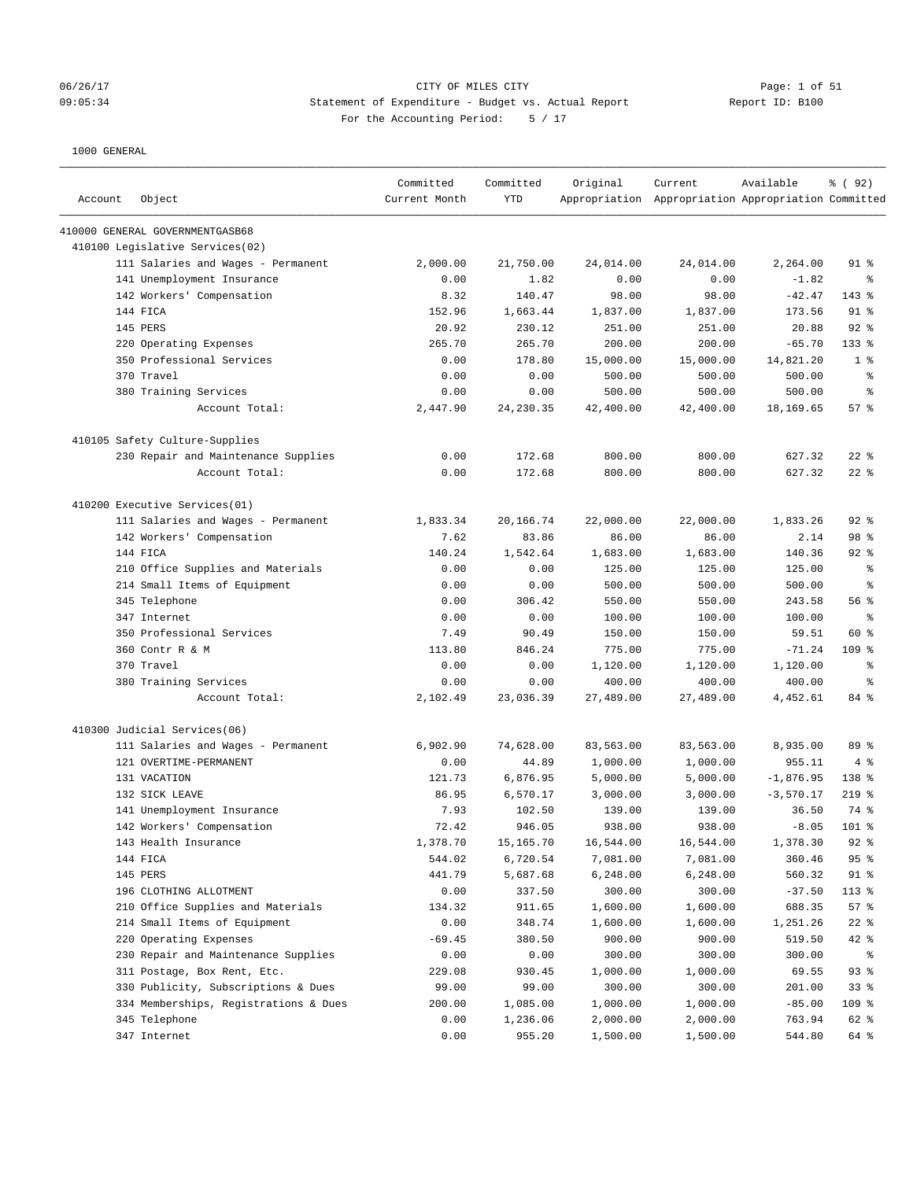CITY OF MILES CITY

Statement of Expenditure - Budget vs. Actual Report

For the Accounting Period: 5 / 17

1000 GENERAL

| Account | Object | Committed Current Month | Committed YTD | Original Appropriation | Current Appropriation | Available Appropriation | % ( 92) Committed |
|---|---|---|---|---|---|---|---|
| 410000 GENERAL GOVERNMENTGASB68 | | | | | | | |
| 410100 Legislative Services(02) | | | | | | | |
| | 111 Salaries and Wages - Permanent | 2,000.00 | 21,750.00 | 24,014.00 | 24,014.00 | 2,264.00 | 91 % |
| | 141 Unemployment Insurance | 0.00 | 1.82 | 0.00 | 0.00 | -1.82 | % |
| | 142 Workers' Compensation | 8.32 | 140.47 | 98.00 | 98.00 | -42.47 | 143 % |
| | 144 FICA | 152.96 | 1,663.44 | 1,837.00 | 1,837.00 | 173.56 | 91 % |
| | 145 PERS | 20.92 | 230.12 | 251.00 | 251.00 | 20.88 | 92 % |
| | 220 Operating Expenses | 265.70 | 265.70 | 200.00 | 200.00 | -65.70 | 133 % |
| | 350 Professional Services | 0.00 | 178.80 | 15,000.00 | 15,000.00 | 14,821.20 | 1 % |
| | 370 Travel | 0.00 | 0.00 | 500.00 | 500.00 | 500.00 | % |
| | 380 Training Services | 0.00 | 0.00 | 500.00 | 500.00 | 500.00 | % |
| | Account Total: | 2,447.90 | 24,230.35 | 42,400.00 | 42,400.00 | 18,169.65 | 57 % |
| 410105 Safety Culture-Supplies | | | | | | | |
| | 230 Repair and Maintenance Supplies | 0.00 | 172.68 | 800.00 | 800.00 | 627.32 | 22 % |
| | Account Total: | 0.00 | 172.68 | 800.00 | 800.00 | 627.32 | 22 % |
| 410200 Executive Services(01) | | | | | | | |
| | 111 Salaries and Wages - Permanent | 1,833.34 | 20,166.74 | 22,000.00 | 22,000.00 | 1,833.26 | 92 % |
| | 142 Workers' Compensation | 7.62 | 83.86 | 86.00 | 86.00 | 2.14 | 98 % |
| | 144 FICA | 140.24 | 1,542.64 | 1,683.00 | 1,683.00 | 140.36 | 92 % |
| | 210 Office Supplies and Materials | 0.00 | 0.00 | 125.00 | 125.00 | 125.00 | % |
| | 214 Small Items of Equipment | 0.00 | 0.00 | 500.00 | 500.00 | 500.00 | % |
| | 345 Telephone | 0.00 | 306.42 | 550.00 | 550.00 | 243.58 | 56 % |
| | 347 Internet | 0.00 | 0.00 | 100.00 | 100.00 | 100.00 | % |
| | 350 Professional Services | 7.49 | 90.49 | 150.00 | 150.00 | 59.51 | 60 % |
| | 360 Contr R & M | 113.80 | 846.24 | 775.00 | 775.00 | -71.24 | 109 % |
| | 370 Travel | 0.00 | 0.00 | 1,120.00 | 1,120.00 | 1,120.00 | % |
| | 380 Training Services | 0.00 | 0.00 | 400.00 | 400.00 | 400.00 | % |
| | Account Total: | 2,102.49 | 23,036.39 | 27,489.00 | 27,489.00 | 4,452.61 | 84 % |
| 410300 Judicial Services(06) | | | | | | | |
| | 111 Salaries and Wages - Permanent | 6,902.90 | 74,628.00 | 83,563.00 | 83,563.00 | 8,935.00 | 89 % |
| | 121 OVERTIME-PERMANENT | 0.00 | 44.89 | 1,000.00 | 1,000.00 | 955.11 | 4 % |
| | 131 VACATION | 121.73 | 6,876.95 | 5,000.00 | 5,000.00 | -1,876.95 | 138 % |
| | 132 SICK LEAVE | 86.95 | 6,570.17 | 3,000.00 | 3,000.00 | -3,570.17 | 219 % |
| | 141 Unemployment Insurance | 7.93 | 102.50 | 139.00 | 139.00 | 36.50 | 74 % |
| | 142 Workers' Compensation | 72.42 | 946.05 | 938.00 | 938.00 | -8.05 | 101 % |
| | 143 Health Insurance | 1,378.70 | 15,165.70 | 16,544.00 | 16,544.00 | 1,378.30 | 92 % |
| | 144 FICA | 544.02 | 6,720.54 | 7,081.00 | 7,081.00 | 360.46 | 95 % |
| | 145 PERS | 441.79 | 5,687.68 | 6,248.00 | 6,248.00 | 560.32 | 91 % |
| | 196 CLOTHING ALLOTMENT | 0.00 | 337.50 | 300.00 | 300.00 | -37.50 | 113 % |
| | 210 Office Supplies and Materials | 134.32 | 911.65 | 1,600.00 | 1,600.00 | 688.35 | 57 % |
| | 214 Small Items of Equipment | 0.00 | 348.74 | 1,600.00 | 1,600.00 | 1,251.26 | 22 % |
| | 220 Operating Expenses | -69.45 | 380.50 | 900.00 | 900.00 | 519.50 | 42 % |
| | 230 Repair and Maintenance Supplies | 0.00 | 0.00 | 300.00 | 300.00 | 300.00 | % |
| | 311 Postage, Box Rent, Etc. | 229.08 | 930.45 | 1,000.00 | 1,000.00 | 69.55 | 93 % |
| | 330 Publicity, Subscriptions & Dues | 99.00 | 99.00 | 300.00 | 300.00 | 201.00 | 33 % |
| | 334 Memberships, Registrations & Dues | 200.00 | 1,085.00 | 1,000.00 | 1,000.00 | -85.00 | 109 % |
| | 345 Telephone | 0.00 | 1,236.06 | 2,000.00 | 2,000.00 | 763.94 | 62 % |
| | 347 Internet | 0.00 | 955.20 | 1,500.00 | 1,500.00 | 544.80 | 64 % |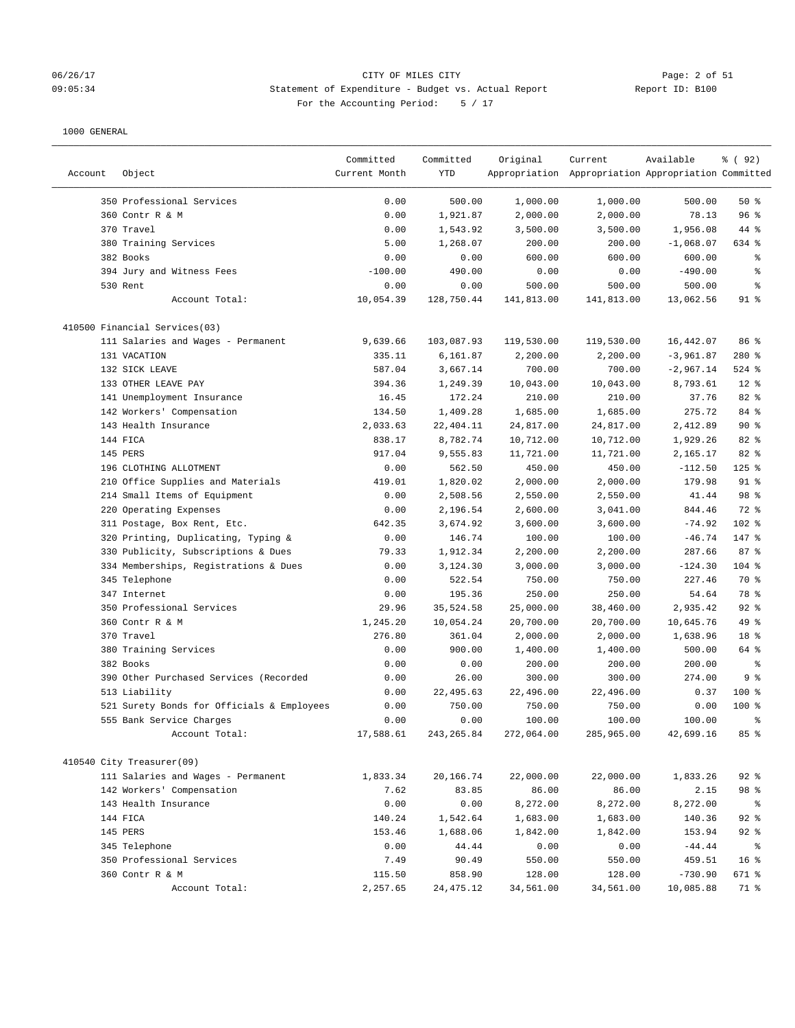CITY OF MILES CITY
Statement of Expenditure - Budget vs. Actual Report
For the Accounting Period: 5 / 17

1000 GENERAL

| Account | Object | Committed Current Month | Committed YTD | Original Appropriation | Current Appropriation | Available Appropriation | % ( 92) Committed |
|---|---|---|---|---|---|---|---|
| | 350 Professional Services | 0.00 | 500.00 | 1,000.00 | 1,000.00 | 500.00 | 50 % |
| | 360 Contr R & M | 0.00 | 1,921.87 | 2,000.00 | 2,000.00 | 78.13 | 96 % |
| | 370 Travel | 0.00 | 1,543.92 | 3,500.00 | 3,500.00 | 1,956.08 | 44 % |
| | 380 Training Services | 5.00 | 1,268.07 | 200.00 | 200.00 | -1,068.07 | 634 % |
| | 382 Books | 0.00 | 0.00 | 600.00 | 600.00 | 600.00 | % |
| | 394 Jury and Witness Fees | -100.00 | 490.00 | 0.00 | 0.00 | -490.00 | % |
| | 530 Rent | 0.00 | 0.00 | 500.00 | 500.00 | 500.00 | % |
| | Account Total: | 10,054.39 | 128,750.44 | 141,813.00 | 141,813.00 | 13,062.56 | 91 % |
| 410500 Financial Services(03) | | | | | | | |
| | 111 Salaries and Wages - Permanent | 9,639.66 | 103,087.93 | 119,530.00 | 119,530.00 | 16,442.07 | 86 % |
| | 131 VACATION | 335.11 | 6,161.87 | 2,200.00 | 2,200.00 | -3,961.87 | 280 % |
| | 132 SICK LEAVE | 587.04 | 3,667.14 | 700.00 | 700.00 | -2,967.14 | 524 % |
| | 133 OTHER LEAVE PAY | 394.36 | 1,249.39 | 10,043.00 | 10,043.00 | 8,793.61 | 12 % |
| | 141 Unemployment Insurance | 16.45 | 172.24 | 210.00 | 210.00 | 37.76 | 82 % |
| | 142 Workers' Compensation | 134.50 | 1,409.28 | 1,685.00 | 1,685.00 | 275.72 | 84 % |
| | 143 Health Insurance | 2,033.63 | 22,404.11 | 24,817.00 | 24,817.00 | 2,412.89 | 90 % |
| | 144 FICA | 838.17 | 8,782.74 | 10,712.00 | 10,712.00 | 1,929.26 | 82 % |
| | 145 PERS | 917.04 | 9,555.83 | 11,721.00 | 11,721.00 | 2,165.17 | 82 % |
| | 196 CLOTHING ALLOTMENT | 0.00 | 562.50 | 450.00 | 450.00 | -112.50 | 125 % |
| | 210 Office Supplies and Materials | 419.01 | 1,820.02 | 2,000.00 | 2,000.00 | 179.98 | 91 % |
| | 214 Small Items of Equipment | 0.00 | 2,508.56 | 2,550.00 | 2,550.00 | 41.44 | 98 % |
| | 220 Operating Expenses | 0.00 | 2,196.54 | 2,600.00 | 3,041.00 | 844.46 | 72 % |
| | 311 Postage, Box Rent, Etc. | 642.35 | 3,674.92 | 3,600.00 | 3,600.00 | -74.92 | 102 % |
| | 320 Printing, Duplicating, Typing & | 0.00 | 146.74 | 100.00 | 100.00 | -46.74 | 147 % |
| | 330 Publicity, Subscriptions & Dues | 79.33 | 1,912.34 | 2,200.00 | 2,200.00 | 287.66 | 87 % |
| | 334 Memberships, Registrations & Dues | 0.00 | 3,124.30 | 3,000.00 | 3,000.00 | -124.30 | 104 % |
| | 345 Telephone | 0.00 | 522.54 | 750.00 | 750.00 | 227.46 | 70 % |
| | 347 Internet | 0.00 | 195.36 | 250.00 | 250.00 | 54.64 | 78 % |
| | 350 Professional Services | 29.96 | 35,524.58 | 25,000.00 | 38,460.00 | 2,935.42 | 92 % |
| | 360 Contr R & M | 1,245.20 | 10,054.24 | 20,700.00 | 20,700.00 | 10,645.76 | 49 % |
| | 370 Travel | 276.80 | 361.04 | 2,000.00 | 2,000.00 | 1,638.96 | 18 % |
| | 380 Training Services | 0.00 | 900.00 | 1,400.00 | 1,400.00 | 500.00 | 64 % |
| | 382 Books | 0.00 | 0.00 | 200.00 | 200.00 | 200.00 | % |
| | 390 Other Purchased Services (Recorded | 0.00 | 26.00 | 300.00 | 300.00 | 274.00 | 9 % |
| | 513 Liability | 0.00 | 22,495.63 | 22,496.00 | 22,496.00 | 0.37 | 100 % |
| | 521 Surety Bonds for Officials & Employees | 0.00 | 750.00 | 750.00 | 750.00 | 0.00 | 100 % |
| | 555 Bank Service Charges | 0.00 | 0.00 | 100.00 | 100.00 | 100.00 | % |
| | Account Total: | 17,588.61 | 243,265.84 | 272,064.00 | 285,965.00 | 42,699.16 | 85 % |
| 410540 City Treasurer(09) | | | | | | | |
| | 111 Salaries and Wages - Permanent | 1,833.34 | 20,166.74 | 22,000.00 | 22,000.00 | 1,833.26 | 92 % |
| | 142 Workers' Compensation | 7.62 | 83.85 | 86.00 | 86.00 | 2.15 | 98 % |
| | 143 Health Insurance | 0.00 | 0.00 | 8,272.00 | 8,272.00 | 8,272.00 | % |
| | 144 FICA | 140.24 | 1,542.64 | 1,683.00 | 1,683.00 | 140.36 | 92 % |
| | 145 PERS | 153.46 | 1,688.06 | 1,842.00 | 1,842.00 | 153.94 | 92 % |
| | 345 Telephone | 0.00 | 44.44 | 0.00 | 0.00 | -44.44 | % |
| | 350 Professional Services | 7.49 | 90.49 | 550.00 | 550.00 | 459.51 | 16 % |
| | 360 Contr R & M | 115.50 | 858.90 | 128.00 | 128.00 | -730.90 | 671 % |
| | Account Total: | 2,257.65 | 24,475.12 | 34,561.00 | 34,561.00 | 10,085.88 | 71 % |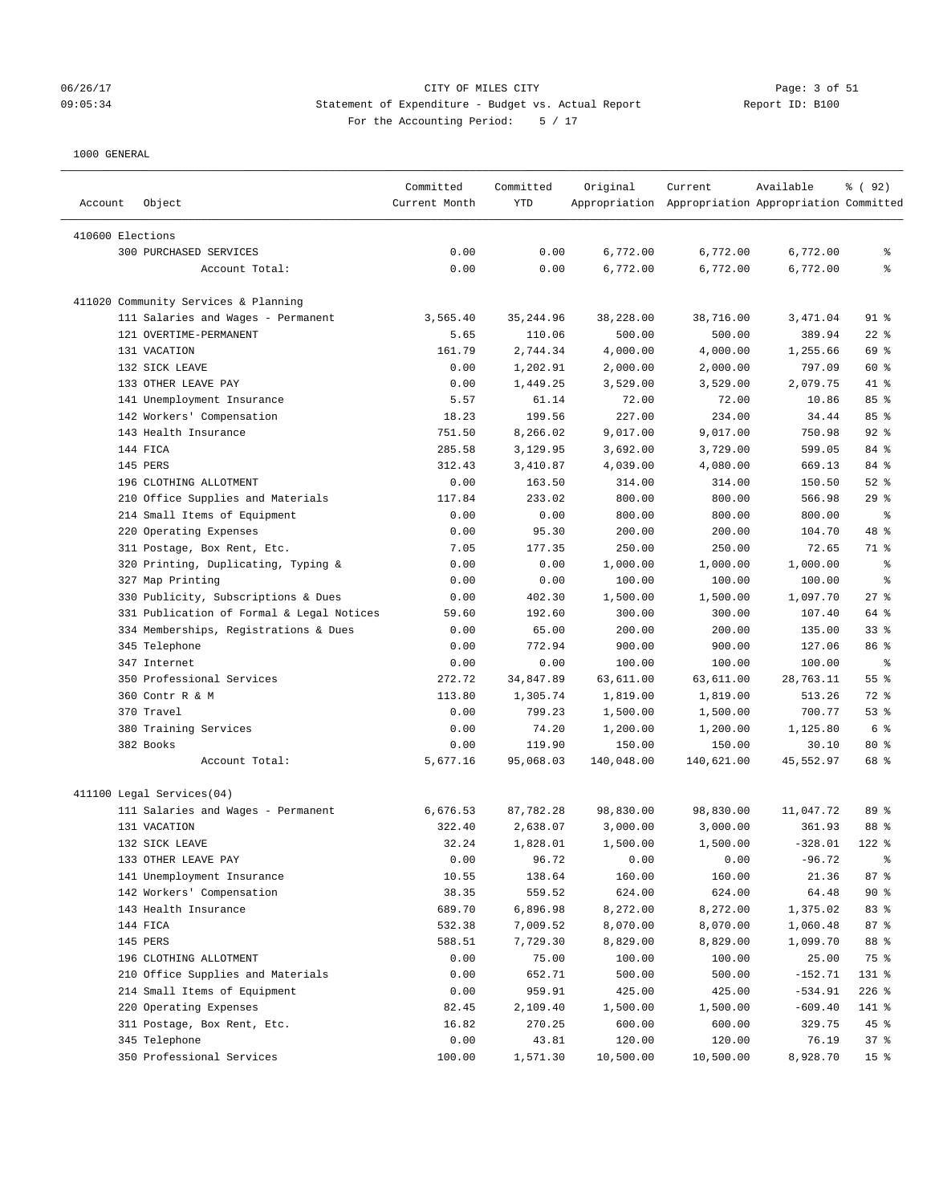CITY OF MILES CITY
Statement of Expenditure - Budget vs. Actual Report
For the Accounting Period: 5 / 17

1000 GENERAL

| Account | Object | Committed Current Month | Committed YTD | Original Appropriation | Current Appropriation | Available Appropriation | % ( 92) Committed |
|---|---|---|---|---|---|---|---|
| 410600 Elections | | | | | | | |
| | 300 PURCHASED SERVICES | 0.00 | 0.00 | 6,772.00 | 6,772.00 | 6,772.00 | % |
| | Account Total: | 0.00 | 0.00 | 6,772.00 | 6,772.00 | 6,772.00 | % |
| 411020 Community Services & Planning | | | | | | | |
| | 111 Salaries and Wages - Permanent | 3,565.40 | 35,244.96 | 38,228.00 | 38,716.00 | 3,471.04 | 91 % |
| | 121 OVERTIME-PERMANENT | 5.65 | 110.06 | 500.00 | 500.00 | 389.94 | 22 % |
| | 131 VACATION | 161.79 | 2,744.34 | 4,000.00 | 4,000.00 | 1,255.66 | 69 % |
| | 132 SICK LEAVE | 0.00 | 1,202.91 | 2,000.00 | 2,000.00 | 797.09 | 60 % |
| | 133 OTHER LEAVE PAY | 0.00 | 1,449.25 | 3,529.00 | 3,529.00 | 2,079.75 | 41 % |
| | 141 Unemployment Insurance | 5.57 | 61.14 | 72.00 | 72.00 | 10.86 | 85 % |
| | 142 Workers' Compensation | 18.23 | 199.56 | 227.00 | 234.00 | 34.44 | 85 % |
| | 143 Health Insurance | 751.50 | 8,266.02 | 9,017.00 | 9,017.00 | 750.98 | 92 % |
| | 144 FICA | 285.58 | 3,129.95 | 3,692.00 | 3,729.00 | 599.05 | 84 % |
| | 145 PERS | 312.43 | 3,410.87 | 4,039.00 | 4,080.00 | 669.13 | 84 % |
| | 196 CLOTHING ALLOTMENT | 0.00 | 163.50 | 314.00 | 314.00 | 150.50 | 52 % |
| | 210 Office Supplies and Materials | 117.84 | 233.02 | 800.00 | 800.00 | 566.98 | 29 % |
| | 214 Small Items of Equipment | 0.00 | 0.00 | 800.00 | 800.00 | 800.00 | % |
| | 220 Operating Expenses | 0.00 | 95.30 | 200.00 | 200.00 | 104.70 | 48 % |
| | 311 Postage, Box Rent, Etc. | 7.05 | 177.35 | 250.00 | 250.00 | 72.65 | 71 % |
| | 320 Printing, Duplicating, Typing & | 0.00 | 0.00 | 1,000.00 | 1,000.00 | 1,000.00 | % |
| | 327 Map Printing | 0.00 | 0.00 | 100.00 | 100.00 | 100.00 | % |
| | 330 Publicity, Subscriptions & Dues | 0.00 | 402.30 | 1,500.00 | 1,500.00 | 1,097.70 | 27 % |
| | 331 Publication of Formal & Legal Notices | 59.60 | 192.60 | 300.00 | 300.00 | 107.40 | 64 % |
| | 334 Memberships, Registrations & Dues | 0.00 | 65.00 | 200.00 | 200.00 | 135.00 | 33 % |
| | 345 Telephone | 0.00 | 772.94 | 900.00 | 900.00 | 127.06 | 86 % |
| | 347 Internet | 0.00 | 0.00 | 100.00 | 100.00 | 100.00 | % |
| | 350 Professional Services | 272.72 | 34,847.89 | 63,611.00 | 63,611.00 | 28,763.11 | 55 % |
| | 360 Contr R & M | 113.80 | 1,305.74 | 1,819.00 | 1,819.00 | 513.26 | 72 % |
| | 370 Travel | 0.00 | 799.23 | 1,500.00 | 1,500.00 | 700.77 | 53 % |
| | 380 Training Services | 0.00 | 74.20 | 1,200.00 | 1,200.00 | 1,125.80 | 6 % |
| | 382 Books | 0.00 | 119.90 | 150.00 | 150.00 | 30.10 | 80 % |
| | Account Total: | 5,677.16 | 95,068.03 | 140,048.00 | 140,621.00 | 45,552.97 | 68 % |
| 411100 Legal Services(04) | | | | | | | |
| | 111 Salaries and Wages - Permanent | 6,676.53 | 87,782.28 | 98,830.00 | 98,830.00 | 11,047.72 | 89 % |
| | 131 VACATION | 322.40 | 2,638.07 | 3,000.00 | 3,000.00 | 361.93 | 88 % |
| | 132 SICK LEAVE | 32.24 | 1,828.01 | 1,500.00 | 1,500.00 | -328.01 | 122 % |
| | 133 OTHER LEAVE PAY | 0.00 | 96.72 | 0.00 | 0.00 | -96.72 | % |
| | 141 Unemployment Insurance | 10.55 | 138.64 | 160.00 | 160.00 | 21.36 | 87 % |
| | 142 Workers' Compensation | 38.35 | 559.52 | 624.00 | 624.00 | 64.48 | 90 % |
| | 143 Health Insurance | 689.70 | 6,896.98 | 8,272.00 | 8,272.00 | 1,375.02 | 83 % |
| | 144 FICA | 532.38 | 7,009.52 | 8,070.00 | 8,070.00 | 1,060.48 | 87 % |
| | 145 PERS | 588.51 | 7,729.30 | 8,829.00 | 8,829.00 | 1,099.70 | 88 % |
| | 196 CLOTHING ALLOTMENT | 0.00 | 75.00 | 100.00 | 100.00 | 25.00 | 75 % |
| | 210 Office Supplies and Materials | 0.00 | 652.71 | 500.00 | 500.00 | -152.71 | 131 % |
| | 214 Small Items of Equipment | 0.00 | 959.91 | 425.00 | 425.00 | -534.91 | 226 % |
| | 220 Operating Expenses | 82.45 | 2,109.40 | 1,500.00 | 1,500.00 | -609.40 | 141 % |
| | 311 Postage, Box Rent, Etc. | 16.82 | 270.25 | 600.00 | 600.00 | 329.75 | 45 % |
| | 345 Telephone | 0.00 | 43.81 | 120.00 | 120.00 | 76.19 | 37 % |
| | 350 Professional Services | 100.00 | 1,571.30 | 10,500.00 | 10,500.00 | 8,928.70 | 15 % |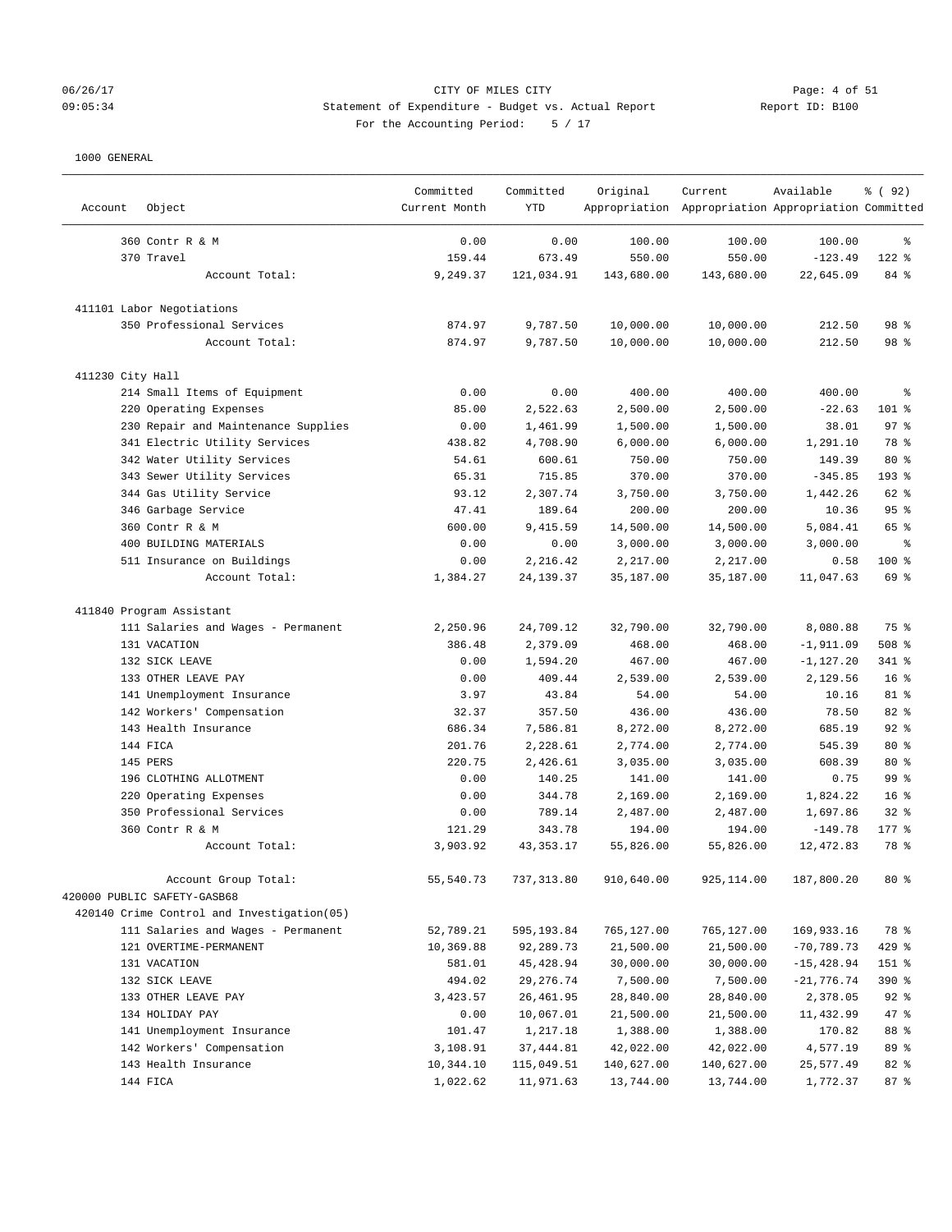CITY OF MILES CITY
Statement of Expenditure - Budget vs. Actual Report
For the Accounting Period: 5 / 17

1000 GENERAL

| Account | Object | Committed Current Month | Committed YTD | Original Appropriation | Current Appropriation | Available Appropriation | % ( 92) Committed |
|---|---|---|---|---|---|---|---|
| | 360 Contr R & M | 0.00 | 0.00 | 100.00 | 100.00 | 100.00 | % |
| | 370 Travel | 159.44 | 673.49 | 550.00 | 550.00 | -123.49 | 122 % |
| | Account Total: | 9,249.37 | 121,034.91 | 143,680.00 | 143,680.00 | 22,645.09 | 84 % |
| 411101 Labor Negotiations | | | | | | | |
| | 350 Professional Services | 874.97 | 9,787.50 | 10,000.00 | 10,000.00 | 212.50 | 98 % |
| | Account Total: | 874.97 | 9,787.50 | 10,000.00 | 10,000.00 | 212.50 | 98 % |
| 411230 City Hall | | | | | | | |
| | 214 Small Items of Equipment | 0.00 | 0.00 | 400.00 | 400.00 | 400.00 | % |
| | 220 Operating Expenses | 85.00 | 2,522.63 | 2,500.00 | 2,500.00 | -22.63 | 101 % |
| | 230 Repair and Maintenance Supplies | 0.00 | 1,461.99 | 1,500.00 | 1,500.00 | 38.01 | 97 % |
| | 341 Electric Utility Services | 438.82 | 4,708.90 | 6,000.00 | 6,000.00 | 1,291.10 | 78 % |
| | 342 Water Utility Services | 54.61 | 600.61 | 750.00 | 750.00 | 149.39 | 80 % |
| | 343 Sewer Utility Services | 65.31 | 715.85 | 370.00 | 370.00 | -345.85 | 193 % |
| | 344 Gas Utility Service | 93.12 | 2,307.74 | 3,750.00 | 3,750.00 | 1,442.26 | 62 % |
| | 346 Garbage Service | 47.41 | 189.64 | 200.00 | 200.00 | 10.36 | 95 % |
| | 360 Contr R & M | 600.00 | 9,415.59 | 14,500.00 | 14,500.00 | 5,084.41 | 65 % |
| | 400 BUILDING MATERIALS | 0.00 | 0.00 | 3,000.00 | 3,000.00 | 3,000.00 | % |
| | 511 Insurance on Buildings | 0.00 | 2,216.42 | 2,217.00 | 2,217.00 | 0.58 | 100 % |
| | Account Total: | 1,384.27 | 24,139.37 | 35,187.00 | 35,187.00 | 11,047.63 | 69 % |
| 411840 Program Assistant | | | | | | | |
| | 111 Salaries and Wages - Permanent | 2,250.96 | 24,709.12 | 32,790.00 | 32,790.00 | 8,080.88 | 75 % |
| | 131 VACATION | 386.48 | 2,379.09 | 468.00 | 468.00 | -1,911.09 | 508 % |
| | 132 SICK LEAVE | 0.00 | 1,594.20 | 467.00 | 467.00 | -1,127.20 | 341 % |
| | 133 OTHER LEAVE PAY | 0.00 | 409.44 | 2,539.00 | 2,539.00 | 2,129.56 | 16 % |
| | 141 Unemployment Insurance | 3.97 | 43.84 | 54.00 | 54.00 | 10.16 | 81 % |
| | 142 Workers' Compensation | 32.37 | 357.50 | 436.00 | 436.00 | 78.50 | 82 % |
| | 143 Health Insurance | 686.34 | 7,586.81 | 8,272.00 | 8,272.00 | 685.19 | 92 % |
| | 144 FICA | 201.76 | 2,228.61 | 2,774.00 | 2,774.00 | 545.39 | 80 % |
| | 145 PERS | 220.75 | 2,426.61 | 3,035.00 | 3,035.00 | 608.39 | 80 % |
| | 196 CLOTHING ALLOTMENT | 0.00 | 140.25 | 141.00 | 141.00 | 0.75 | 99 % |
| | 220 Operating Expenses | 0.00 | 344.78 | 2,169.00 | 2,169.00 | 1,824.22 | 16 % |
| | 350 Professional Services | 0.00 | 789.14 | 2,487.00 | 2,487.00 | 1,697.86 | 32 % |
| | 360 Contr R & M | 121.29 | 343.78 | 194.00 | 194.00 | -149.78 | 177 % |
| | Account Total: | 3,903.92 | 43,353.17 | 55,826.00 | 55,826.00 | 12,472.83 | 78 % |
| | Account Group Total: | 55,540.73 | 737,313.80 | 910,640.00 | 925,114.00 | 187,800.20 | 80 % |
| 420000 PUBLIC SAFETY-GASB68 | | | | | | | |
| 420140 Crime Control and Investigation(05) | | | | | | | |
| | 111 Salaries and Wages - Permanent | 52,789.21 | 595,193.84 | 765,127.00 | 765,127.00 | 169,933.16 | 78 % |
| | 121 OVERTIME-PERMANENT | 10,369.88 | 92,289.73 | 21,500.00 | 21,500.00 | -70,789.73 | 429 % |
| | 131 VACATION | 581.01 | 45,428.94 | 30,000.00 | 30,000.00 | -15,428.94 | 151 % |
| | 132 SICK LEAVE | 494.02 | 29,276.74 | 7,500.00 | 7,500.00 | -21,776.74 | 390 % |
| | 133 OTHER LEAVE PAY | 3,423.57 | 26,461.95 | 28,840.00 | 28,840.00 | 2,378.05 | 92 % |
| | 134 HOLIDAY PAY | 0.00 | 10,067.01 | 21,500.00 | 21,500.00 | 11,432.99 | 47 % |
| | 141 Unemployment Insurance | 101.47 | 1,217.18 | 1,388.00 | 1,388.00 | 170.82 | 88 % |
| | 142 Workers' Compensation | 3,108.91 | 37,444.81 | 42,022.00 | 42,022.00 | 4,577.19 | 89 % |
| | 143 Health Insurance | 10,344.10 | 115,049.51 | 140,627.00 | 140,627.00 | 25,577.49 | 82 % |
| | 144 FICA | 1,022.62 | 11,971.63 | 13,744.00 | 13,744.00 | 1,772.37 | 87 % |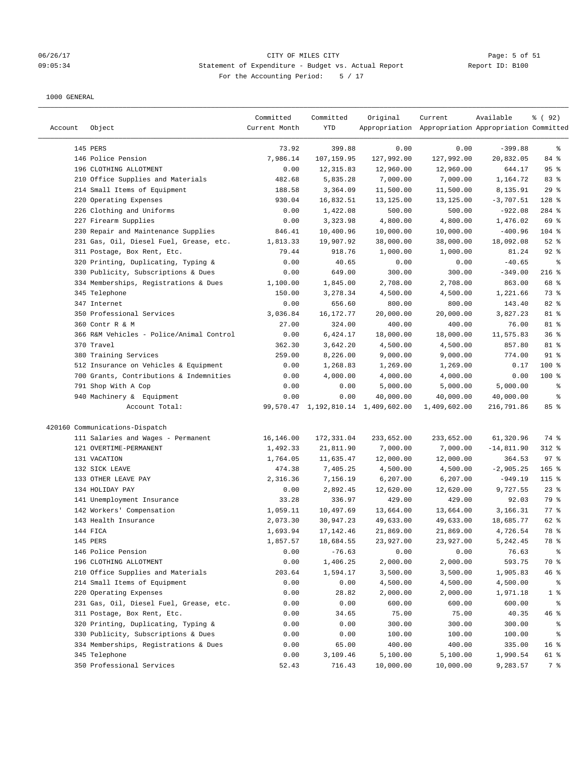CITY OF MILES CITY
Statement of Expenditure - Budget vs. Actual Report
For the Accounting Period: 5 / 17

1000 GENERAL

| Account | Object | Committed Current Month | Committed YTD | Original Appropriation | Current Appropriation | Available Appropriation | % ( 92) Committed |
|---|---|---|---|---|---|---|---|
| | 145 PERS | 73.92 | 399.88 | 0.00 | 0.00 | -399.88 | % |
| | 146 Police Pension | 7,986.14 | 107,159.95 | 127,992.00 | 127,992.00 | 20,832.05 | 84 % |
| | 196 CLOTHING ALLOTMENT | 0.00 | 12,315.83 | 12,960.00 | 12,960.00 | 644.17 | 95 % |
| | 210 Office Supplies and Materials | 482.68 | 5,835.28 | 7,000.00 | 7,000.00 | 1,164.72 | 83 % |
| | 214 Small Items of Equipment | 188.58 | 3,364.09 | 11,500.00 | 11,500.00 | 8,135.91 | 29 % |
| | 220 Operating Expenses | 930.04 | 16,832.51 | 13,125.00 | 13,125.00 | -3,707.51 | 128 % |
| | 226 Clothing and Uniforms | 0.00 | 1,422.08 | 500.00 | 500.00 | -922.08 | 284 % |
| | 227 Firearm Supplies | 0.00 | 3,323.98 | 4,800.00 | 4,800.00 | 1,476.02 | 69 % |
| | 230 Repair and Maintenance Supplies | 846.41 | 10,400.96 | 10,000.00 | 10,000.00 | -400.96 | 104 % |
| | 231 Gas, Oil, Diesel Fuel, Grease, etc. | 1,813.33 | 19,907.92 | 38,000.00 | 38,000.00 | 18,092.08 | 52 % |
| | 311 Postage, Box Rent, Etc. | 79.44 | 918.76 | 1,000.00 | 1,000.00 | 81.24 | 92 % |
| | 320 Printing, Duplicating, Typing & | 0.00 | 40.65 | 0.00 | 0.00 | -40.65 | % |
| | 330 Publicity, Subscriptions & Dues | 0.00 | 649.00 | 300.00 | 300.00 | -349.00 | 216 % |
| | 334 Memberships, Registrations & Dues | 1,100.00 | 1,845.00 | 2,708.00 | 2,708.00 | 863.00 | 68 % |
| | 345 Telephone | 150.00 | 3,278.34 | 4,500.00 | 4,500.00 | 1,221.66 | 73 % |
| | 347 Internet | 0.00 | 656.60 | 800.00 | 800.00 | 143.40 | 82 % |
| | 350 Professional Services | 3,036.84 | 16,172.77 | 20,000.00 | 20,000.00 | 3,827.23 | 81 % |
| | 360 Contr R & M | 27.00 | 324.00 | 400.00 | 400.00 | 76.00 | 81 % |
| | 366 R&M Vehicles - Police/Animal Control | 0.00 | 6,424.17 | 18,000.00 | 18,000.00 | 11,575.83 | 36 % |
| | 370 Travel | 362.30 | 3,642.20 | 4,500.00 | 4,500.00 | 857.80 | 81 % |
| | 380 Training Services | 259.00 | 8,226.00 | 9,000.00 | 9,000.00 | 774.00 | 91 % |
| | 512 Insurance on Vehicles & Equipment | 0.00 | 1,268.83 | 1,269.00 | 1,269.00 | 0.17 | 100 % |
| | 700 Grants, Contributions & Indemnities | 0.00 | 4,000.00 | 4,000.00 | 4,000.00 | 0.00 | 100 % |
| | 791 Shop With A Cop | 0.00 | 0.00 | 5,000.00 | 5,000.00 | 5,000.00 | % |
| | 940 Machinery & Equipment | 0.00 | 0.00 | 40,000.00 | 40,000.00 | 40,000.00 | % |
| | Account Total: | 99,570.47 | 1,192,810.14 | 1,409,602.00 | 1,409,602.00 | 216,791.86 | 85 % |
| 420160 Communications-Dispatch | | | | | | | |
| | 111 Salaries and Wages - Permanent | 16,146.00 | 172,331.04 | 233,652.00 | 233,652.00 | 61,320.96 | 74 % |
| | 121 OVERTIME-PERMANENT | 1,492.33 | 21,811.90 | 7,000.00 | 7,000.00 | -14,811.90 | 312 % |
| | 131 VACATION | 1,764.05 | 11,635.47 | 12,000.00 | 12,000.00 | 364.53 | 97 % |
| | 132 SICK LEAVE | 474.38 | 7,405.25 | 4,500.00 | 4,500.00 | -2,905.25 | 165 % |
| | 133 OTHER LEAVE PAY | 2,316.36 | 7,156.19 | 6,207.00 | 6,207.00 | -949.19 | 115 % |
| | 134 HOLIDAY PAY | 0.00 | 2,892.45 | 12,620.00 | 12,620.00 | 9,727.55 | 23 % |
| | 141 Unemployment Insurance | 33.28 | 336.97 | 429.00 | 429.00 | 92.03 | 79 % |
| | 142 Workers' Compensation | 1,059.11 | 10,497.69 | 13,664.00 | 13,664.00 | 3,166.31 | 77 % |
| | 143 Health Insurance | 2,073.30 | 30,947.23 | 49,633.00 | 49,633.00 | 18,685.77 | 62 % |
| | 144 FICA | 1,693.94 | 17,142.46 | 21,869.00 | 21,869.00 | 4,726.54 | 78 % |
| | 145 PERS | 1,857.57 | 18,684.55 | 23,927.00 | 23,927.00 | 5,242.45 | 78 % |
| | 146 Police Pension | 0.00 | -76.63 | 0.00 | 0.00 | 76.63 | % |
| | 196 CLOTHING ALLOTMENT | 0.00 | 1,406.25 | 2,000.00 | 2,000.00 | 593.75 | 70 % |
| | 210 Office Supplies and Materials | 203.64 | 1,594.17 | 3,500.00 | 3,500.00 | 1,905.83 | 46 % |
| | 214 Small Items of Equipment | 0.00 | 0.00 | 4,500.00 | 4,500.00 | 4,500.00 | % |
| | 220 Operating Expenses | 0.00 | 28.82 | 2,000.00 | 2,000.00 | 1,971.18 | 1 % |
| | 231 Gas, Oil, Diesel Fuel, Grease, etc. | 0.00 | 0.00 | 600.00 | 600.00 | 600.00 | % |
| | 311 Postage, Box Rent, Etc. | 0.00 | 34.65 | 75.00 | 75.00 | 40.35 | 46 % |
| | 320 Printing, Duplicating, Typing & | 0.00 | 0.00 | 300.00 | 300.00 | 300.00 | % |
| | 330 Publicity, Subscriptions & Dues | 0.00 | 0.00 | 100.00 | 100.00 | 100.00 | % |
| | 334 Memberships, Registrations & Dues | 0.00 | 65.00 | 400.00 | 400.00 | 335.00 | 16 % |
| | 345 Telephone | 0.00 | 3,109.46 | 5,100.00 | 5,100.00 | 1,990.54 | 61 % |
| | 350 Professional Services | 52.43 | 716.43 | 10,000.00 | 10,000.00 | 9,283.57 | 7 % |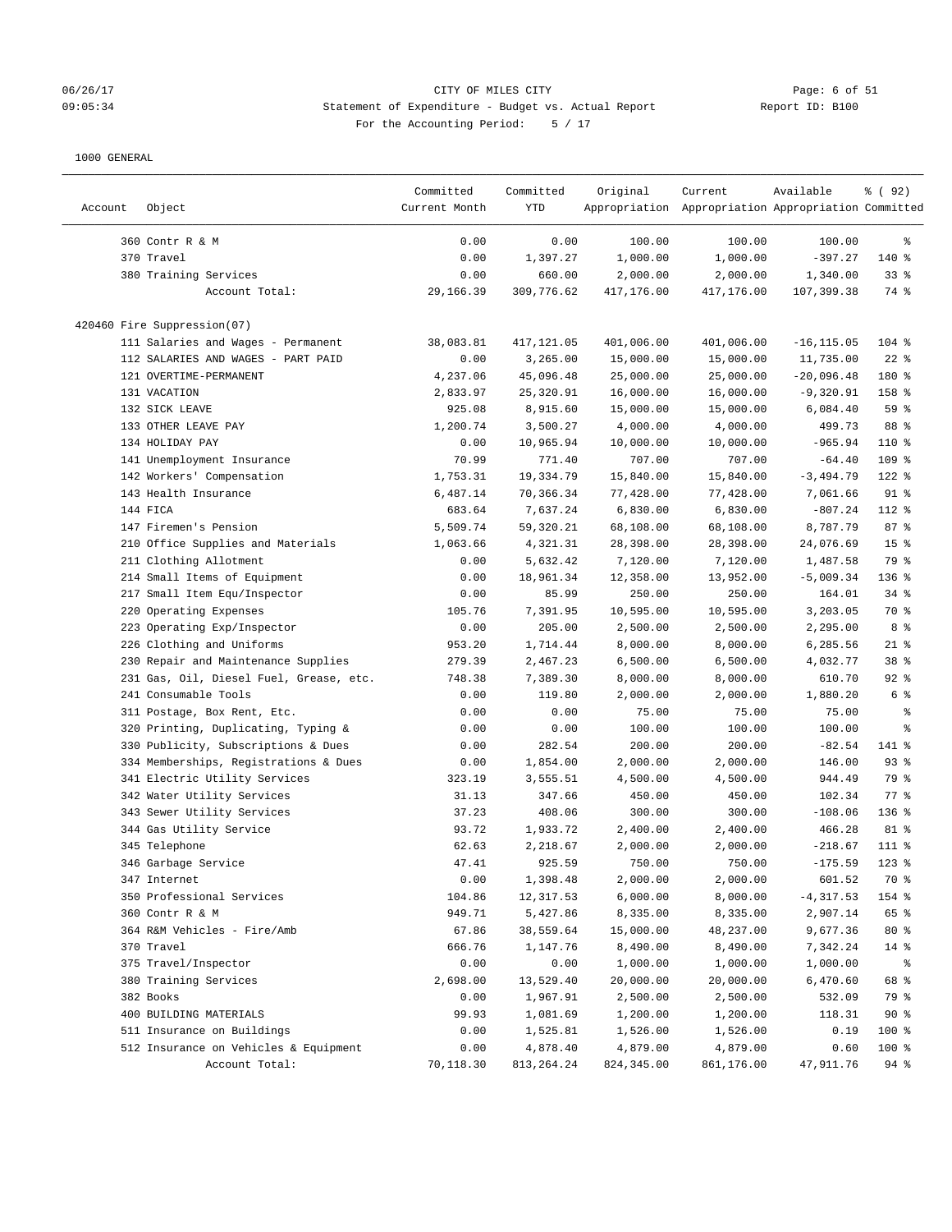CITY OF MILES CITY
Statement of Expenditure - Budget vs. Actual Report
For the Accounting Period: 5 / 17

1000 GENERAL

| Account | Object | Committed Current Month | Committed YTD | Original Appropriation | Current Appropriation | Available Appropriation | % ( 92) Committed |
|---|---|---|---|---|---|---|---|
| | 360 Contr R & M | 0.00 | 0.00 | 100.00 | 100.00 | 100.00 | % |
| | 370 Travel | 0.00 | 1,397.27 | 1,000.00 | 1,000.00 | -397.27 | 140 % |
| | 380 Training Services | 0.00 | 660.00 | 2,000.00 | 2,000.00 | 1,340.00 | 33 % |
| | Account Total: | 29,166.39 | 309,776.62 | 417,176.00 | 417,176.00 | 107,399.38 | 74 % |
| 420460 Fire Suppression(07) | | | | | | | |
| | 111 Salaries and Wages - Permanent | 38,083.81 | 417,121.05 | 401,006.00 | 401,006.00 | -16,115.05 | 104 % |
| | 112 SALARIES AND WAGES - PART PAID | 0.00 | 3,265.00 | 15,000.00 | 15,000.00 | 11,735.00 | 22 % |
| | 121 OVERTIME-PERMANENT | 4,237.06 | 45,096.48 | 25,000.00 | 25,000.00 | -20,096.48 | 180 % |
| | 131 VACATION | 2,833.97 | 25,320.91 | 16,000.00 | 16,000.00 | -9,320.91 | 158 % |
| | 132 SICK LEAVE | 925.08 | 8,915.60 | 15,000.00 | 15,000.00 | 6,084.40 | 59 % |
| | 133 OTHER LEAVE PAY | 1,200.74 | 3,500.27 | 4,000.00 | 4,000.00 | 499.73 | 88 % |
| | 134 HOLIDAY PAY | 0.00 | 10,965.94 | 10,000.00 | 10,000.00 | -965.94 | 110 % |
| | 141 Unemployment Insurance | 70.99 | 771.40 | 707.00 | 707.00 | -64.40 | 109 % |
| | 142 Workers' Compensation | 1,753.31 | 19,334.79 | 15,840.00 | 15,840.00 | -3,494.79 | 122 % |
| | 143 Health Insurance | 6,487.14 | 70,366.34 | 77,428.00 | 77,428.00 | 7,061.66 | 91 % |
| | 144 FICA | 683.64 | 7,637.24 | 6,830.00 | 6,830.00 | -807.24 | 112 % |
| | 147 Firemen's Pension | 5,509.74 | 59,320.21 | 68,108.00 | 68,108.00 | 8,787.79 | 87 % |
| | 210 Office Supplies and Materials | 1,063.66 | 4,321.31 | 28,398.00 | 28,398.00 | 24,076.69 | 15 % |
| | 211 Clothing Allotment | 0.00 | 5,632.42 | 7,120.00 | 7,120.00 | 1,487.58 | 79 % |
| | 214 Small Items of Equipment | 0.00 | 18,961.34 | 12,358.00 | 13,952.00 | -5,009.34 | 136 % |
| | 217 Small Item Equ/Inspector | 0.00 | 85.99 | 250.00 | 250.00 | 164.01 | 34 % |
| | 220 Operating Expenses | 105.76 | 7,391.95 | 10,595.00 | 10,595.00 | 3,203.05 | 70 % |
| | 223 Operating Exp/Inspector | 0.00 | 205.00 | 2,500.00 | 2,500.00 | 2,295.00 | 8 % |
| | 226 Clothing and Uniforms | 953.20 | 1,714.44 | 8,000.00 | 8,000.00 | 6,285.56 | 21 % |
| | 230 Repair and Maintenance Supplies | 279.39 | 2,467.23 | 6,500.00 | 6,500.00 | 4,032.77 | 38 % |
| | 231 Gas, Oil, Diesel Fuel, Grease, etc. | 748.38 | 7,389.30 | 8,000.00 | 8,000.00 | 610.70 | 92 % |
| | 241 Consumable Tools | 0.00 | 119.80 | 2,000.00 | 2,000.00 | 1,880.20 | 6 % |
| | 311 Postage, Box Rent, Etc. | 0.00 | 0.00 | 75.00 | 75.00 | 75.00 | % |
| | 320 Printing, Duplicating, Typing & | 0.00 | 0.00 | 100.00 | 100.00 | 100.00 | % |
| | 330 Publicity, Subscriptions & Dues | 0.00 | 282.54 | 200.00 | 200.00 | -82.54 | 141 % |
| | 334 Memberships, Registrations & Dues | 0.00 | 1,854.00 | 2,000.00 | 2,000.00 | 146.00 | 93 % |
| | 341 Electric Utility Services | 323.19 | 3,555.51 | 4,500.00 | 4,500.00 | 944.49 | 79 % |
| | 342 Water Utility Services | 31.13 | 347.66 | 450.00 | 450.00 | 102.34 | 77 % |
| | 343 Sewer Utility Services | 37.23 | 408.06 | 300.00 | 300.00 | -108.06 | 136 % |
| | 344 Gas Utility Service | 93.72 | 1,933.72 | 2,400.00 | 2,400.00 | 466.28 | 81 % |
| | 345 Telephone | 62.63 | 2,218.67 | 2,000.00 | 2,000.00 | -218.67 | 111 % |
| | 346 Garbage Service | 47.41 | 925.59 | 750.00 | 750.00 | -175.59 | 123 % |
| | 347 Internet | 0.00 | 1,398.48 | 2,000.00 | 2,000.00 | 601.52 | 70 % |
| | 350 Professional Services | 104.86 | 12,317.53 | 6,000.00 | 8,000.00 | -4,317.53 | 154 % |
| | 360 Contr R & M | 949.71 | 5,427.86 | 8,335.00 | 8,335.00 | 2,907.14 | 65 % |
| | 364 R&M Vehicles - Fire/Amb | 67.86 | 38,559.64 | 15,000.00 | 48,237.00 | 9,677.36 | 80 % |
| | 370 Travel | 666.76 | 1,147.76 | 8,490.00 | 8,490.00 | 7,342.24 | 14 % |
| | 375 Travel/Inspector | 0.00 | 0.00 | 1,000.00 | 1,000.00 | 1,000.00 | % |
| | 380 Training Services | 2,698.00 | 13,529.40 | 20,000.00 | 20,000.00 | 6,470.60 | 68 % |
| | 382 Books | 0.00 | 1,967.91 | 2,500.00 | 2,500.00 | 532.09 | 79 % |
| | 400 BUILDING MATERIALS | 99.93 | 1,081.69 | 1,200.00 | 1,200.00 | 118.31 | 90 % |
| | 511 Insurance on Buildings | 0.00 | 1,525.81 | 1,526.00 | 1,526.00 | 0.19 | 100 % |
| | 512 Insurance on Vehicles & Equipment | 0.00 | 4,878.40 | 4,879.00 | 4,879.00 | 0.60 | 100 % |
| | Account Total: | 70,118.30 | 813,264.24 | 824,345.00 | 861,176.00 | 47,911.76 | 94 % |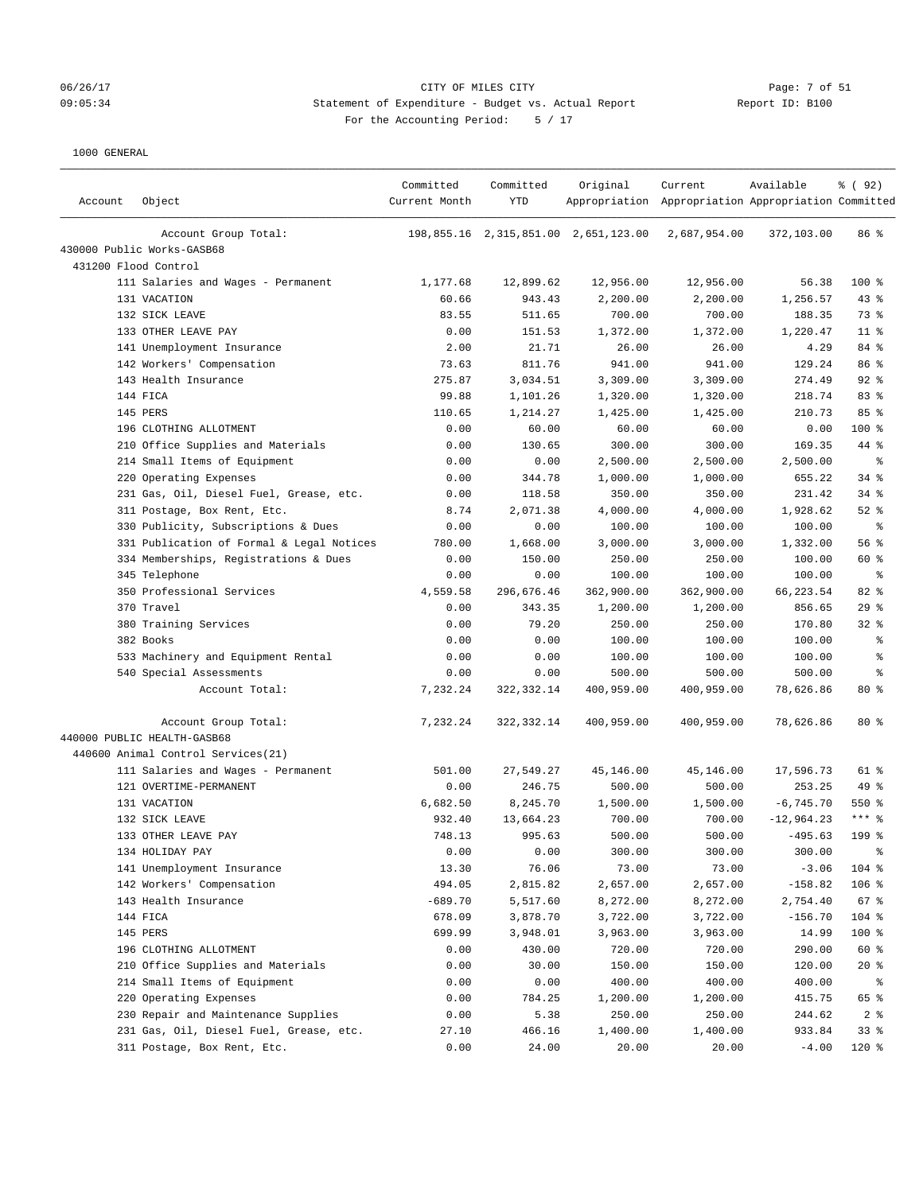CITY OF MILES CITY
Statement of Expenditure - Budget vs. Actual Report
For the Accounting Period: 5 / 17

1000 GENERAL

| Account | Object | Committed Current Month | Committed YTD | Original Appropriation | Current Appropriation | Available Appropriation | % ( 92) Committed |
|---|---|---|---|---|---|---|---|
| | Account Group Total: | 198,855.16 | 2,315,851.00 | 2,651,123.00 | 2,687,954.00 | 372,103.00 | 86 % |
| 430000 Public Works-GASB68 | | | | | | | |
| 431200 Flood Control | | | | | | | |
| | 111 Salaries and Wages - Permanent | 1,177.68 | 12,899.62 | 12,956.00 | 12,956.00 | 56.38 | 100 % |
| | 131 VACATION | 60.66 | 943.43 | 2,200.00 | 2,200.00 | 1,256.57 | 43 % |
| | 132 SICK LEAVE | 83.55 | 511.65 | 700.00 | 700.00 | 188.35 | 73 % |
| | 133 OTHER LEAVE PAY | 0.00 | 151.53 | 1,372.00 | 1,372.00 | 1,220.47 | 11 % |
| | 141 Unemployment Insurance | 2.00 | 21.71 | 26.00 | 26.00 | 4.29 | 84 % |
| | 142 Workers' Compensation | 73.63 | 811.76 | 941.00 | 941.00 | 129.24 | 86 % |
| | 143 Health Insurance | 275.87 | 3,034.51 | 3,309.00 | 3,309.00 | 274.49 | 92 % |
| | 144 FICA | 99.88 | 1,101.26 | 1,320.00 | 1,320.00 | 218.74 | 83 % |
| | 145 PERS | 110.65 | 1,214.27 | 1,425.00 | 1,425.00 | 210.73 | 85 % |
| | 196 CLOTHING ALLOTMENT | 0.00 | 60.00 | 60.00 | 60.00 | 0.00 | 100 % |
| | 210 Office Supplies and Materials | 0.00 | 130.65 | 300.00 | 300.00 | 169.35 | 44 % |
| | 214 Small Items of Equipment | 0.00 | 0.00 | 2,500.00 | 2,500.00 | 2,500.00 | % |
| | 220 Operating Expenses | 0.00 | 344.78 | 1,000.00 | 1,000.00 | 655.22 | 34 % |
| | 231 Gas, Oil, Diesel Fuel, Grease, etc. | 0.00 | 118.58 | 350.00 | 350.00 | 231.42 | 34 % |
| | 311 Postage, Box Rent, Etc. | 8.74 | 2,071.38 | 4,000.00 | 4,000.00 | 1,928.62 | 52 % |
| | 330 Publicity, Subscriptions & Dues | 0.00 | 0.00 | 100.00 | 100.00 | 100.00 | % |
| | 331 Publication of Formal & Legal Notices | 780.00 | 1,668.00 | 3,000.00 | 3,000.00 | 1,332.00 | 56 % |
| | 334 Memberships, Registrations & Dues | 0.00 | 150.00 | 250.00 | 250.00 | 100.00 | 60 % |
| | 345 Telephone | 0.00 | 0.00 | 100.00 | 100.00 | 100.00 | % |
| | 350 Professional Services | 4,559.58 | 296,676.46 | 362,900.00 | 362,900.00 | 66,223.54 | 82 % |
| | 370 Travel | 0.00 | 343.35 | 1,200.00 | 1,200.00 | 856.65 | 29 % |
| | 380 Training Services | 0.00 | 79.20 | 250.00 | 250.00 | 170.80 | 32 % |
| | 382 Books | 0.00 | 0.00 | 100.00 | 100.00 | 100.00 | % |
| | 533 Machinery and Equipment Rental | 0.00 | 0.00 | 100.00 | 100.00 | 100.00 | % |
| | 540 Special Assessments | 0.00 | 0.00 | 500.00 | 500.00 | 500.00 | % |
| | Account Total: | 7,232.24 | 322,332.14 | 400,959.00 | 400,959.00 | 78,626.86 | 80 % |
| | Account Group Total: | 7,232.24 | 322,332.14 | 400,959.00 | 400,959.00 | 78,626.86 | 80 % |
| 440000 PUBLIC HEALTH-GASB68 | | | | | | | |
| 440600 Animal Control Services(21) | | | | | | | |
| | 111 Salaries and Wages - Permanent | 501.00 | 27,549.27 | 45,146.00 | 45,146.00 | 17,596.73 | 61 % |
| | 121 OVERTIME-PERMANENT | 0.00 | 246.75 | 500.00 | 500.00 | 253.25 | 49 % |
| | 131 VACATION | 6,682.50 | 8,245.70 | 1,500.00 | 1,500.00 | -6,745.70 | 550 % |
| | 132 SICK LEAVE | 932.40 | 13,664.23 | 700.00 | 700.00 | -12,964.23 | *** % |
| | 133 OTHER LEAVE PAY | 748.13 | 995.63 | 500.00 | 500.00 | -495.63 | 199 % |
| | 134 HOLIDAY PAY | 0.00 | 0.00 | 300.00 | 300.00 | 300.00 | % |
| | 141 Unemployment Insurance | 13.30 | 76.06 | 73.00 | 73.00 | -3.06 | 104 % |
| | 142 Workers' Compensation | 494.05 | 2,815.82 | 2,657.00 | 2,657.00 | -158.82 | 106 % |
| | 143 Health Insurance | -689.70 | 5,517.60 | 8,272.00 | 8,272.00 | 2,754.40 | 67 % |
| | 144 FICA | 678.09 | 3,878.70 | 3,722.00 | 3,722.00 | -156.70 | 104 % |
| | 145 PERS | 699.99 | 3,948.01 | 3,963.00 | 3,963.00 | 14.99 | 100 % |
| | 196 CLOTHING ALLOTMENT | 0.00 | 430.00 | 720.00 | 720.00 | 290.00 | 60 % |
| | 210 Office Supplies and Materials | 0.00 | 30.00 | 150.00 | 150.00 | 120.00 | 20 % |
| | 214 Small Items of Equipment | 0.00 | 0.00 | 400.00 | 400.00 | 400.00 | % |
| | 220 Operating Expenses | 0.00 | 784.25 | 1,200.00 | 1,200.00 | 415.75 | 65 % |
| | 230 Repair and Maintenance Supplies | 0.00 | 5.38 | 250.00 | 250.00 | 244.62 | 2 % |
| | 231 Gas, Oil, Diesel Fuel, Grease, etc. | 27.10 | 466.16 | 1,400.00 | 1,400.00 | 933.84 | 33 % |
| | 311 Postage, Box Rent, Etc. | 0.00 | 24.00 | 20.00 | 20.00 | -4.00 | 120 % |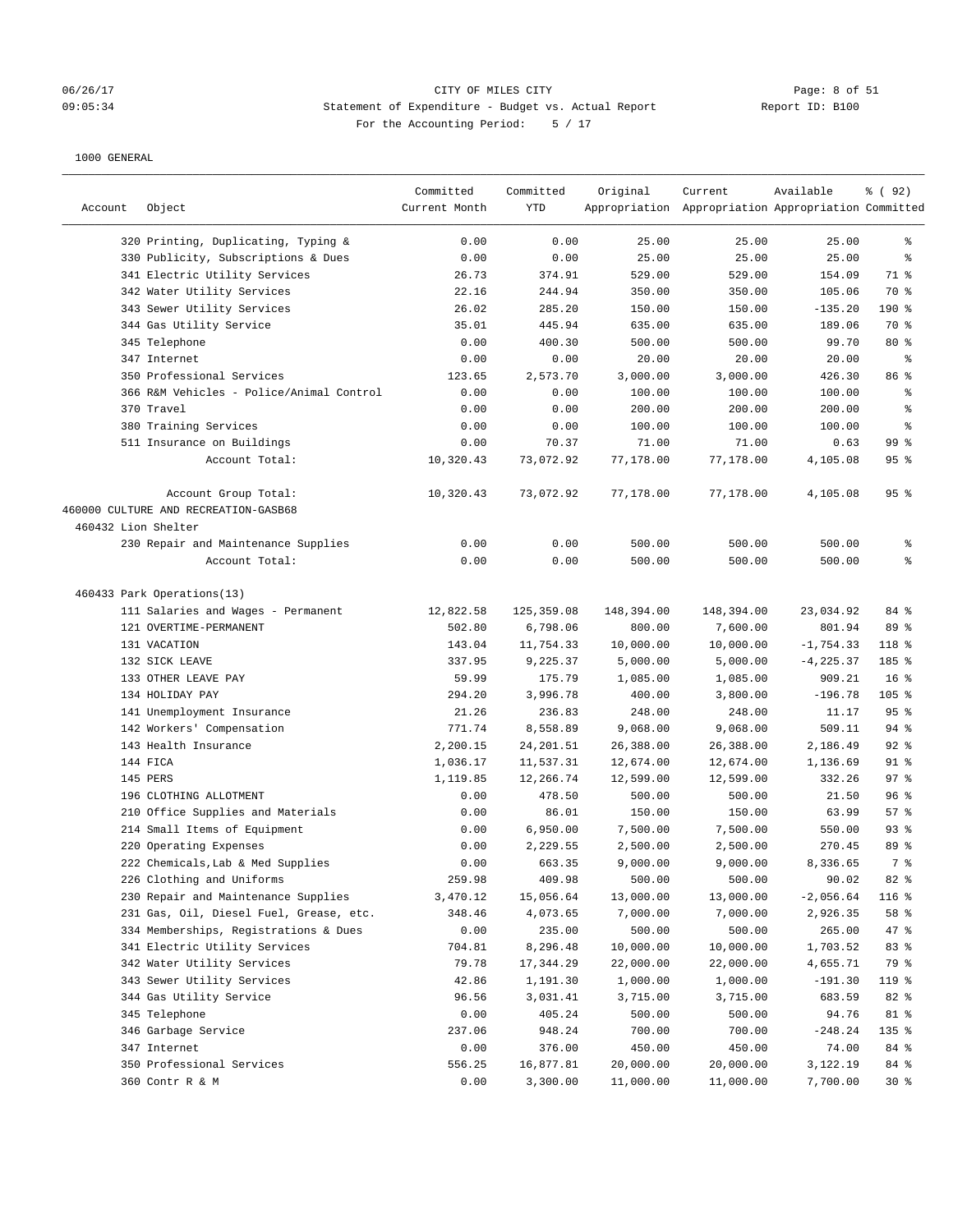CITY OF MILES CITY
Statement of Expenditure - Budget vs. Actual Report
For the Accounting Period: 5 / 17

1000 GENERAL

| Account | Object | Committed Current Month | Committed YTD | Original Appropriation | Current Appropriation | Available Appropriation | % ( 92) Committed |
|---|---|---|---|---|---|---|---|
| | 320 Printing, Duplicating, Typing & | 0.00 | 0.00 | 25.00 | 25.00 | 25.00 | % |
| | 330 Publicity, Subscriptions & Dues | 0.00 | 0.00 | 25.00 | 25.00 | 25.00 | % |
| | 341 Electric Utility Services | 26.73 | 374.91 | 529.00 | 529.00 | 154.09 | 71 % |
| | 342 Water Utility Services | 22.16 | 244.94 | 350.00 | 350.00 | 105.06 | 70 % |
| | 343 Sewer Utility Services | 26.02 | 285.20 | 150.00 | 150.00 | -135.20 | 190 % |
| | 344 Gas Utility Service | 35.01 | 445.94 | 635.00 | 635.00 | 189.06 | 70 % |
| | 345 Telephone | 0.00 | 400.30 | 500.00 | 500.00 | 99.70 | 80 % |
| | 347 Internet | 0.00 | 0.00 | 20.00 | 20.00 | 20.00 | % |
| | 350 Professional Services | 123.65 | 2,573.70 | 3,000.00 | 3,000.00 | 426.30 | 86 % |
| | 366 R&M Vehicles - Police/Animal Control | 0.00 | 0.00 | 100.00 | 100.00 | 100.00 | % |
| | 370 Travel | 0.00 | 0.00 | 200.00 | 200.00 | 200.00 | % |
| | 380 Training Services | 0.00 | 0.00 | 100.00 | 100.00 | 100.00 | % |
| | 511 Insurance on Buildings | 0.00 | 70.37 | 71.00 | 71.00 | 0.63 | 99 % |
| | Account Total: | 10,320.43 | 73,072.92 | 77,178.00 | 77,178.00 | 4,105.08 | 95 % |
| | Account Group Total: | 10,320.43 | 73,072.92 | 77,178.00 | 77,178.00 | 4,105.08 | 95 % |
| 460000 CULTURE AND RECREATION-GASB68 | | | | | | | |
| 460432 Lion Shelter | | | | | | | |
| | 230 Repair and Maintenance Supplies | 0.00 | 0.00 | 500.00 | 500.00 | 500.00 | % |
| | Account Total: | 0.00 | 0.00 | 500.00 | 500.00 | 500.00 | % |
| 460433 Park Operations(13) | | | | | | | |
| | 111 Salaries and Wages - Permanent | 12,822.58 | 125,359.08 | 148,394.00 | 148,394.00 | 23,034.92 | 84 % |
| | 121 OVERTIME-PERMANENT | 502.80 | 6,798.06 | 800.00 | 7,600.00 | 801.94 | 89 % |
| | 131 VACATION | 143.04 | 11,754.33 | 10,000.00 | 10,000.00 | -1,754.33 | 118 % |
| | 132 SICK LEAVE | 337.95 | 9,225.37 | 5,000.00 | 5,000.00 | -4,225.37 | 185 % |
| | 133 OTHER LEAVE PAY | 59.99 | 175.79 | 1,085.00 | 1,085.00 | 909.21 | 16 % |
| | 134 HOLIDAY PAY | 294.20 | 3,996.78 | 400.00 | 3,800.00 | -196.78 | 105 % |
| | 141 Unemployment Insurance | 21.26 | 236.83 | 248.00 | 248.00 | 11.17 | 95 % |
| | 142 Workers' Compensation | 771.74 | 8,558.89 | 9,068.00 | 9,068.00 | 509.11 | 94 % |
| | 143 Health Insurance | 2,200.15 | 24,201.51 | 26,388.00 | 26,388.00 | 2,186.49 | 92 % |
| | 144 FICA | 1,036.17 | 11,537.31 | 12,674.00 | 12,674.00 | 1,136.69 | 91 % |
| | 145 PERS | 1,119.85 | 12,266.74 | 12,599.00 | 12,599.00 | 332.26 | 97 % |
| | 196 CLOTHING ALLOTMENT | 0.00 | 478.50 | 500.00 | 500.00 | 21.50 | 96 % |
| | 210 Office Supplies and Materials | 0.00 | 86.01 | 150.00 | 150.00 | 63.99 | 57 % |
| | 214 Small Items of Equipment | 0.00 | 6,950.00 | 7,500.00 | 7,500.00 | 550.00 | 93 % |
| | 220 Operating Expenses | 0.00 | 2,229.55 | 2,500.00 | 2,500.00 | 270.45 | 89 % |
| | 222 Chemicals,Lab & Med Supplies | 0.00 | 663.35 | 9,000.00 | 9,000.00 | 8,336.65 | 7 % |
| | 226 Clothing and Uniforms | 259.98 | 409.98 | 500.00 | 500.00 | 90.02 | 82 % |
| | 230 Repair and Maintenance Supplies | 3,470.12 | 15,056.64 | 13,000.00 | 13,000.00 | -2,056.64 | 116 % |
| | 231 Gas, Oil, Diesel Fuel, Grease, etc. | 348.46 | 4,073.65 | 7,000.00 | 7,000.00 | 2,926.35 | 58 % |
| | 334 Memberships, Registrations & Dues | 0.00 | 235.00 | 500.00 | 500.00 | 265.00 | 47 % |
| | 341 Electric Utility Services | 704.81 | 8,296.48 | 10,000.00 | 10,000.00 | 1,703.52 | 83 % |
| | 342 Water Utility Services | 79.78 | 17,344.29 | 22,000.00 | 22,000.00 | 4,655.71 | 79 % |
| | 343 Sewer Utility Services | 42.86 | 1,191.30 | 1,000.00 | 1,000.00 | -191.30 | 119 % |
| | 344 Gas Utility Service | 96.56 | 3,031.41 | 3,715.00 | 3,715.00 | 683.59 | 82 % |
| | 345 Telephone | 0.00 | 405.24 | 500.00 | 500.00 | 94.76 | 81 % |
| | 346 Garbage Service | 237.06 | 948.24 | 700.00 | 700.00 | -248.24 | 135 % |
| | 347 Internet | 0.00 | 376.00 | 450.00 | 450.00 | 74.00 | 84 % |
| | 350 Professional Services | 556.25 | 16,877.81 | 20,000.00 | 20,000.00 | 3,122.19 | 84 % |
| | 360 Contr R & M | 0.00 | 3,300.00 | 11,000.00 | 11,000.00 | 7,700.00 | 30 % |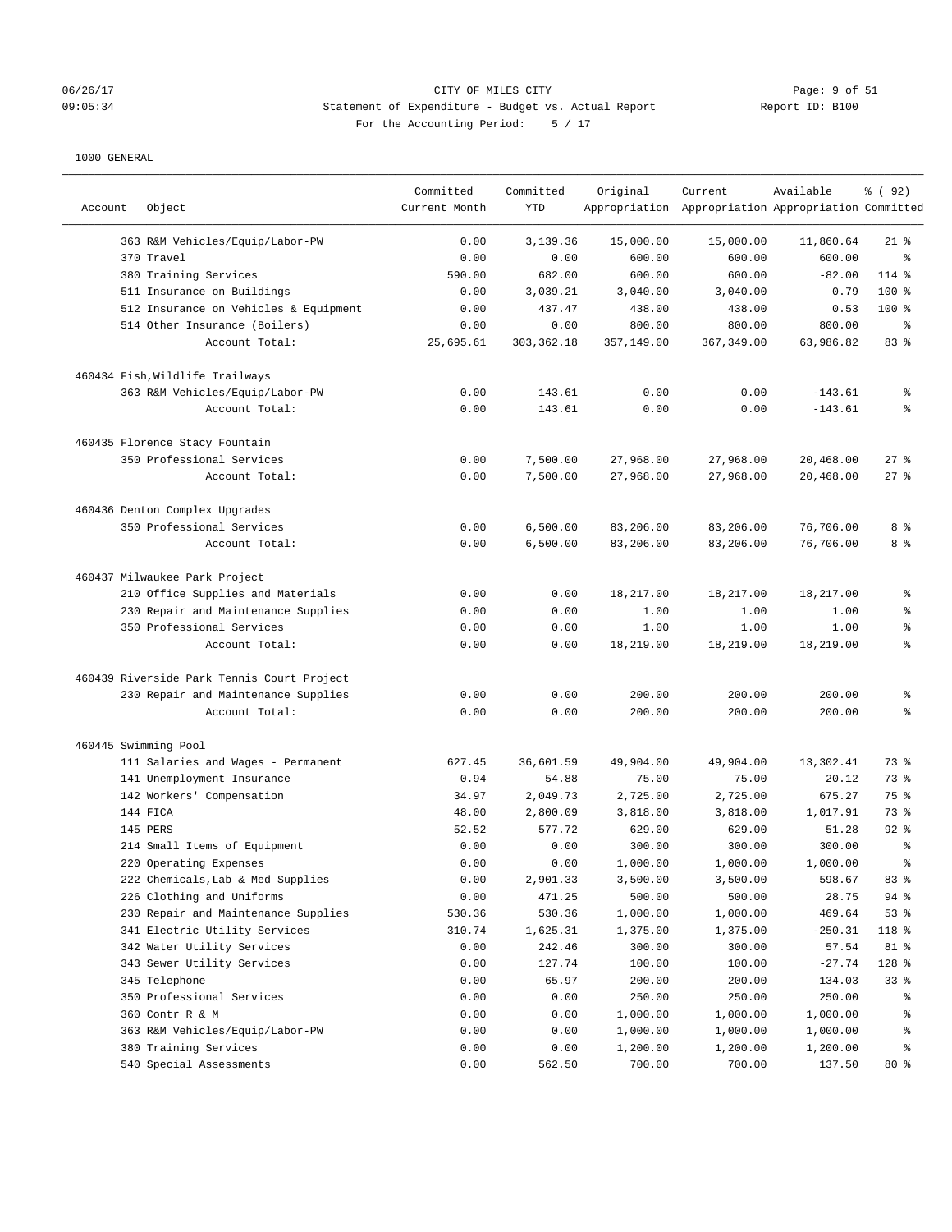CITY OF MILES CITY

Statement of Expenditure - Budget vs. Actual Report

For the Accounting Period: 5 / 17

1000 GENERAL

| Account | Object | Committed Current Month | Committed YTD | Original Appropriation | Current Appropriation | Available Appropriation | % ( 92) Committed |
|---|---|---|---|---|---|---|---|
| | 363 R&M Vehicles/Equip/Labor-PW | 0.00 | 3,139.36 | 15,000.00 | 15,000.00 | 11,860.64 | 21 % |
| | 370 Travel | 0.00 | 0.00 | 600.00 | 600.00 | 600.00 | % |
| | 380 Training Services | 590.00 | 682.00 | 600.00 | 600.00 | -82.00 | 114 % |
| | 511 Insurance on Buildings | 0.00 | 3,039.21 | 3,040.00 | 3,040.00 | 0.79 | 100 % |
| | 512 Insurance on Vehicles & Equipment | 0.00 | 437.47 | 438.00 | 438.00 | 0.53 | 100 % |
| | 514 Other Insurance (Boilers) | 0.00 | 0.00 | 800.00 | 800.00 | 800.00 | % |
| | Account Total: | 25,695.61 | 303,362.18 | 357,149.00 | 367,349.00 | 63,986.82 | 83 % |
| 460434 Fish,Wildlife Trailways | | | | | | | |
| | 363 R&M Vehicles/Equip/Labor-PW | 0.00 | 143.61 | 0.00 | 0.00 | -143.61 | % |
| | Account Total: | 0.00 | 143.61 | 0.00 | 0.00 | -143.61 | % |
| 460435 Florence Stacy Fountain | | | | | | | |
| | 350 Professional Services | 0.00 | 7,500.00 | 27,968.00 | 27,968.00 | 20,468.00 | 27 % |
| | Account Total: | 0.00 | 7,500.00 | 27,968.00 | 27,968.00 | 20,468.00 | 27 % |
| 460436 Denton Complex Upgrades | | | | | | | |
| | 350 Professional Services | 0.00 | 6,500.00 | 83,206.00 | 83,206.00 | 76,706.00 | 8 % |
| | Account Total: | 0.00 | 6,500.00 | 83,206.00 | 83,206.00 | 76,706.00 | 8 % |
| 460437 Milwaukee Park Project | | | | | | | |
| | 210 Office Supplies and Materials | 0.00 | 0.00 | 18,217.00 | 18,217.00 | 18,217.00 | % |
| | 230 Repair and Maintenance Supplies | 0.00 | 0.00 | 1.00 | 1.00 | 1.00 | % |
| | 350 Professional Services | 0.00 | 0.00 | 1.00 | 1.00 | 1.00 | % |
| | Account Total: | 0.00 | 0.00 | 18,219.00 | 18,219.00 | 18,219.00 | % |
| 460439 Riverside Park Tennis Court Project | | | | | | | |
| | 230 Repair and Maintenance Supplies | 0.00 | 0.00 | 200.00 | 200.00 | 200.00 | % |
| | Account Total: | 0.00 | 0.00 | 200.00 | 200.00 | 200.00 | % |
| 460445 Swimming Pool | | | | | | | |
| | 111 Salaries and Wages - Permanent | 627.45 | 36,601.59 | 49,904.00 | 49,904.00 | 13,302.41 | 73 % |
| | 141 Unemployment Insurance | 0.94 | 54.88 | 75.00 | 75.00 | 20.12 | 73 % |
| | 142 Workers' Compensation | 34.97 | 2,049.73 | 2,725.00 | 2,725.00 | 675.27 | 75 % |
| | 144 FICA | 48.00 | 2,800.09 | 3,818.00 | 3,818.00 | 1,017.91 | 73 % |
| | 145 PERS | 52.52 | 577.72 | 629.00 | 629.00 | 51.28 | 92 % |
| | 214 Small Items of Equipment | 0.00 | 0.00 | 300.00 | 300.00 | 300.00 | % |
| | 220 Operating Expenses | 0.00 | 0.00 | 1,000.00 | 1,000.00 | 1,000.00 | % |
| | 222 Chemicals,Lab & Med Supplies | 0.00 | 2,901.33 | 3,500.00 | 3,500.00 | 598.67 | 83 % |
| | 226 Clothing and Uniforms | 0.00 | 471.25 | 500.00 | 500.00 | 28.75 | 94 % |
| | 230 Repair and Maintenance Supplies | 530.36 | 530.36 | 1,000.00 | 1,000.00 | 469.64 | 53 % |
| | 341 Electric Utility Services | 310.74 | 1,625.31 | 1,375.00 | 1,375.00 | -250.31 | 118 % |
| | 342 Water Utility Services | 0.00 | 242.46 | 300.00 | 300.00 | 57.54 | 81 % |
| | 343 Sewer Utility Services | 0.00 | 127.74 | 100.00 | 100.00 | -27.74 | 128 % |
| | 345 Telephone | 0.00 | 65.97 | 200.00 | 200.00 | 134.03 | 33 % |
| | 350 Professional Services | 0.00 | 0.00 | 250.00 | 250.00 | 250.00 | % |
| | 360 Contr R & M | 0.00 | 0.00 | 1,000.00 | 1,000.00 | 1,000.00 | % |
| | 363 R&M Vehicles/Equip/Labor-PW | 0.00 | 0.00 | 1,000.00 | 1,000.00 | 1,000.00 | % |
| | 380 Training Services | 0.00 | 0.00 | 1,200.00 | 1,200.00 | 1,200.00 | % |
| | 540 Special Assessments | 0.00 | 562.50 | 700.00 | 700.00 | 137.50 | 80 % |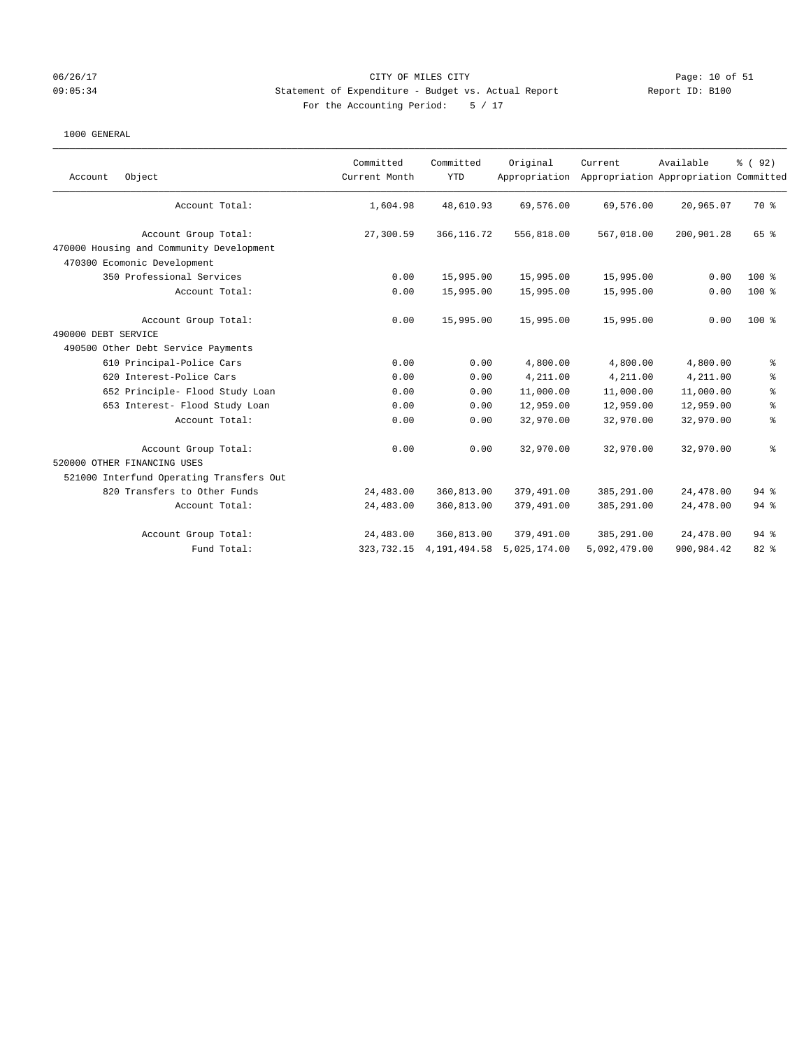CITY OF MILES CITY

Statement of Expenditure - Budget vs. Actual Report

Report ID: B100

For the Accounting Period: 5 / 17

1000 GENERAL

| Account Object | Committed Current Month | Committed YTD | Original Appropriation | Current Appropriation | Available Appropriation | % ( 92) Committed |
|---|---|---|---|---|---|---|
| Account Total: | 1,604.98 | 48,610.93 | 69,576.00 | 69,576.00 | 20,965.07 | 70 % |
| Account Group Total: | 27,300.59 | 366,116.72 | 556,818.00 | 567,018.00 | 200,901.28 | 65 % |
| 470000 Housing and Community Development | | | | | | |
| 470300 Ecomonic Development | | | | | | |
| 350 Professional Services | 0.00 | 15,995.00 | 15,995.00 | 15,995.00 | 0.00 | 100 % |
| Account Total: | 0.00 | 15,995.00 | 15,995.00 | 15,995.00 | 0.00 | 100 % |
| Account Group Total: | 0.00 | 15,995.00 | 15,995.00 | 15,995.00 | 0.00 | 100 % |
| 490000 DEBT SERVICE | | | | | | |
| 490500 Other Debt Service Payments | | | | | | |
| 610 Principal-Police Cars | 0.00 | 0.00 | 4,800.00 | 4,800.00 | 4,800.00 | % |
| 620 Interest-Police Cars | 0.00 | 0.00 | 4,211.00 | 4,211.00 | 4,211.00 | % |
| 652 Principle- Flood Study Loan | 0.00 | 0.00 | 11,000.00 | 11,000.00 | 11,000.00 | % |
| 653 Interest- Flood Study Loan | 0.00 | 0.00 | 12,959.00 | 12,959.00 | 12,959.00 | % |
| Account Total: | 0.00 | 0.00 | 32,970.00 | 32,970.00 | 32,970.00 | % |
| Account Group Total: | 0.00 | 0.00 | 32,970.00 | 32,970.00 | 32,970.00 | % |
| 520000 OTHER FINANCING USES | | | | | | |
| 521000 Interfund Operating Transfers Out | | | | | | |
| 820 Transfers to Other Funds | 24,483.00 | 360,813.00 | 379,491.00 | 385,291.00 | 24,478.00 | 94 % |
| Account Total: | 24,483.00 | 360,813.00 | 379,491.00 | 385,291.00 | 24,478.00 | 94 % |
| Account Group Total: | 24,483.00 | 360,813.00 | 379,491.00 | 385,291.00 | 24,478.00 | 94 % |
| Fund Total: | 323,732.15 | 4,191,494.58 | 5,025,174.00 | 5,092,479.00 | 900,984.42 | 82 % |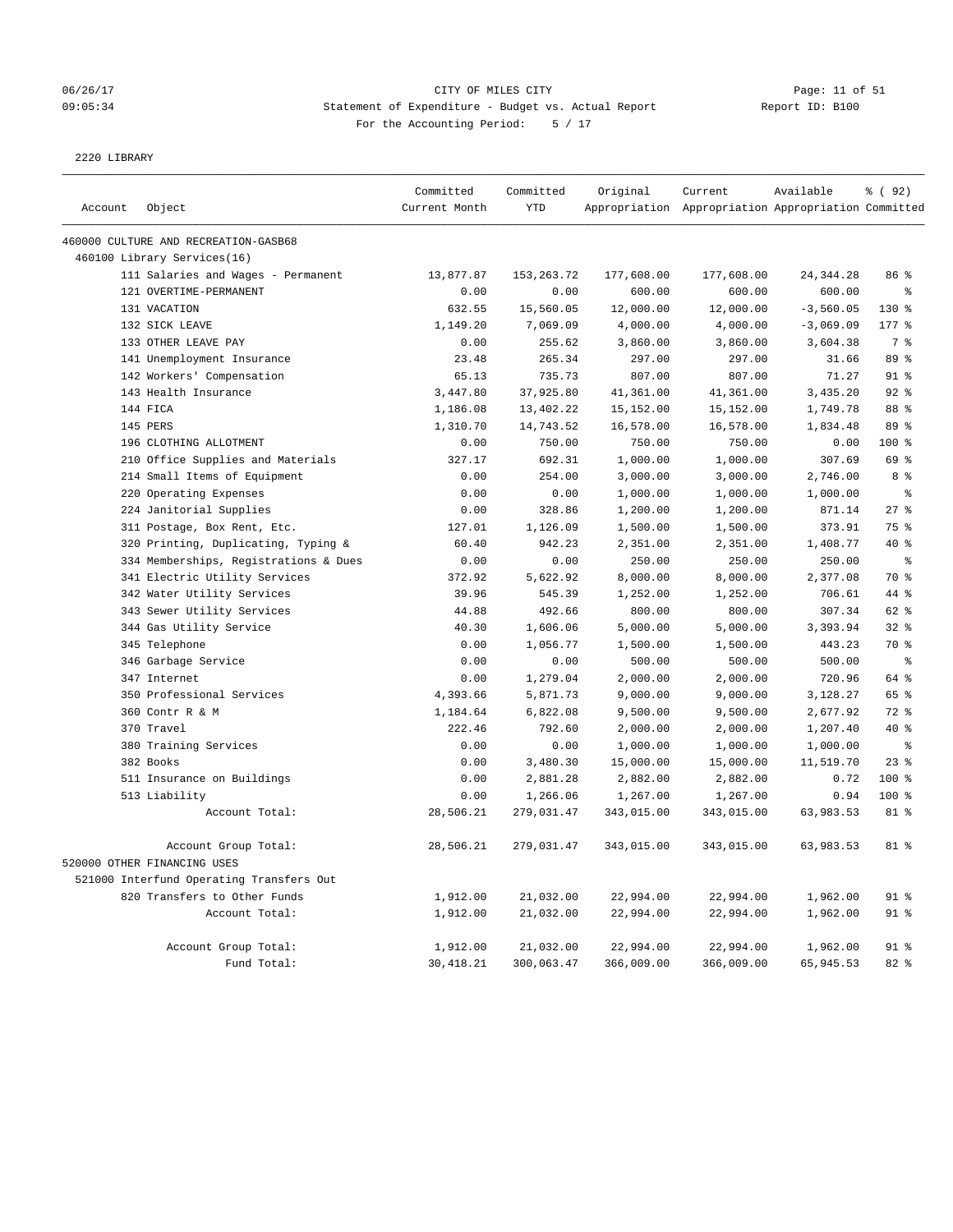CITY OF MILES CITY

Statement of Expenditure - Budget vs. Actual Report

Report ID: B100

For the Accounting Period: 5 / 17

2220 LIBRARY

| Account | Object | Committed Current Month | Committed YTD | Original Appropriation | Current Appropriation | Available Appropriation | % ( 92) Committed |
|---|---|---|---|---|---|---|---|
| 460000 CULTURE AND RECREATION-GASB68 | | | | | | | |
| 460100 Library Services(16) | | | | | | | |
| | 111 Salaries and Wages - Permanent | 13,877.87 | 153,263.72 | 177,608.00 | 177,608.00 | 24,344.28 | 86 % |
| | 121 OVERTIME-PERMANENT | 0.00 | 0.00 | 600.00 | 600.00 | 600.00 | % |
| | 131 VACATION | 632.55 | 15,560.05 | 12,000.00 | 12,000.00 | -3,560.05 | 130 % |
| | 132 SICK LEAVE | 1,149.20 | 7,069.09 | 4,000.00 | 4,000.00 | -3,069.09 | 177 % |
| | 133 OTHER LEAVE PAY | 0.00 | 255.62 | 3,860.00 | 3,860.00 | 3,604.38 | 7 % |
| | 141 Unemployment Insurance | 23.48 | 265.34 | 297.00 | 297.00 | 31.66 | 89 % |
| | 142 Workers' Compensation | 65.13 | 735.73 | 807.00 | 807.00 | 71.27 | 91 % |
| | 143 Health Insurance | 3,447.80 | 37,925.80 | 41,361.00 | 41,361.00 | 3,435.20 | 92 % |
| | 144 FICA | 1,186.08 | 13,402.22 | 15,152.00 | 15,152.00 | 1,749.78 | 88 % |
| | 145 PERS | 1,310.70 | 14,743.52 | 16,578.00 | 16,578.00 | 1,834.48 | 89 % |
| | 196 CLOTHING ALLOTMENT | 0.00 | 750.00 | 750.00 | 750.00 | 0.00 | 100 % |
| | 210 Office Supplies and Materials | 327.17 | 692.31 | 1,000.00 | 1,000.00 | 307.69 | 69 % |
| | 214 Small Items of Equipment | 0.00 | 254.00 | 3,000.00 | 3,000.00 | 2,746.00 | 8 % |
| | 220 Operating Expenses | 0.00 | 0.00 | 1,000.00 | 1,000.00 | 1,000.00 | % |
| | 224 Janitorial Supplies | 0.00 | 328.86 | 1,200.00 | 1,200.00 | 871.14 | 27 % |
| | 311 Postage, Box Rent, Etc. | 127.01 | 1,126.09 | 1,500.00 | 1,500.00 | 373.91 | 75 % |
| | 320 Printing, Duplicating, Typing & | 60.40 | 942.23 | 2,351.00 | 2,351.00 | 1,408.77 | 40 % |
| | 334 Memberships, Registrations & Dues | 0.00 | 0.00 | 250.00 | 250.00 | 250.00 | % |
| | 341 Electric Utility Services | 372.92 | 5,622.92 | 8,000.00 | 8,000.00 | 2,377.08 | 70 % |
| | 342 Water Utility Services | 39.96 | 545.39 | 1,252.00 | 1,252.00 | 706.61 | 44 % |
| | 343 Sewer Utility Services | 44.88 | 492.66 | 800.00 | 800.00 | 307.34 | 62 % |
| | 344 Gas Utility Service | 40.30 | 1,606.06 | 5,000.00 | 5,000.00 | 3,393.94 | 32 % |
| | 345 Telephone | 0.00 | 1,056.77 | 1,500.00 | 1,500.00 | 443.23 | 70 % |
| | 346 Garbage Service | 0.00 | 0.00 | 500.00 | 500.00 | 500.00 | % |
| | 347 Internet | 0.00 | 1,279.04 | 2,000.00 | 2,000.00 | 720.96 | 64 % |
| | 350 Professional Services | 4,393.66 | 5,871.73 | 9,000.00 | 9,000.00 | 3,128.27 | 65 % |
| | 360 Contr R & M | 1,184.64 | 6,822.08 | 9,500.00 | 9,500.00 | 2,677.92 | 72 % |
| | 370 Travel | 222.46 | 792.60 | 2,000.00 | 2,000.00 | 1,207.40 | 40 % |
| | 380 Training Services | 0.00 | 0.00 | 1,000.00 | 1,000.00 | 1,000.00 | % |
| | 382 Books | 0.00 | 3,480.30 | 15,000.00 | 15,000.00 | 11,519.70 | 23 % |
| | 511 Insurance on Buildings | 0.00 | 2,881.28 | 2,882.00 | 2,882.00 | 0.72 | 100 % |
| | 513 Liability | 0.00 | 1,266.06 | 1,267.00 | 1,267.00 | 0.94 | 100 % |
| | Account Total: | 28,506.21 | 279,031.47 | 343,015.00 | 343,015.00 | 63,983.53 | 81 % |
| | Account Group Total: | 28,506.21 | 279,031.47 | 343,015.00 | 343,015.00 | 63,983.53 | 81 % |
| 520000 OTHER FINANCING USES | | | | | | | |
| 521000 Interfund Operating Transfers Out | | | | | | | |
| | 820 Transfers to Other Funds | 1,912.00 | 21,032.00 | 22,994.00 | 22,994.00 | 1,962.00 | 91 % |
| | Account Total: | 1,912.00 | 21,032.00 | 22,994.00 | 22,994.00 | 1,962.00 | 91 % |
| | Account Group Total: | 1,912.00 | 21,032.00 | 22,994.00 | 22,994.00 | 1,962.00 | 91 % |
| | Fund Total: | 30,418.21 | 300,063.47 | 366,009.00 | 366,009.00 | 65,945.53 | 82 % |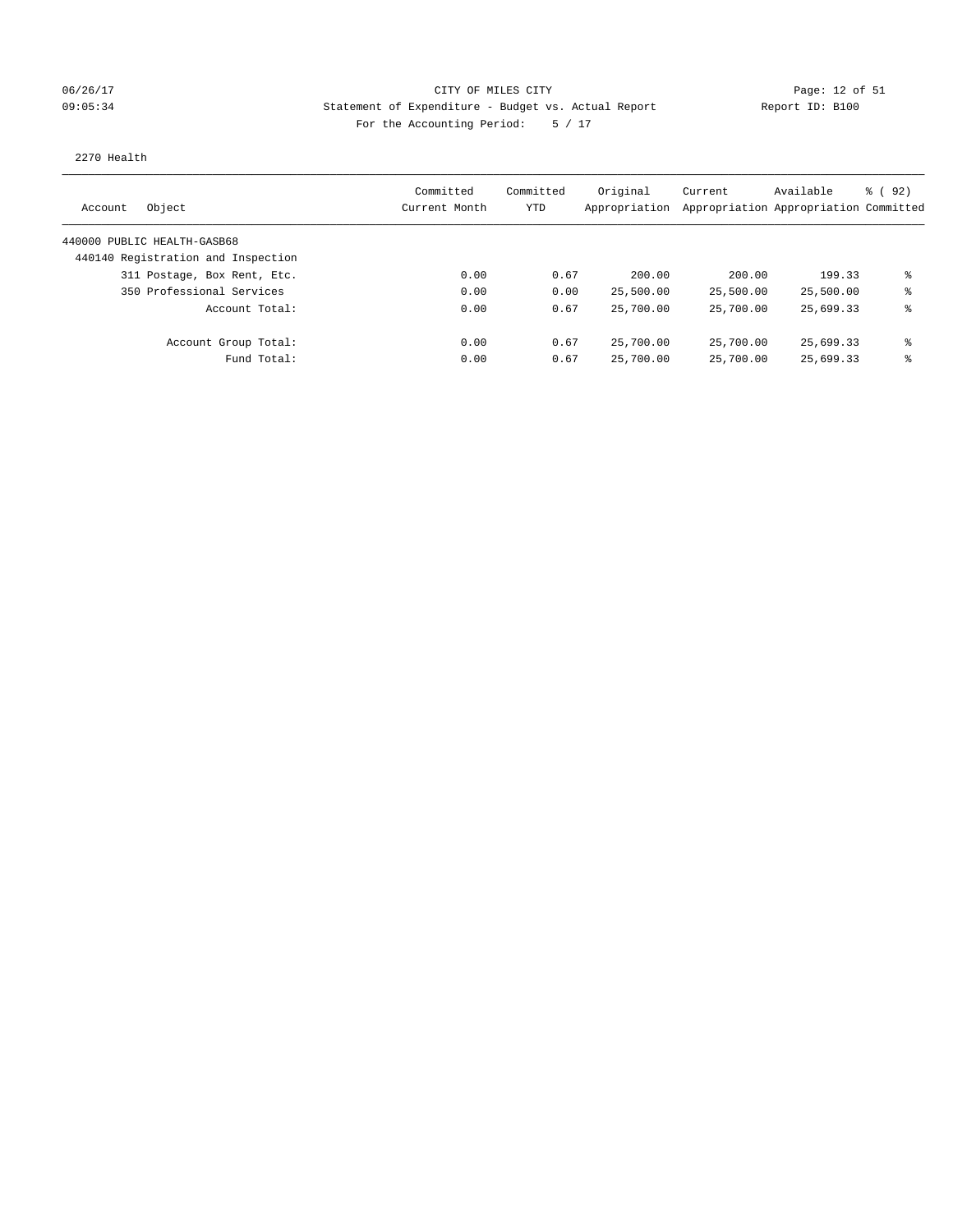CITY OF MILES CITY

Statement of Expenditure - Budget vs. Actual Report

Report ID: B100

06/26/17 09:05:34

For the Accounting Period: 5 / 17

2270 Health

| Account Object | Committed Current Month | Committed YTD | Original Appropriation | Current Appropriation | Available Appropriation | % ( 92) Committed |
|---|---|---|---|---|---|---|
| 440000 PUBLIC HEALTH-GASB68 | | | | | | |
| 440140 Registration and Inspection | | | | | | |
| 311 Postage, Box Rent, Etc. | 0.00 | 0.67 | 200.00 | 200.00 | 199.33 | % |
| 350 Professional Services | 0.00 | 0.00 | 25,500.00 | 25,500.00 | 25,500.00 | % |
| Account Total: | 0.00 | 0.67 | 25,700.00 | 25,700.00 | 25,699.33 | % |
| Account Group Total: | 0.00 | 0.67 | 25,700.00 | 25,700.00 | 25,699.33 | % |
| Fund Total: | 0.00 | 0.67 | 25,700.00 | 25,700.00 | 25,699.33 | % |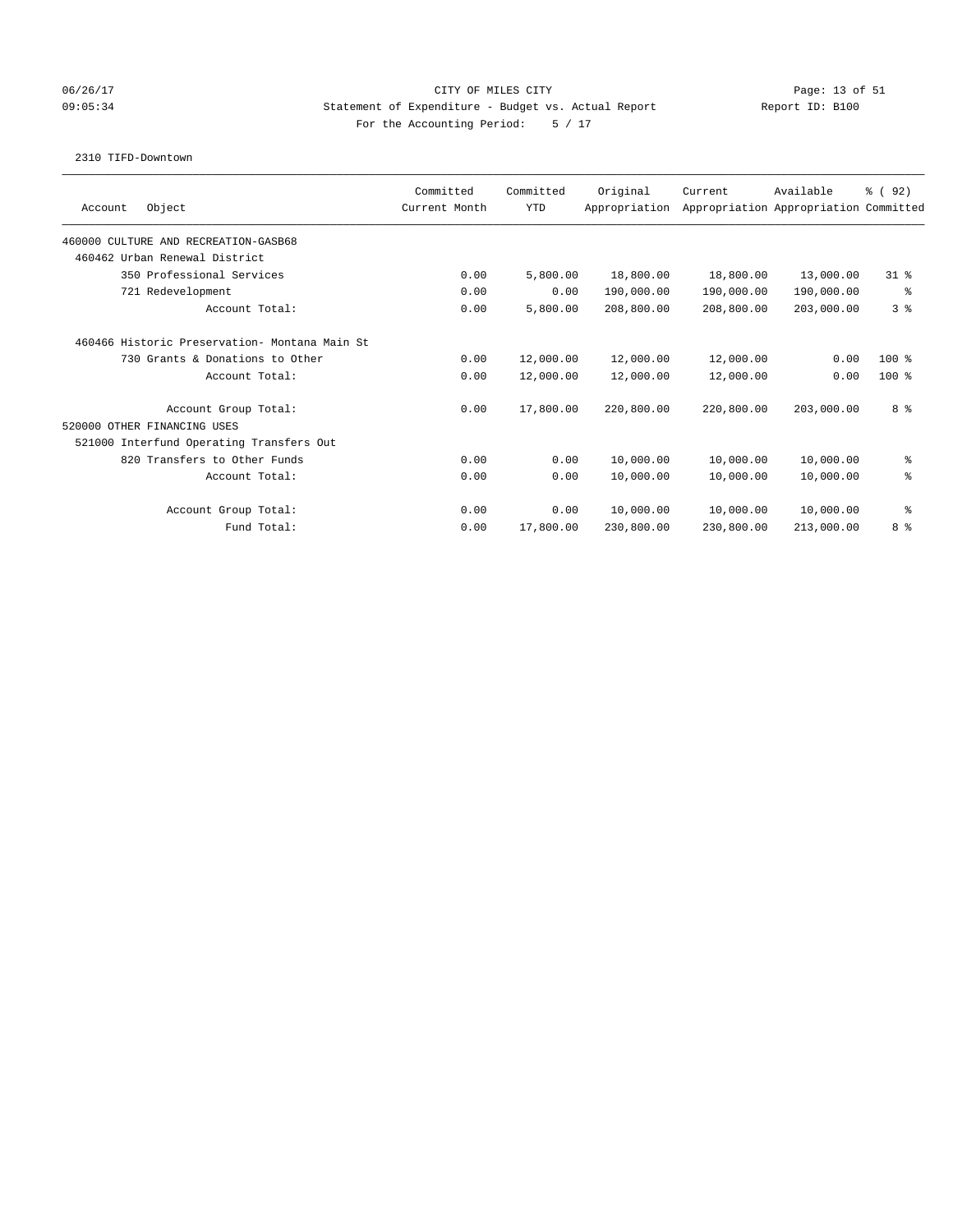CITY OF MILES CITY
Statement of Expenditure - Budget vs. Actual Report
For the Accounting Period: 5 / 17

06/26/17
09:05:34

Report ID: B100

2310 TIFD-Downtown

| Account Object | Committed Current Month | Committed YTD | Original Appropriation | Current Appropriation | Available Appropriation | % ( 92) Committed |
|---|---|---|---|---|---|---|
| 460000 CULTURE AND RECREATION-GASB68 | | | | | | |
| 460462 Urban Renewal District | | | | | | |
| 350 Professional Services | 0.00 | 5,800.00 | 18,800.00 | 18,800.00 | 13,000.00 | 31 % |
| 721 Redevelopment | 0.00 | 0.00 | 190,000.00 | 190,000.00 | 190,000.00 | % |
| Account Total: | 0.00 | 5,800.00 | 208,800.00 | 208,800.00 | 203,000.00 | 3 % |
| 460466 Historic Preservation- Montana Main St | | | | | | |
| 730 Grants & Donations to Other | 0.00 | 12,000.00 | 12,000.00 | 12,000.00 | 0.00 | 100 % |
| Account Total: | 0.00 | 12,000.00 | 12,000.00 | 12,000.00 | 0.00 | 100 % |
| Account Group Total: | 0.00 | 17,800.00 | 220,800.00 | 220,800.00 | 203,000.00 | 8 % |
| 520000 OTHER FINANCING USES | | | | | | |
| 521000 Interfund Operating Transfers Out | | | | | | |
| 820 Transfers to Other Funds | 0.00 | 0.00 | 10,000.00 | 10,000.00 | 10,000.00 | % |
| Account Total: | 0.00 | 0.00 | 10,000.00 | 10,000.00 | 10,000.00 | % |
| Account Group Total: | 0.00 | 0.00 | 10,000.00 | 10,000.00 | 10,000.00 | % |
| Fund Total: | 0.00 | 17,800.00 | 230,800.00 | 230,800.00 | 213,000.00 | 8 % |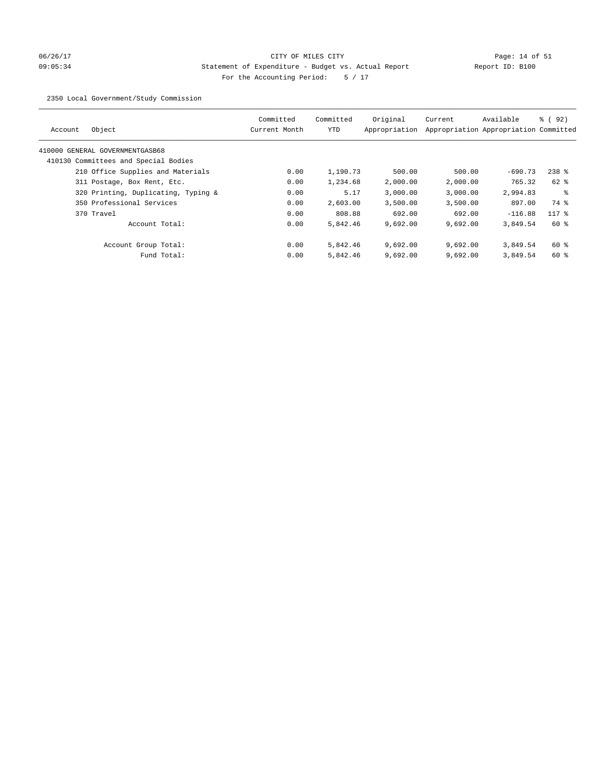CITY OF MILES CITY

Statement of Expenditure - Budget vs. Actual Report

Report ID: B100

For the Accounting Period: 5 / 17

2350 Local Government/Study Commission

| Account | Object | Committed Current Month | Committed YTD | Original Appropriation | Current Appropriation | Available Appropriation | % ( 92) Committed |
|---|---|---|---|---|---|---|---|
| 410000 GENERAL GOVERNMENTGASB68 | | | | | | | |
| 410130 Committees and Special Bodies | | | | | | | |
| | 210 Office Supplies and Materials | 0.00 | 1,190.73 | 500.00 | 500.00 | -690.73 | 238 % |
| | 311 Postage, Box Rent, Etc. | 0.00 | 1,234.68 | 2,000.00 | 2,000.00 | 765.32 | 62 % |
| | 320 Printing, Duplicating, Typing & | 0.00 | 5.17 | 3,000.00 | 3,000.00 | 2,994.83 | % |
| | 350 Professional Services | 0.00 | 2,603.00 | 3,500.00 | 3,500.00 | 897.00 | 74 % |
| | 370 Travel | 0.00 | 808.88 | 692.00 | 692.00 | -116.88 | 117 % |
| | Account Total: | 0.00 | 5,842.46 | 9,692.00 | 9,692.00 | 3,849.54 | 60 % |
| | Account Group Total: | 0.00 | 5,842.46 | 9,692.00 | 9,692.00 | 3,849.54 | 60 % |
| | Fund Total: | 0.00 | 5,842.46 | 9,692.00 | 9,692.00 | 3,849.54 | 60 % |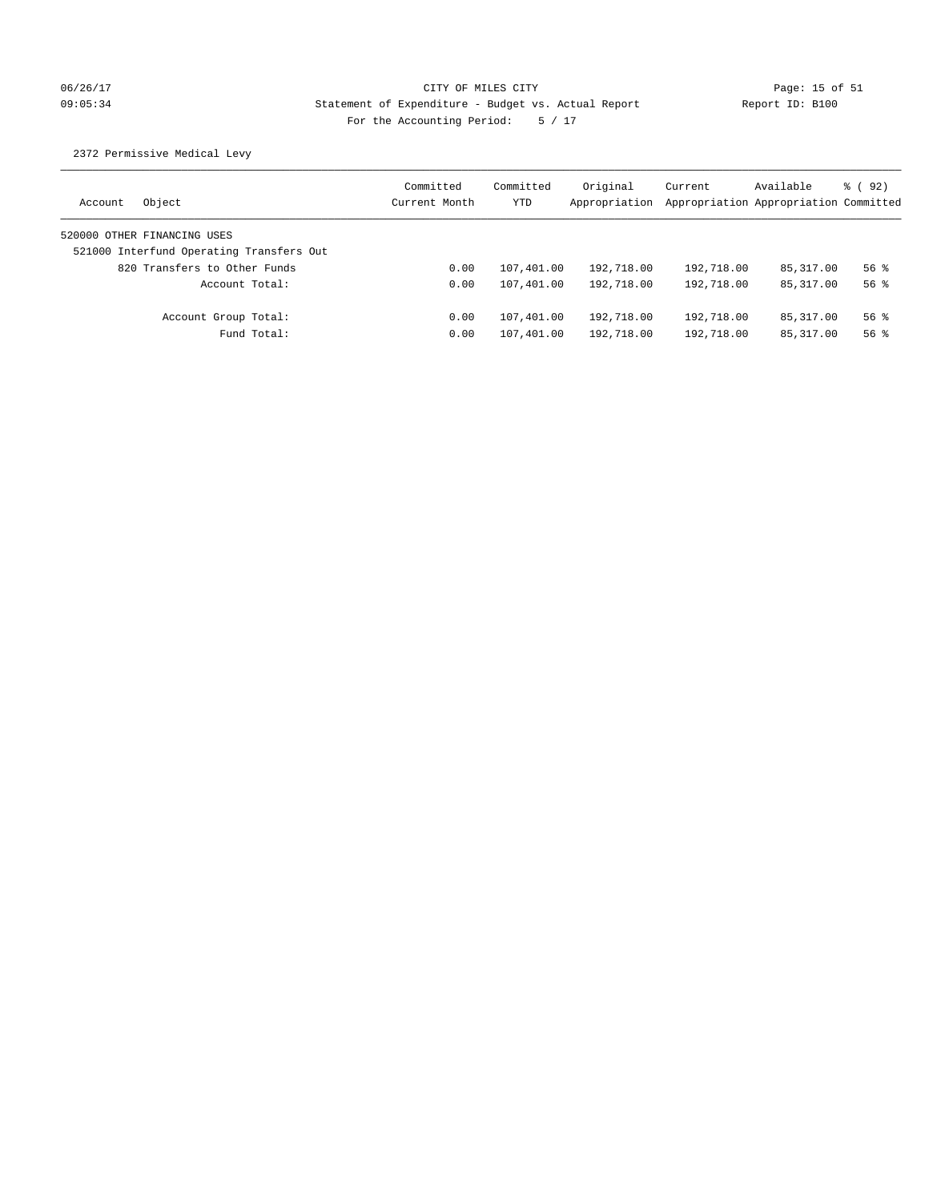CITY OF MILES CITY

Statement of Expenditure - Budget vs. Actual Report

For the Accounting Period: 5 / 17

2372 Permissive Medical Levy

| Account | Object | Committed Current Month | Committed YTD | Original Appropriation | Current Appropriation | Available Appropriation | % ( 92) Committed |
|---|---|---|---|---|---|---|---|
| 520000 OTHER FINANCING USES | | | | | | | |
| 521000 Interfund Operating Transfers Out | | | | | | | |
| | 820 Transfers to Other Funds | 0.00 | 107,401.00 | 192,718.00 | 192,718.00 | 85,317.00 | 56 % |
| | Account Total: | 0.00 | 107,401.00 | 192,718.00 | 192,718.00 | 85,317.00 | 56 % |
| | Account Group Total: | 0.00 | 107,401.00 | 192,718.00 | 192,718.00 | 85,317.00 | 56 % |
| | Fund Total: | 0.00 | 107,401.00 | 192,718.00 | 192,718.00 | 85,317.00 | 56 % |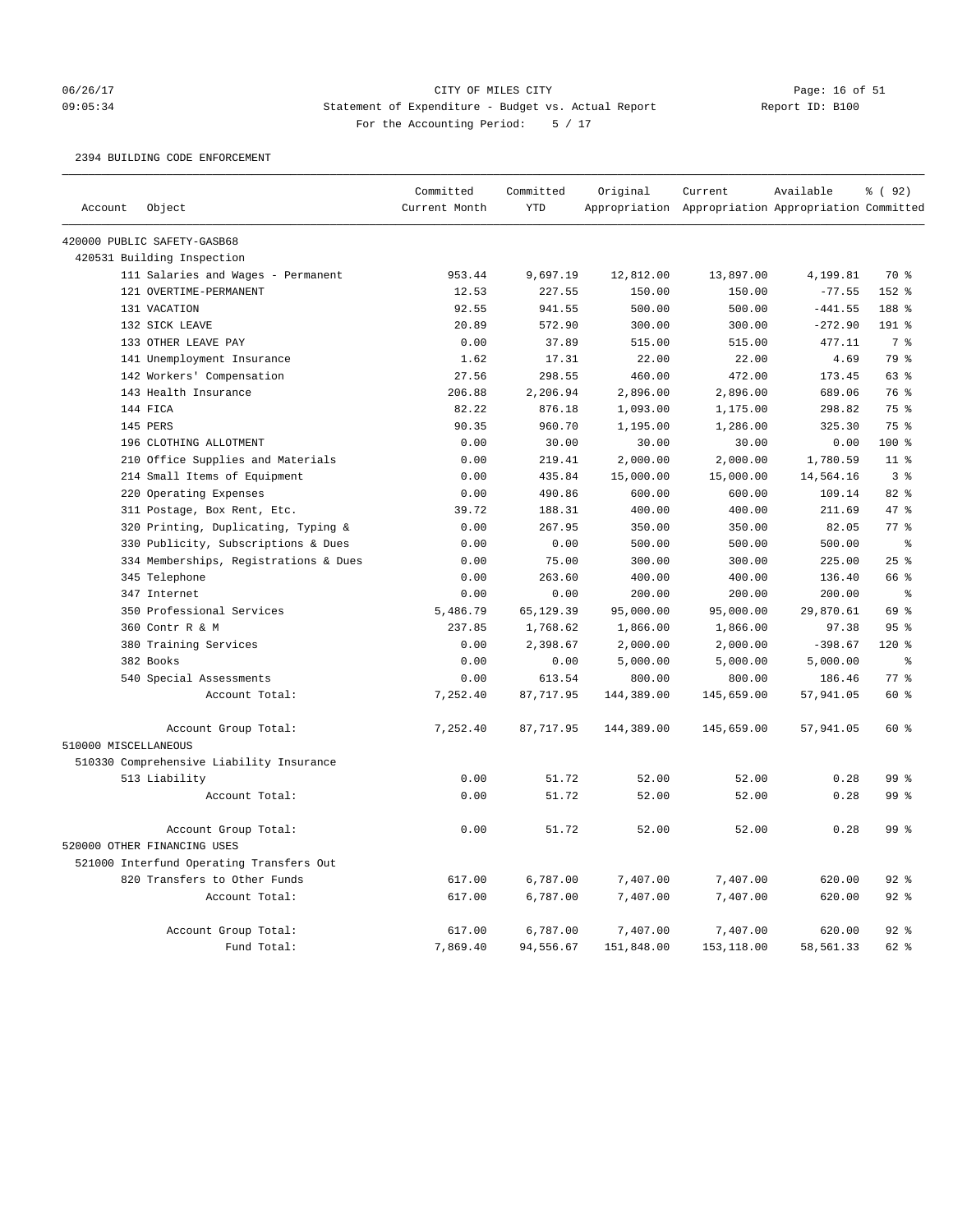06/26/17 CITY OF MILES CITY
09:05:34 Statement of Expenditure - Budget vs. Actual Report Report ID: B100
For the Accounting Period: 5 / 17

2394 BUILDING CODE ENFORCEMENT

| Account | Object | Committed Current Month | Committed YTD | Original Appropriation | Current Appropriation | Available Appropriation | % ( 92) Committed |
|---|---|---|---|---|---|---|---|
| 420000 PUBLIC SAFETY-GASB68 | | | | | | | |
| 420531 Building Inspection | | | | | | | |
| | 111 Salaries and Wages - Permanent | 953.44 | 9,697.19 | 12,812.00 | 13,897.00 | 4,199.81 | 70 % |
| | 121 OVERTIME-PERMANENT | 12.53 | 227.55 | 150.00 | 150.00 | -77.55 | 152 % |
| | 131 VACATION | 92.55 | 941.55 | 500.00 | 500.00 | -441.55 | 188 % |
| | 132 SICK LEAVE | 20.89 | 572.90 | 300.00 | 300.00 | -272.90 | 191 % |
| | 133 OTHER LEAVE PAY | 0.00 | 37.89 | 515.00 | 515.00 | 477.11 | 7 % |
| | 141 Unemployment Insurance | 1.62 | 17.31 | 22.00 | 22.00 | 4.69 | 79 % |
| | 142 Workers' Compensation | 27.56 | 298.55 | 460.00 | 472.00 | 173.45 | 63 % |
| | 143 Health Insurance | 206.88 | 2,206.94 | 2,896.00 | 2,896.00 | 689.06 | 76 % |
| | 144 FICA | 82.22 | 876.18 | 1,093.00 | 1,175.00 | 298.82 | 75 % |
| | 145 PERS | 90.35 | 960.70 | 1,195.00 | 1,286.00 | 325.30 | 75 % |
| | 196 CLOTHING ALLOTMENT | 0.00 | 30.00 | 30.00 | 30.00 | 0.00 | 100 % |
| | 210 Office Supplies and Materials | 0.00 | 219.41 | 2,000.00 | 2,000.00 | 1,780.59 | 11 % |
| | 214 Small Items of Equipment | 0.00 | 435.84 | 15,000.00 | 15,000.00 | 14,564.16 | 3 % |
| | 220 Operating Expenses | 0.00 | 490.86 | 600.00 | 600.00 | 109.14 | 82 % |
| | 311 Postage, Box Rent, Etc. | 39.72 | 188.31 | 400.00 | 400.00 | 211.69 | 47 % |
| | 320 Printing, Duplicating, Typing & | 0.00 | 267.95 | 350.00 | 350.00 | 82.05 | 77 % |
| | 330 Publicity, Subscriptions & Dues | 0.00 | 0.00 | 500.00 | 500.00 | 500.00 | % |
| | 334 Memberships, Registrations & Dues | 0.00 | 75.00 | 300.00 | 300.00 | 225.00 | 25 % |
| | 345 Telephone | 0.00 | 263.60 | 400.00 | 400.00 | 136.40 | 66 % |
| | 347 Internet | 0.00 | 0.00 | 200.00 | 200.00 | 200.00 | % |
| | 350 Professional Services | 5,486.79 | 65,129.39 | 95,000.00 | 95,000.00 | 29,870.61 | 69 % |
| | 360 Contr R & M | 237.85 | 1,768.62 | 1,866.00 | 1,866.00 | 97.38 | 95 % |
| | 380 Training Services | 0.00 | 2,398.67 | 2,000.00 | 2,000.00 | -398.67 | 120 % |
| | 382 Books | 0.00 | 0.00 | 5,000.00 | 5,000.00 | 5,000.00 | % |
| | 540 Special Assessments | 0.00 | 613.54 | 800.00 | 800.00 | 186.46 | 77 % |
| | Account Total: | 7,252.40 | 87,717.95 | 144,389.00 | 145,659.00 | 57,941.05 | 60 % |
| | Account Group Total: | 7,252.40 | 87,717.95 | 144,389.00 | 145,659.00 | 57,941.05 | 60 % |
| 510000 MISCELLANEOUS | | | | | | | |
| 510330 Comprehensive Liability Insurance | | | | | | | |
| | 513 Liability | 0.00 | 51.72 | 52.00 | 52.00 | 0.28 | 99 % |
| | Account Total: | 0.00 | 51.72 | 52.00 | 52.00 | 0.28 | 99 % |
| | Account Group Total: | 0.00 | 51.72 | 52.00 | 52.00 | 0.28 | 99 % |
| 520000 OTHER FINANCING USES | | | | | | | |
| 521000 Interfund Operating Transfers Out | | | | | | | |
| | 820 Transfers to Other Funds | 617.00 | 6,787.00 | 7,407.00 | 7,407.00 | 620.00 | 92 % |
| | Account Total: | 617.00 | 6,787.00 | 7,407.00 | 7,407.00 | 620.00 | 92 % |
| | Account Group Total: | 617.00 | 6,787.00 | 7,407.00 | 7,407.00 | 620.00 | 92 % |
| | Fund Total: | 7,869.40 | 94,556.67 | 151,848.00 | 153,118.00 | 58,561.33 | 62 % |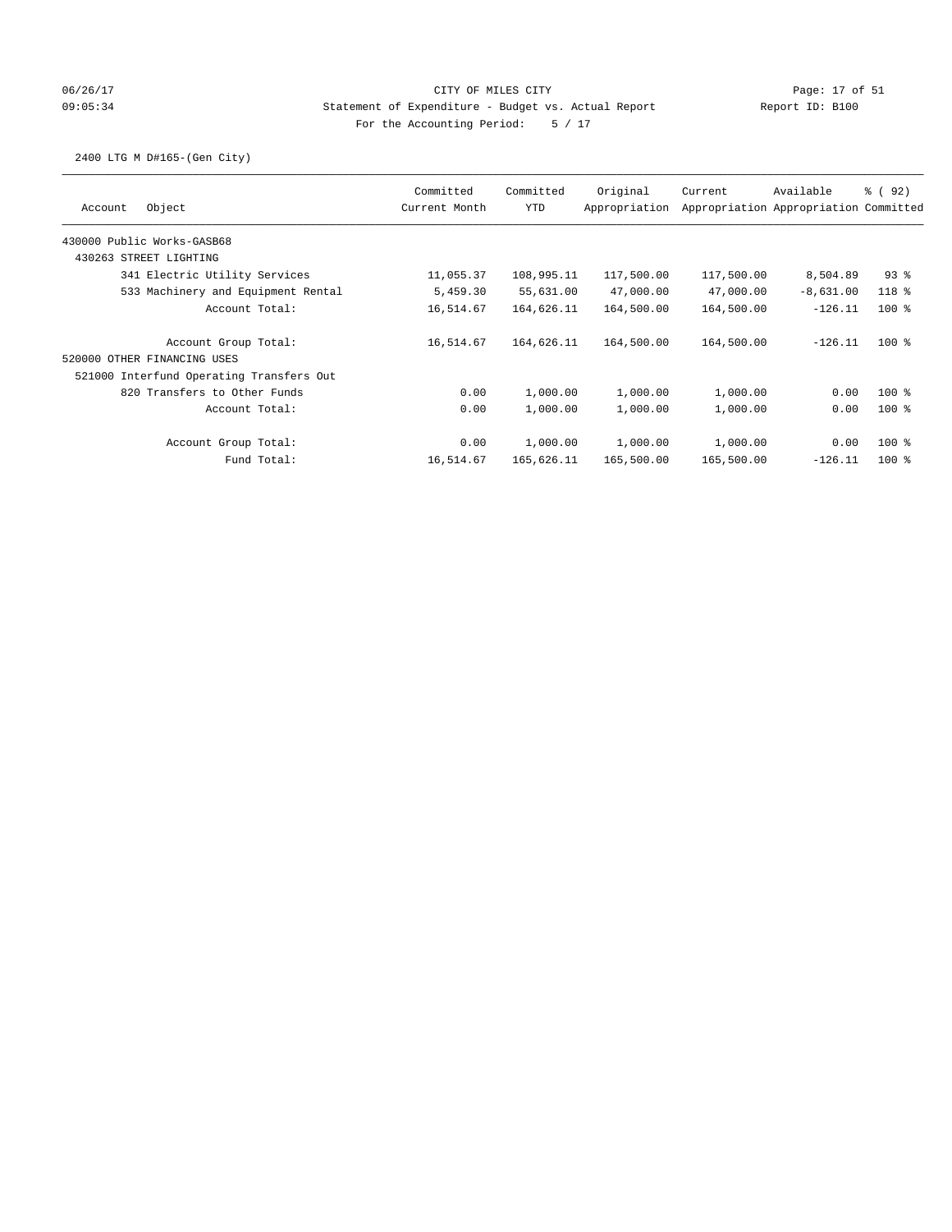CITY OF MILES CITY
Statement of Expenditure - Budget vs. Actual Report
For the Accounting Period: 5 / 17

06/26/17
09:05:34

Report ID: B100

2400 LTG M D#165-(Gen City)

| Account | Object | Committed Current Month | Committed YTD | Original Appropriation | Current Appropriation | Available Appropriation | % ( 92) Committed |
|---|---|---|---|---|---|---|---|
| 430000 Public Works-GASB68 | | | | | | | |
| 430263 STREET LIGHTING | | | | | | | |
| | 341 Electric Utility Services | 11,055.37 | 108,995.11 | 117,500.00 | 117,500.00 | 8,504.89 | 93 % |
| | 533 Machinery and Equipment Rental | 5,459.30 | 55,631.00 | 47,000.00 | 47,000.00 | -8,631.00 | 118 % |
| | Account Total: | 16,514.67 | 164,626.11 | 164,500.00 | 164,500.00 | -126.11 | 100 % |
| | Account Group Total: | 16,514.67 | 164,626.11 | 164,500.00 | 164,500.00 | -126.11 | 100 % |
| 520000 OTHER FINANCING USES | | | | | | | |
| 521000 Interfund Operating Transfers Out | | | | | | | |
| | 820 Transfers to Other Funds | 0.00 | 1,000.00 | 1,000.00 | 1,000.00 | 0.00 | 100 % |
| | Account Total: | 0.00 | 1,000.00 | 1,000.00 | 1,000.00 | 0.00 | 100 % |
| | Account Group Total: | 0.00 | 1,000.00 | 1,000.00 | 1,000.00 | 0.00 | 100 % |
| | Fund Total: | 16,514.67 | 165,626.11 | 165,500.00 | 165,500.00 | -126.11 | 100 % |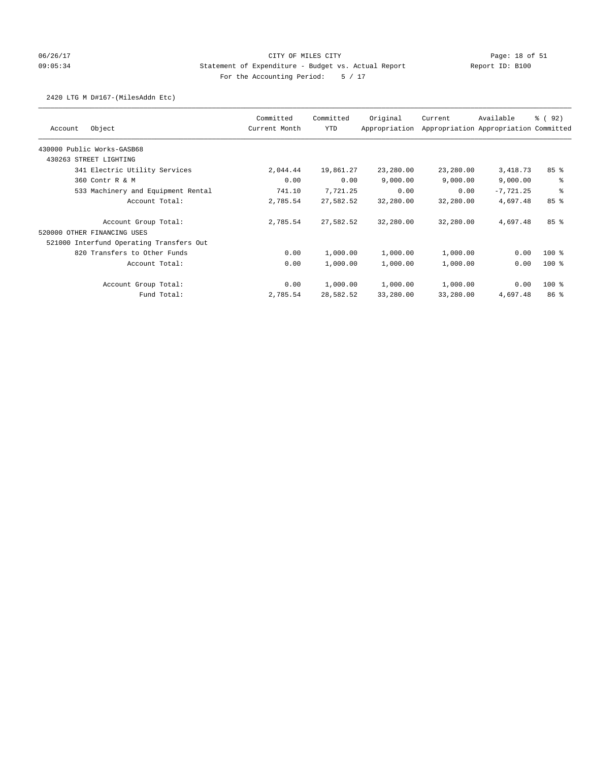CITY OF MILES CITY

Statement of Expenditure - Budget vs. Actual Report

Report ID: B100

For the Accounting Period: 5 / 17

2420 LTG M D#167-(MilesAddn Etc)

| Account Object | Committed Current Month | Committed YTD | Original Appropriation | Current Appropriation | Available Appropriation | % ( 92) Committed |
|---|---|---|---|---|---|---|
| 430000 Public Works-GASB68 | | | | | | |
| 430263 STREET LIGHTING | | | | | | |
| 341 Electric Utility Services | 2,044.44 | 19,861.27 | 23,280.00 | 23,280.00 | 3,418.73 | 85 % |
| 360 Contr R & M | 0.00 | 0.00 | 9,000.00 | 9,000.00 | 9,000.00 | % |
| 533 Machinery and Equipment Rental | 741.10 | 7,721.25 | 0.00 | 0.00 | -7,721.25 | % |
| Account Total: | 2,785.54 | 27,582.52 | 32,280.00 | 32,280.00 | 4,697.48 | 85 % |
| Account Group Total: | 2,785.54 | 27,582.52 | 32,280.00 | 32,280.00 | 4,697.48 | 85 % |
| 520000 OTHER FINANCING USES | | | | | | |
| 521000 Interfund Operating Transfers Out | | | | | | |
| 820 Transfers to Other Funds | 0.00 | 1,000.00 | 1,000.00 | 1,000.00 | 0.00 | 100 % |
| Account Total: | 0.00 | 1,000.00 | 1,000.00 | 1,000.00 | 0.00 | 100 % |
| Account Group Total: | 0.00 | 1,000.00 | 1,000.00 | 1,000.00 | 0.00 | 100 % |
| Fund Total: | 2,785.54 | 28,582.52 | 33,280.00 | 33,280.00 | 4,697.48 | 86 % |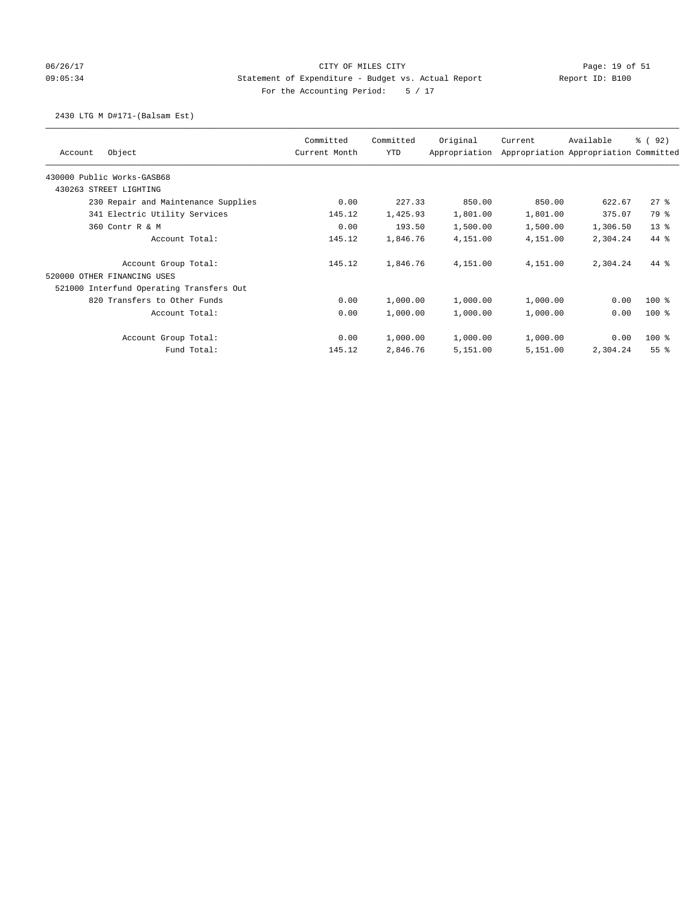CITY OF MILES CITY

Statement of Expenditure - Budget vs. Actual Report

Report ID: B100

For the Accounting Period: 5 / 17

06/26/17 09:05:34

## 2430 LTG M D#171-(Balsam Est)

| Account | Object | Committed Current Month | Committed YTD | Original Appropriation | Current Appropriation | Available Appropriation | % ( 92) Committed |
|---|---|---|---|---|---|---|---|
| 430000 Public Works-GASB68 | | | | | | | |
| 430263 STREET LIGHTING | | | | | | | |
| | 230 Repair and Maintenance Supplies | 0.00 | 227.33 | 850.00 | 850.00 | 622.67 | 27 % |
| | 341 Electric Utility Services | 145.12 | 1,425.93 | 1,801.00 | 1,801.00 | 375.07 | 79 % |
| | 360 Contr R & M | 0.00 | 193.50 | 1,500.00 | 1,500.00 | 1,306.50 | 13 % |
| | Account Total: | 145.12 | 1,846.76 | 4,151.00 | 4,151.00 | 2,304.24 | 44 % |
| | Account Group Total: | 145.12 | 1,846.76 | 4,151.00 | 4,151.00 | 2,304.24 | 44 % |
| 520000 OTHER FINANCING USES | | | | | | | |
| 521000 Interfund Operating Transfers Out | | | | | | | |
| | 820 Transfers to Other Funds | 0.00 | 1,000.00 | 1,000.00 | 1,000.00 | 0.00 | 100 % |
| | Account Total: | 0.00 | 1,000.00 | 1,000.00 | 1,000.00 | 0.00 | 100 % |
| | Account Group Total: | 0.00 | 1,000.00 | 1,000.00 | 1,000.00 | 0.00 | 100 % |
| | Fund Total: | 145.12 | 2,846.76 | 5,151.00 | 5,151.00 | 2,304.24 | 55 % |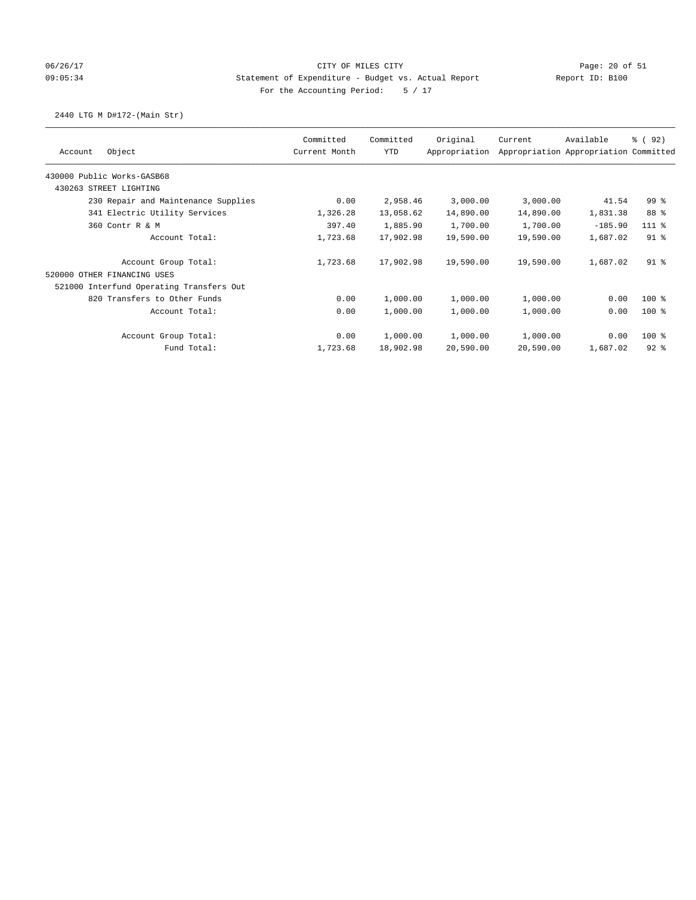CITY OF MILES CITY
Statement of Expenditure - Budget vs. Actual Report
For the Accounting Period: 5 / 17

Report ID: B100

2440 LTG M D#172-(Main Str)

| Account Object | Committed Current Month | Committed YTD | Original Appropriation | Current Appropriation | Available Appropriation | % ( 92) Committed |
|---|---|---|---|---|---|---|
| 430000 Public Works-GASB68 | | | | | | |
| 430263 STREET LIGHTING | | | | | | |
| 230 Repair and Maintenance Supplies | 0.00 | 2,958.46 | 3,000.00 | 3,000.00 | 41.54 | 99 % |
| 341 Electric Utility Services | 1,326.28 | 13,058.62 | 14,890.00 | 14,890.00 | 1,831.38 | 88 % |
| 360 Contr R & M | 397.40 | 1,885.90 | 1,700.00 | 1,700.00 | -185.90 | 111 % |
| Account Total: | 1,723.68 | 17,902.98 | 19,590.00 | 19,590.00 | 1,687.02 | 91 % |
| Account Group Total: | 1,723.68 | 17,902.98 | 19,590.00 | 19,590.00 | 1,687.02 | 91 % |
| 520000 OTHER FINANCING USES | | | | | | |
| 521000 Interfund Operating Transfers Out | | | | | | |
| 820 Transfers to Other Funds | 0.00 | 1,000.00 | 1,000.00 | 1,000.00 | 0.00 | 100 % |
| Account Total: | 0.00 | 1,000.00 | 1,000.00 | 1,000.00 | 0.00 | 100 % |
| Account Group Total: | 0.00 | 1,000.00 | 1,000.00 | 1,000.00 | 0.00 | 100 % |
| Fund Total: | 1,723.68 | 18,902.98 | 20,590.00 | 20,590.00 | 1,687.02 | 92 % |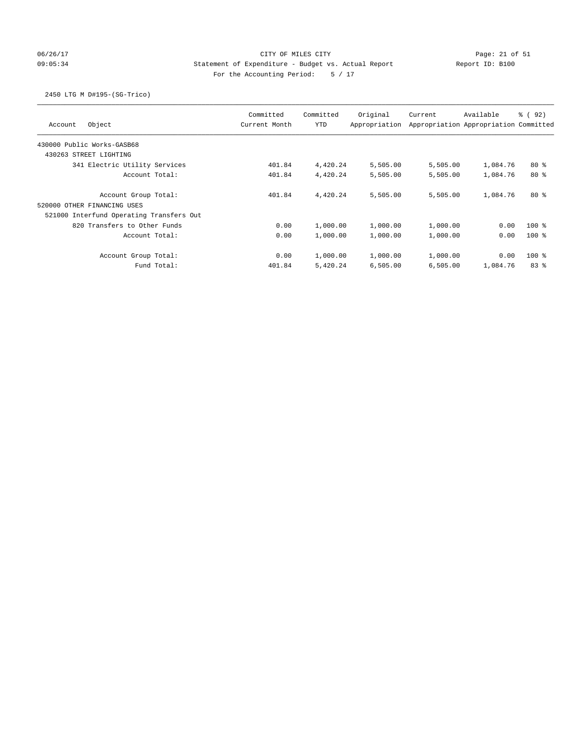CITY OF MILES CITY
Statement of Expenditure - Budget vs. Actual Report
Report ID: B100
For the Accounting Period: 5 / 17

2450 LTG M D#195-(SG-Trico)

| Account Object | Committed Current Month | Committed YTD | Original Appropriation | Current Appropriation | Available Appropriation | % ( 92) Committed |
|---|---|---|---|---|---|---|
| 430000 Public Works-GASB68 | | | | | | |
| 430263 STREET LIGHTING | | | | | | |
| 341 Electric Utility Services | 401.84 | 4,420.24 | 5,505.00 | 5,505.00 | 1,084.76 | 80 % |
| Account Total: | 401.84 | 4,420.24 | 5,505.00 | 5,505.00 | 1,084.76 | 80 % |
| Account Group Total: | 401.84 | 4,420.24 | 5,505.00 | 5,505.00 | 1,084.76 | 80 % |
| 520000 OTHER FINANCING USES | | | | | | |
| 521000 Interfund Operating Transfers Out | | | | | | |
| 820 Transfers to Other Funds | 0.00 | 1,000.00 | 1,000.00 | 1,000.00 | 0.00 | 100 % |
| Account Total: | 0.00 | 1,000.00 | 1,000.00 | 1,000.00 | 0.00 | 100 % |
| Account Group Total: | 0.00 | 1,000.00 | 1,000.00 | 1,000.00 | 0.00 | 100 % |
| Fund Total: | 401.84 | 5,420.24 | 6,505.00 | 6,505.00 | 1,084.76 | 83 % |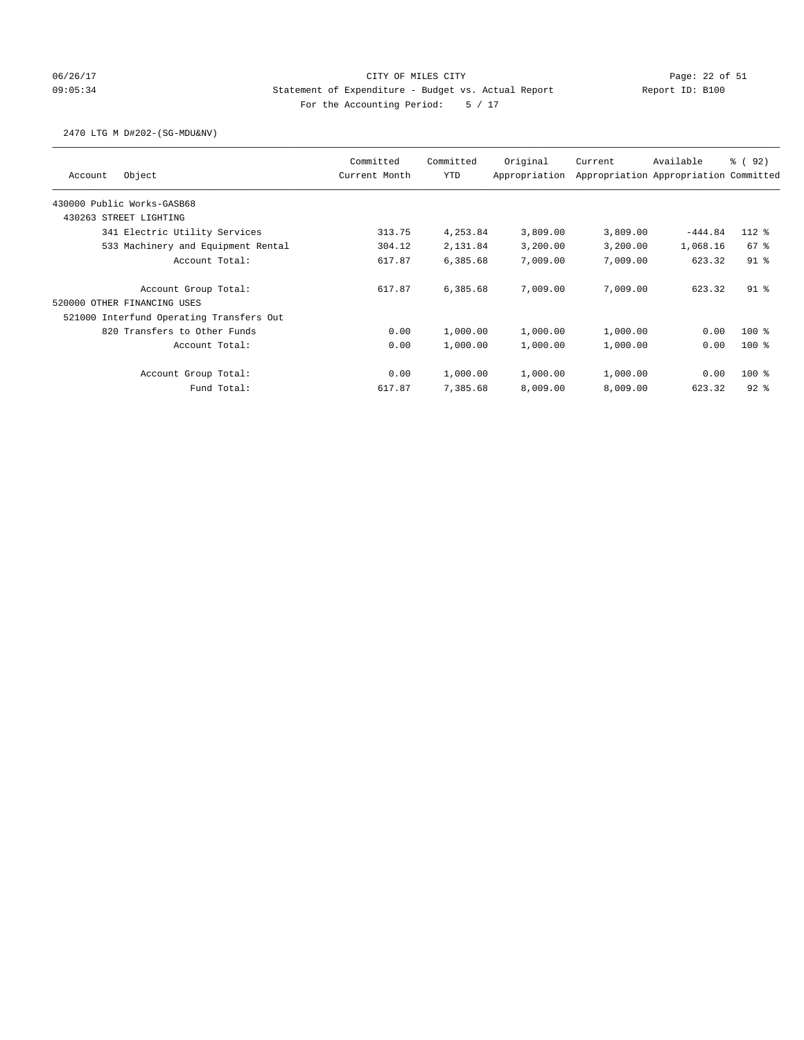CITY OF MILES CITY
Statement of Expenditure - Budget vs. Actual Report
For the Accounting Period: 5 / 17

06/26/17
09:05:34

Report ID: B100

2470 LTG M D#202-(SG-MDU&NV)

| Account Object | Committed Current Month | Committed YTD | Original Appropriation | Current Appropriation | Available Appropriation | % ( 92) Committed |
|---|---|---|---|---|---|---|
| 430000 Public Works-GASB68 | | | | | | |
| 430263 STREET LIGHTING | | | | | | |
| 341 Electric Utility Services | 313.75 | 4,253.84 | 3,809.00 | 3,809.00 | -444.84 | 112 % |
| 533 Machinery and Equipment Rental | 304.12 | 2,131.84 | 3,200.00 | 3,200.00 | 1,068.16 | 67 % |
| Account Total: | 617.87 | 6,385.68 | 7,009.00 | 7,009.00 | 623.32 | 91 % |
| Account Group Total: | 617.87 | 6,385.68 | 7,009.00 | 7,009.00 | 623.32 | 91 % |
| 520000 OTHER FINANCING USES | | | | | | |
| 521000 Interfund Operating Transfers Out | | | | | | |
| 820 Transfers to Other Funds | 0.00 | 1,000.00 | 1,000.00 | 1,000.00 | 0.00 | 100 % |
| Account Total: | 0.00 | 1,000.00 | 1,000.00 | 1,000.00 | 0.00 | 100 % |
| Account Group Total: | 0.00 | 1,000.00 | 1,000.00 | 1,000.00 | 0.00 | 100 % |
| Fund Total: | 617.87 | 7,385.68 | 8,009.00 | 8,009.00 | 623.32 | 92 % |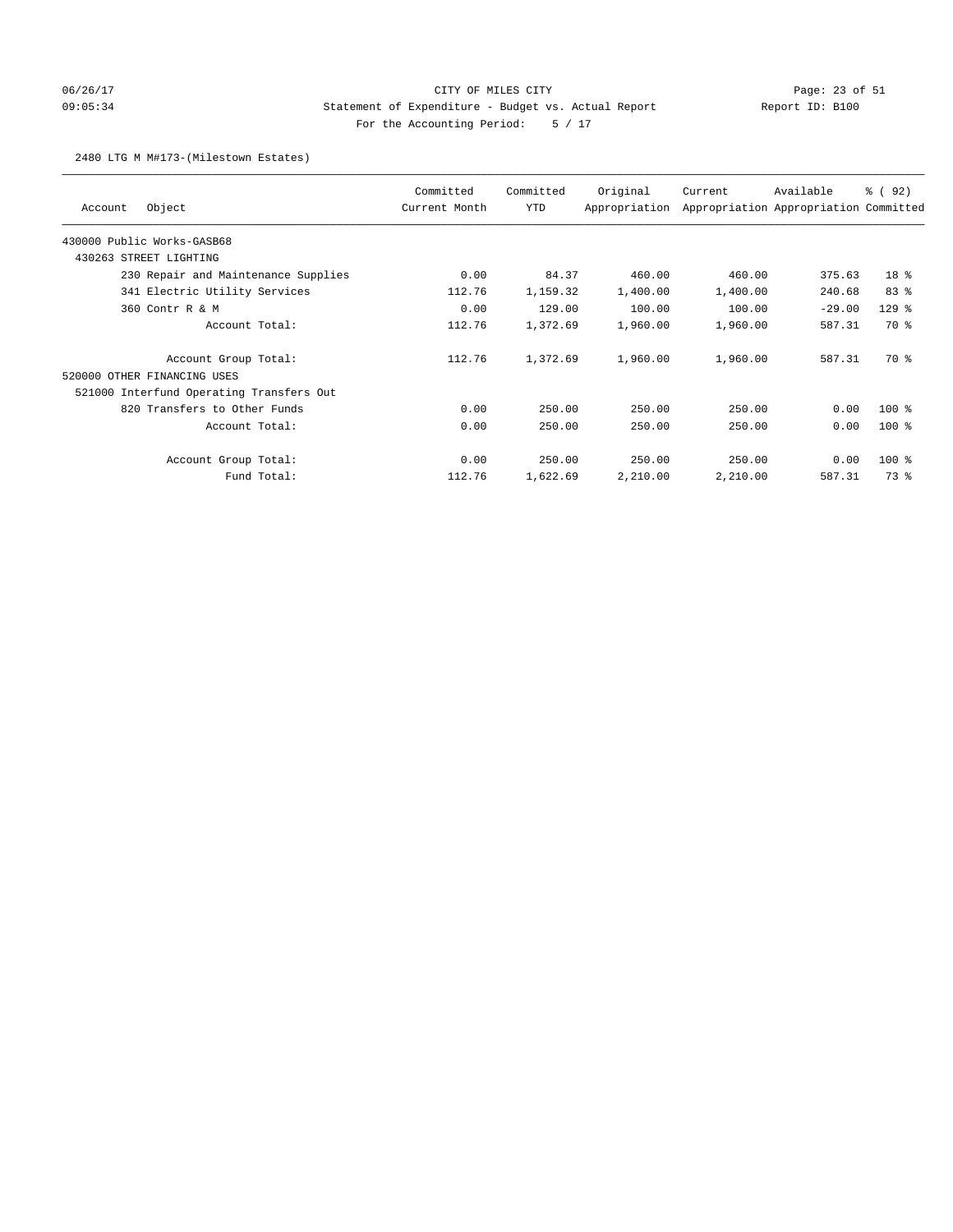CITY OF MILES CITY
Statement of Expenditure - Budget vs. Actual Report
Report ID: B100
For the Accounting Period: 5 / 17

06/26/17
09:05:34

2480 LTG M M#173-(Milestown Estates)

| Account | Object | Committed Current Month | Committed YTD | Original Appropriation | Current Appropriation | Available Appropriation | % ( 92) Committed |
|---|---|---|---|---|---|---|---|
| 430000 Public Works-GASB68 | | | | | | | |
| 430263 STREET LIGHTING | | | | | | | |
| | 230 Repair and Maintenance Supplies | 0.00 | 84.37 | 460.00 | 460.00 | 375.63 | 18 % |
| | 341 Electric Utility Services | 112.76 | 1,159.32 | 1,400.00 | 1,400.00 | 240.68 | 83 % |
| | 360 Contr R & M | 0.00 | 129.00 | 100.00 | 100.00 | -29.00 | 129 % |
| | Account Total: | 112.76 | 1,372.69 | 1,960.00 | 1,960.00 | 587.31 | 70 % |
| | Account Group Total: | 112.76 | 1,372.69 | 1,960.00 | 1,960.00 | 587.31 | 70 % |
| 520000 OTHER FINANCING USES | | | | | | | |
| 521000 Interfund Operating Transfers Out | | | | | | | |
| | 820 Transfers to Other Funds | 0.00 | 250.00 | 250.00 | 250.00 | 0.00 | 100 % |
| | Account Total: | 0.00 | 250.00 | 250.00 | 250.00 | 0.00 | 100 % |
| | Account Group Total: | 0.00 | 250.00 | 250.00 | 250.00 | 0.00 | 100 % |
| | Fund Total: | 112.76 | 1,622.69 | 2,210.00 | 2,210.00 | 587.31 | 73 % |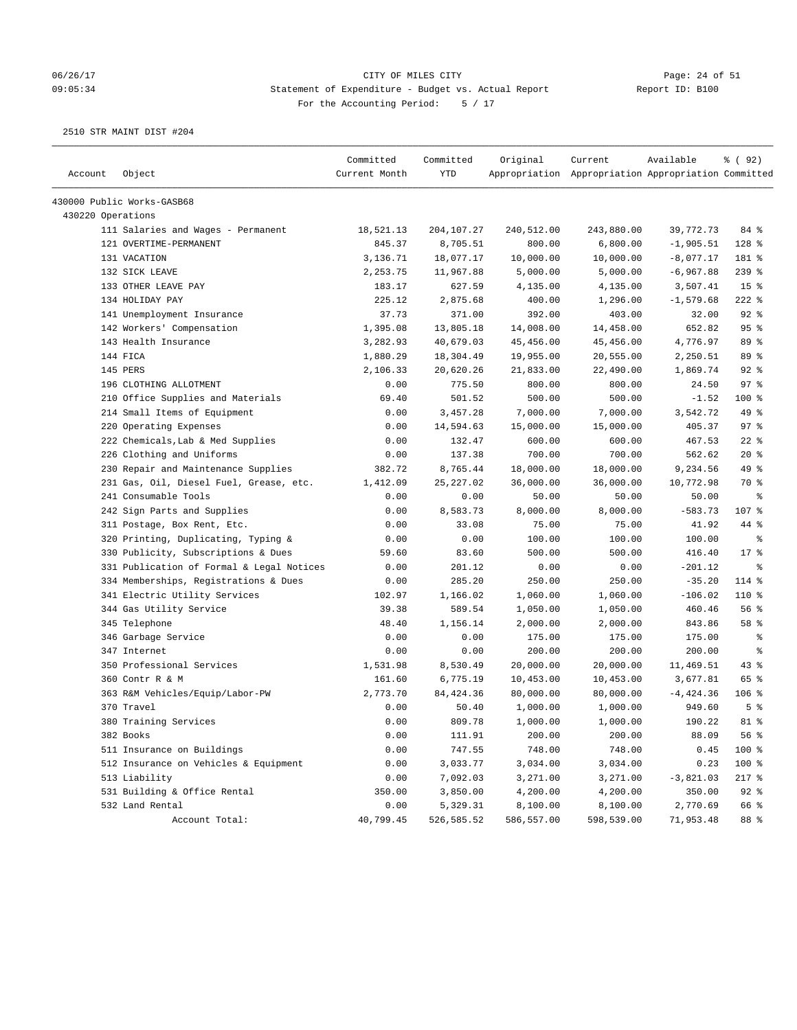CITY OF MILES CITY
Statement of Expenditure - Budget vs. Actual Report
For the Accounting Period: 5 / 17

06/26/17 09:05:34 — Report ID: B100

2510 STR MAINT DIST #204

| Account | Object | Committed Current Month | Committed YTD | Original Appropriation | Current Appropriation | Available Appropriation | % ( 92) Committed |
|---|---|---|---|---|---|---|---|
| 430000 Public Works-GASB68 | | | | | | | |
| 430220 Operations | | | | | | | |
| | 111 Salaries and Wages - Permanent | 18,521.13 | 204,107.27 | 240,512.00 | 243,880.00 | 39,772.73 | 84 % |
| | 121 OVERTIME-PERMANENT | 845.37 | 8,705.51 | 800.00 | 6,800.00 | -1,905.51 | 128 % |
| | 131 VACATION | 3,136.71 | 18,077.17 | 10,000.00 | 10,000.00 | -8,077.17 | 181 % |
| | 132 SICK LEAVE | 2,253.75 | 11,967.88 | 5,000.00 | 5,000.00 | -6,967.88 | 239 % |
| | 133 OTHER LEAVE PAY | 183.17 | 627.59 | 4,135.00 | 4,135.00 | 3,507.41 | 15 % |
| | 134 HOLIDAY PAY | 225.12 | 2,875.68 | 400.00 | 1,296.00 | -1,579.68 | 222 % |
| | 141 Unemployment Insurance | 37.73 | 371.00 | 392.00 | 403.00 | 32.00 | 92 % |
| | 142 Workers' Compensation | 1,395.08 | 13,805.18 | 14,008.00 | 14,458.00 | 652.82 | 95 % |
| | 143 Health Insurance | 3,282.93 | 40,679.03 | 45,456.00 | 45,456.00 | 4,776.97 | 89 % |
| | 144 FICA | 1,880.29 | 18,304.49 | 19,955.00 | 20,555.00 | 2,250.51 | 89 % |
| | 145 PERS | 2,106.33 | 20,620.26 | 21,833.00 | 22,490.00 | 1,869.74 | 92 % |
| | 196 CLOTHING ALLOTMENT | 0.00 | 775.50 | 800.00 | 800.00 | 24.50 | 97 % |
| | 210 Office Supplies and Materials | 69.40 | 501.52 | 500.00 | 500.00 | -1.52 | 100 % |
| | 214 Small Items of Equipment | 0.00 | 3,457.28 | 7,000.00 | 7,000.00 | 3,542.72 | 49 % |
| | 220 Operating Expenses | 0.00 | 14,594.63 | 15,000.00 | 15,000.00 | 405.37 | 97 % |
| | 222 Chemicals,Lab & Med Supplies | 0.00 | 132.47 | 600.00 | 600.00 | 467.53 | 22 % |
| | 226 Clothing and Uniforms | 0.00 | 137.38 | 700.00 | 700.00 | 562.62 | 20 % |
| | 230 Repair and Maintenance Supplies | 382.72 | 8,765.44 | 18,000.00 | 18,000.00 | 9,234.56 | 49 % |
| | 231 Gas, Oil, Diesel Fuel, Grease, etc. | 1,412.09 | 25,227.02 | 36,000.00 | 36,000.00 | 10,772.98 | 70 % |
| | 241 Consumable Tools | 0.00 | 0.00 | 50.00 | 50.00 | 50.00 | % |
| | 242 Sign Parts and Supplies | 0.00 | 8,583.73 | 8,000.00 | 8,000.00 | -583.73 | 107 % |
| | 311 Postage, Box Rent, Etc. | 0.00 | 33.08 | 75.00 | 75.00 | 41.92 | 44 % |
| | 320 Printing, Duplicating, Typing & | 0.00 | 0.00 | 100.00 | 100.00 | 100.00 | % |
| | 330 Publicity, Subscriptions & Dues | 59.60 | 83.60 | 500.00 | 500.00 | 416.40 | 17 % |
| | 331 Publication of Formal & Legal Notices | 0.00 | 201.12 | 0.00 | 0.00 | -201.12 | % |
| | 334 Memberships, Registrations & Dues | 0.00 | 285.20 | 250.00 | 250.00 | -35.20 | 114 % |
| | 341 Electric Utility Services | 102.97 | 1,166.02 | 1,060.00 | 1,060.00 | -106.02 | 110 % |
| | 344 Gas Utility Service | 39.38 | 589.54 | 1,050.00 | 1,050.00 | 460.46 | 56 % |
| | 345 Telephone | 48.40 | 1,156.14 | 2,000.00 | 2,000.00 | 843.86 | 58 % |
| | 346 Garbage Service | 0.00 | 0.00 | 175.00 | 175.00 | 175.00 | % |
| | 347 Internet | 0.00 | 0.00 | 200.00 | 200.00 | 200.00 | % |
| | 350 Professional Services | 1,531.98 | 8,530.49 | 20,000.00 | 20,000.00 | 11,469.51 | 43 % |
| | 360 Contr R & M | 161.60 | 6,775.19 | 10,453.00 | 10,453.00 | 3,677.81 | 65 % |
| | 363 R&M Vehicles/Equip/Labor-PW | 2,773.70 | 84,424.36 | 80,000.00 | 80,000.00 | -4,424.36 | 106 % |
| | 370 Travel | 0.00 | 50.40 | 1,000.00 | 1,000.00 | 949.60 | 5 % |
| | 380 Training Services | 0.00 | 809.78 | 1,000.00 | 1,000.00 | 190.22 | 81 % |
| | 382 Books | 0.00 | 111.91 | 200.00 | 200.00 | 88.09 | 56 % |
| | 511 Insurance on Buildings | 0.00 | 747.55 | 748.00 | 748.00 | 0.45 | 100 % |
| | 512 Insurance on Vehicles & Equipment | 0.00 | 3,033.77 | 3,034.00 | 3,034.00 | 0.23 | 100 % |
| | 513 Liability | 0.00 | 7,092.03 | 3,271.00 | 3,271.00 | -3,821.03 | 217 % |
| | 531 Building & Office Rental | 350.00 | 3,850.00 | 4,200.00 | 4,200.00 | 350.00 | 92 % |
| | 532 Land Rental | 0.00 | 5,329.31 | 8,100.00 | 8,100.00 | 2,770.69 | 66 % |
| | Account Total: | 40,799.45 | 526,585.52 | 586,557.00 | 598,539.00 | 71,953.48 | 88 % |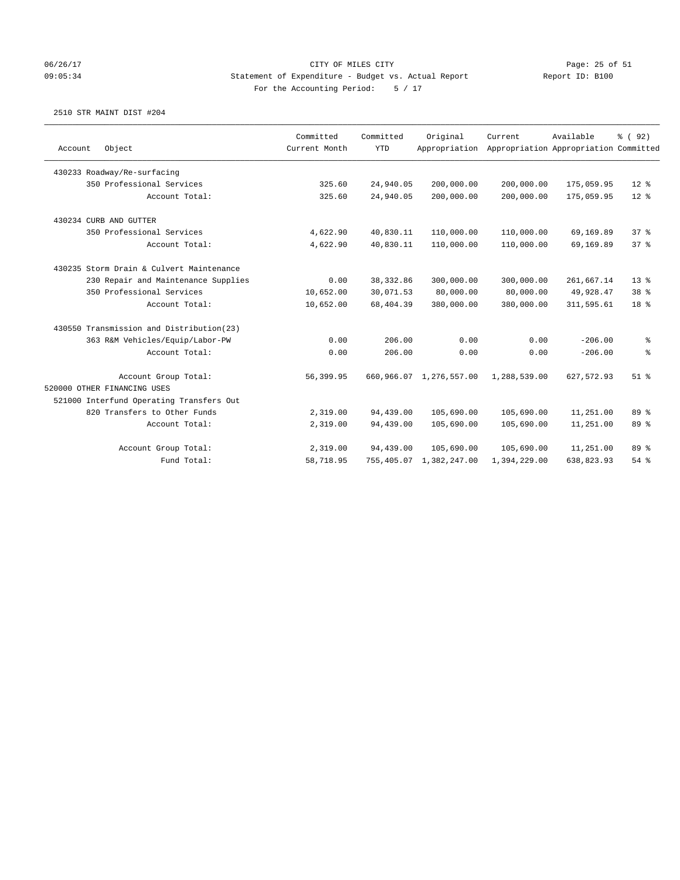CITY OF MILES CITY

Statement of Expenditure - Budget vs. Actual Report

For the Accounting Period: 5 / 17

06/26/17 09:05:34 Report ID: B100

2510 STR MAINT DIST #204

| Account Object | Committed Current Month | Committed YTD | Original Appropriation | Current Appropriation | Available Appropriation | % ( 92) Committed |
|---|---|---|---|---|---|---|
| 430233 Roadway/Re-surfacing | | | | | | |
| 350 Professional Services | 325.60 | 24,940.05 | 200,000.00 | 200,000.00 | 175,059.95 | 12 % |
| Account Total: | 325.60 | 24,940.05 | 200,000.00 | 200,000.00 | 175,059.95 | 12 % |
| 430234 CURB AND GUTTER | | | | | | |
| 350 Professional Services | 4,622.90 | 40,830.11 | 110,000.00 | 110,000.00 | 69,169.89 | 37 % |
| Account Total: | 4,622.90 | 40,830.11 | 110,000.00 | 110,000.00 | 69,169.89 | 37 % |
| 430235 Storm Drain & Culvert Maintenance | | | | | | |
| 230 Repair and Maintenance Supplies | 0.00 | 38,332.86 | 300,000.00 | 300,000.00 | 261,667.14 | 13 % |
| 350 Professional Services | 10,652.00 | 30,071.53 | 80,000.00 | 80,000.00 | 49,928.47 | 38 % |
| Account Total: | 10,652.00 | 68,404.39 | 380,000.00 | 380,000.00 | 311,595.61 | 18 % |
| 430550 Transmission and Distribution(23) | | | | | | |
| 363 R&M Vehicles/Equip/Labor-PW | 0.00 | 206.00 | 0.00 | 0.00 | -206.00 | % |
| Account Total: | 0.00 | 206.00 | 0.00 | 0.00 | -206.00 | % |
| Account Group Total: | 56,399.95 | 660,966.07 | 1,276,557.00 | 1,288,539.00 | 627,572.93 | 51 % |
| 520000 OTHER FINANCING USES | | | | | | |
| 521000 Interfund Operating Transfers Out | | | | | | |
| 820 Transfers to Other Funds | 2,319.00 | 94,439.00 | 105,690.00 | 105,690.00 | 11,251.00 | 89 % |
| Account Total: | 2,319.00 | 94,439.00 | 105,690.00 | 105,690.00 | 11,251.00 | 89 % |
| Account Group Total: | 2,319.00 | 94,439.00 | 105,690.00 | 105,690.00 | 11,251.00 | 89 % |
| Fund Total: | 58,718.95 | 755,405.07 | 1,382,247.00 | 1,394,229.00 | 638,823.93 | 54 % |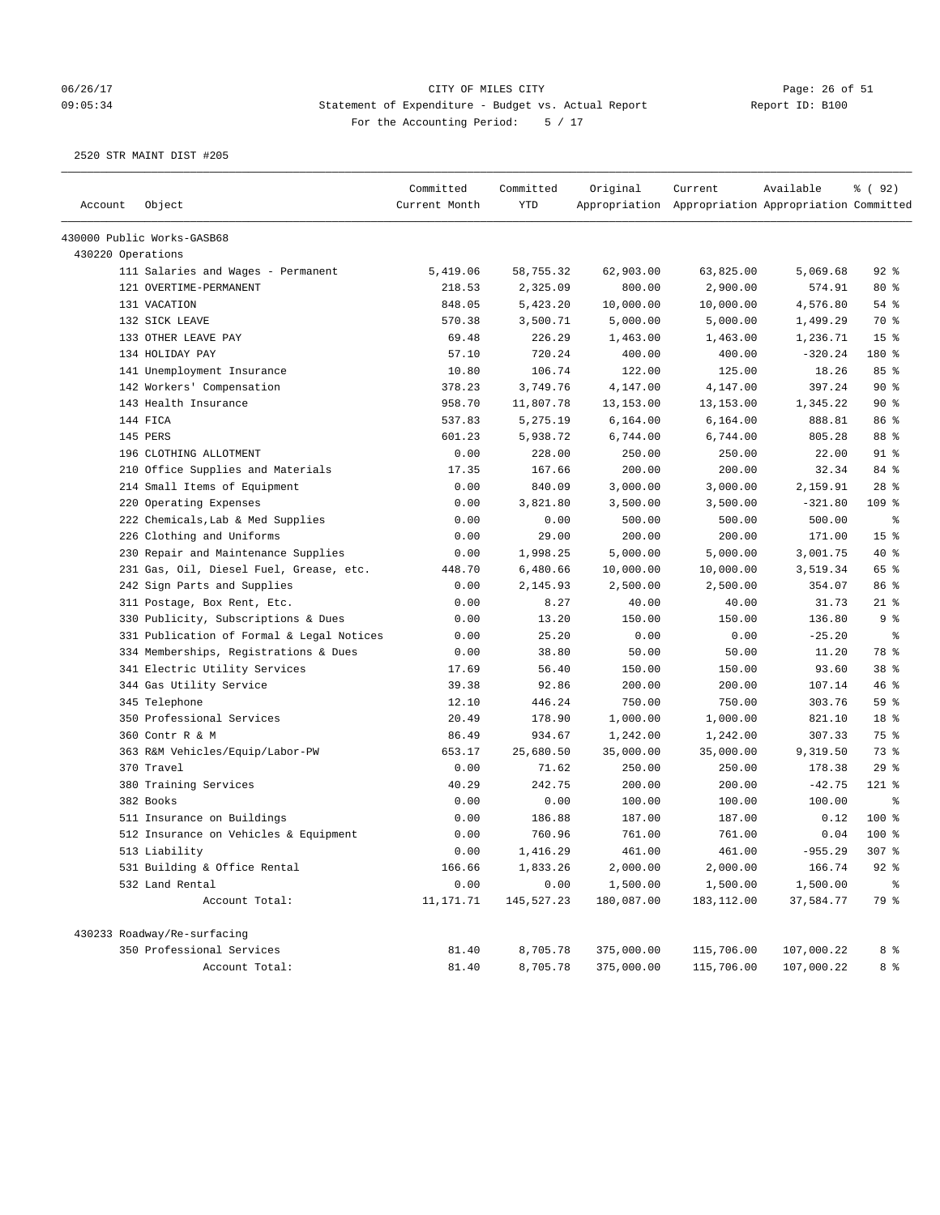CITY OF MILES CITY

Statement of Expenditure - Budget vs. Actual Report

Report ID: B100

For the Accounting Period: 5 / 17

2520 STR MAINT DIST #205

| Account | Object | Committed Current Month | Committed YTD | Original Appropriation | Current Appropriation | Available Appropriation | % ( 92) Committed |
|---|---|---|---|---|---|---|---|
| 430000 Public Works-GASB68 | | | | | | | |
| 430220 Operations | | | | | | | |
| | 111 Salaries and Wages - Permanent | 5,419.06 | 58,755.32 | 62,903.00 | 63,825.00 | 5,069.68 | 92 % |
| | 121 OVERTIME-PERMANENT | 218.53 | 2,325.09 | 800.00 | 2,900.00 | 574.91 | 80 % |
| | 131 VACATION | 848.05 | 5,423.20 | 10,000.00 | 10,000.00 | 4,576.80 | 54 % |
| | 132 SICK LEAVE | 570.38 | 3,500.71 | 5,000.00 | 5,000.00 | 1,499.29 | 70 % |
| | 133 OTHER LEAVE PAY | 69.48 | 226.29 | 1,463.00 | 1,463.00 | 1,236.71 | 15 % |
| | 134 HOLIDAY PAY | 57.10 | 720.24 | 400.00 | 400.00 | -320.24 | 180 % |
| | 141 Unemployment Insurance | 10.80 | 106.74 | 122.00 | 125.00 | 18.26 | 85 % |
| | 142 Workers' Compensation | 378.23 | 3,749.76 | 4,147.00 | 4,147.00 | 397.24 | 90 % |
| | 143 Health Insurance | 958.70 | 11,807.78 | 13,153.00 | 13,153.00 | 1,345.22 | 90 % |
| | 144 FICA | 537.83 | 5,275.19 | 6,164.00 | 6,164.00 | 888.81 | 86 % |
| | 145 PERS | 601.23 | 5,938.72 | 6,744.00 | 6,744.00 | 805.28 | 88 % |
| | 196 CLOTHING ALLOTMENT | 0.00 | 228.00 | 250.00 | 250.00 | 22.00 | 91 % |
| | 210 Office Supplies and Materials | 17.35 | 167.66 | 200.00 | 200.00 | 32.34 | 84 % |
| | 214 Small Items of Equipment | 0.00 | 840.09 | 3,000.00 | 3,000.00 | 2,159.91 | 28 % |
| | 220 Operating Expenses | 0.00 | 3,821.80 | 3,500.00 | 3,500.00 | -321.80 | 109 % |
| | 222 Chemicals,Lab & Med Supplies | 0.00 | 0.00 | 500.00 | 500.00 | 500.00 | % |
| | 226 Clothing and Uniforms | 0.00 | 29.00 | 200.00 | 200.00 | 171.00 | 15 % |
| | 230 Repair and Maintenance Supplies | 0.00 | 1,998.25 | 5,000.00 | 5,000.00 | 3,001.75 | 40 % |
| | 231 Gas, Oil, Diesel Fuel, Grease, etc. | 448.70 | 6,480.66 | 10,000.00 | 10,000.00 | 3,519.34 | 65 % |
| | 242 Sign Parts and Supplies | 0.00 | 2,145.93 | 2,500.00 | 2,500.00 | 354.07 | 86 % |
| | 311 Postage, Box Rent, Etc. | 0.00 | 8.27 | 40.00 | 40.00 | 31.73 | 21 % |
| | 330 Publicity, Subscriptions & Dues | 0.00 | 13.20 | 150.00 | 150.00 | 136.80 | 9 % |
| | 331 Publication of Formal & Legal Notices | 0.00 | 25.20 | 0.00 | 0.00 | -25.20 | % |
| | 334 Memberships, Registrations & Dues | 0.00 | 38.80 | 50.00 | 50.00 | 11.20 | 78 % |
| | 341 Electric Utility Services | 17.69 | 56.40 | 150.00 | 150.00 | 93.60 | 38 % |
| | 344 Gas Utility Service | 39.38 | 92.86 | 200.00 | 200.00 | 107.14 | 46 % |
| | 345 Telephone | 12.10 | 446.24 | 750.00 | 750.00 | 303.76 | 59 % |
| | 350 Professional Services | 20.49 | 178.90 | 1,000.00 | 1,000.00 | 821.10 | 18 % |
| | 360 Contr R & M | 86.49 | 934.67 | 1,242.00 | 1,242.00 | 307.33 | 75 % |
| | 363 R&M Vehicles/Equip/Labor-PW | 653.17 | 25,680.50 | 35,000.00 | 35,000.00 | 9,319.50 | 73 % |
| | 370 Travel | 0.00 | 71.62 | 250.00 | 250.00 | 178.38 | 29 % |
| | 380 Training Services | 40.29 | 242.75 | 200.00 | 200.00 | -42.75 | 121 % |
| | 382 Books | 0.00 | 0.00 | 100.00 | 100.00 | 100.00 | % |
| | 511 Insurance on Buildings | 0.00 | 186.88 | 187.00 | 187.00 | 0.12 | 100 % |
| | 512 Insurance on Vehicles & Equipment | 0.00 | 760.96 | 761.00 | 761.00 | 0.04 | 100 % |
| | 513 Liability | 0.00 | 1,416.29 | 461.00 | 461.00 | -955.29 | 307 % |
| | 531 Building & Office Rental | 166.66 | 1,833.26 | 2,000.00 | 2,000.00 | 166.74 | 92 % |
| | 532 Land Rental | 0.00 | 0.00 | 1,500.00 | 1,500.00 | 1,500.00 | % |
| | Account Total: | 11,171.71 | 145,527.23 | 180,087.00 | 183,112.00 | 37,584.77 | 79 % |
| 430233 Roadway/Re-surfacing | | | | | | | |
| | 350 Professional Services | 81.40 | 8,705.78 | 375,000.00 | 115,706.00 | 107,000.22 | 8 % |
| | Account Total: | 81.40 | 8,705.78 | 375,000.00 | 115,706.00 | 107,000.22 | 8 % |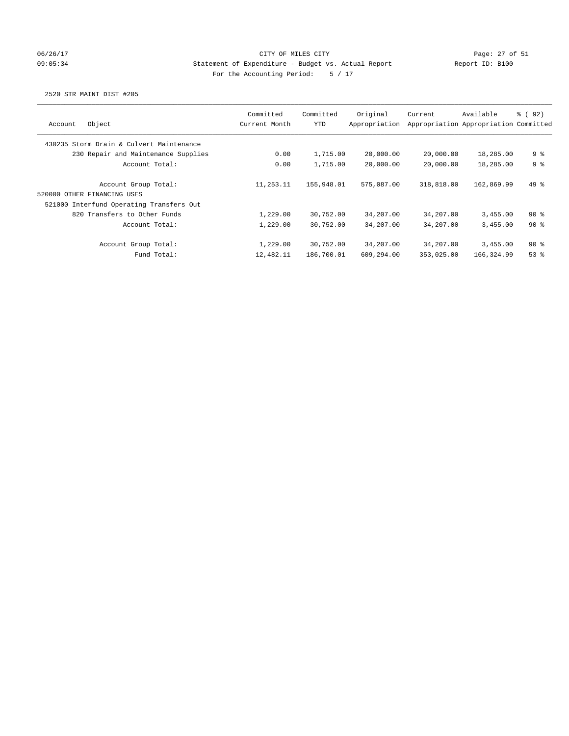CITY OF MILES CITY
Statement of Expenditure - Budget vs. Actual Report
For the Accounting Period: 5 / 17

06/26/17 09:05:34 Report ID: B100

2520 STR MAINT DIST #205

| Account Object | Committed Current Month | Committed YTD | Original Appropriation | Current Appropriation | Available Appropriation | % ( 92) Committed |
|---|---|---|---|---|---|---|
| 430235 Storm Drain & Culvert Maintenance | | | | | | |
| 230 Repair and Maintenance Supplies | 0.00 | 1,715.00 | 20,000.00 | 20,000.00 | 18,285.00 | 9 % |
| Account Total: | 0.00 | 1,715.00 | 20,000.00 | 20,000.00 | 18,285.00 | 9 % |
| Account Group Total: | 11,253.11 | 155,948.01 | 575,087.00 | 318,818.00 | 162,869.99 | 49 % |
| 520000 OTHER FINANCING USES | | | | | | |
| 521000 Interfund Operating Transfers Out | | | | | | |
| 820 Transfers to Other Funds | 1,229.00 | 30,752.00 | 34,207.00 | 34,207.00 | 3,455.00 | 90 % |
| Account Total: | 1,229.00 | 30,752.00 | 34,207.00 | 34,207.00 | 3,455.00 | 90 % |
| Account Group Total: | 1,229.00 | 30,752.00 | 34,207.00 | 34,207.00 | 3,455.00 | 90 % |
| Fund Total: | 12,482.11 | 186,700.01 | 609,294.00 | 353,025.00 | 166,324.99 | 53 % |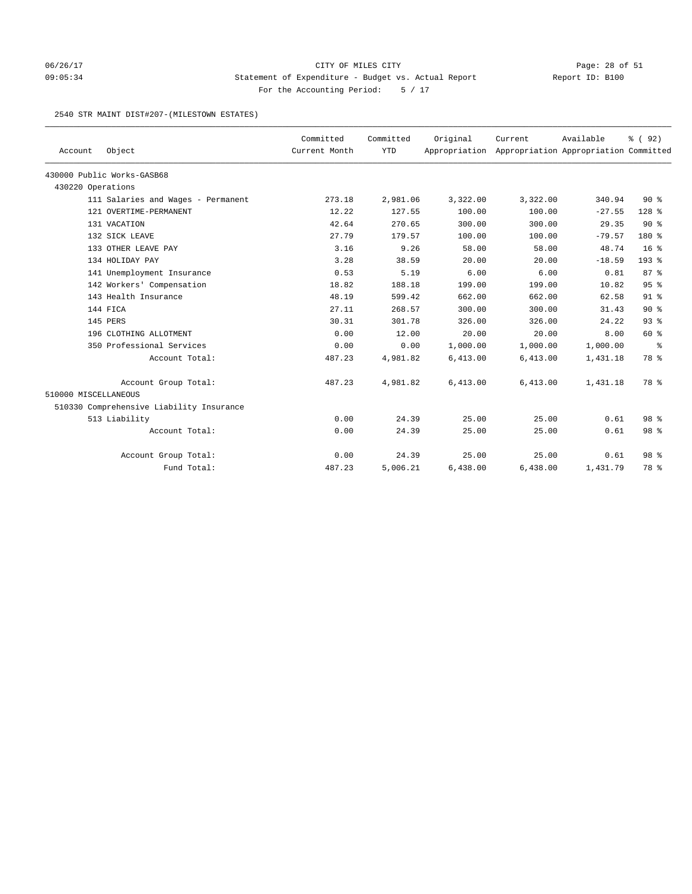CITY OF MILES CITY

Statement of Expenditure - Budget vs. Actual Report

Report ID: B100

For the Accounting Period: 5 / 17

06/26/17 09:05:34

2540 STR MAINT DIST#207-(MILESTOWN ESTATES)

| Account Object | Committed Current Month | Committed YTD | Original Appropriation | Current Appropriation | Available Appropriation | % ( 92) Committed |
|---|---|---|---|---|---|---|
| 430000 Public Works-GASB68 | | | | | | |
| 430220 Operations | | | | | | |
| 111 Salaries and Wages - Permanent | 273.18 | 2,981.06 | 3,322.00 | 3,322.00 | 340.94 | 90 % |
| 121 OVERTIME-PERMANENT | 12.22 | 127.55 | 100.00 | 100.00 | -27.55 | 128 % |
| 131 VACATION | 42.64 | 270.65 | 300.00 | 300.00 | 29.35 | 90 % |
| 132 SICK LEAVE | 27.79 | 179.57 | 100.00 | 100.00 | -79.57 | 180 % |
| 133 OTHER LEAVE PAY | 3.16 | 9.26 | 58.00 | 58.00 | 48.74 | 16 % |
| 134 HOLIDAY PAY | 3.28 | 38.59 | 20.00 | 20.00 | -18.59 | 193 % |
| 141 Unemployment Insurance | 0.53 | 5.19 | 6.00 | 6.00 | 0.81 | 87 % |
| 142 Workers' Compensation | 18.82 | 188.18 | 199.00 | 199.00 | 10.82 | 95 % |
| 143 Health Insurance | 48.19 | 599.42 | 662.00 | 662.00 | 62.58 | 91 % |
| 144 FICA | 27.11 | 268.57 | 300.00 | 300.00 | 31.43 | 90 % |
| 145 PERS | 30.31 | 301.78 | 326.00 | 326.00 | 24.22 | 93 % |
| 196 CLOTHING ALLOTMENT | 0.00 | 12.00 | 20.00 | 20.00 | 8.00 | 60 % |
| 350 Professional Services | 0.00 | 0.00 | 1,000.00 | 1,000.00 | 1,000.00 | % |
| Account Total: | 487.23 | 4,981.82 | 6,413.00 | 6,413.00 | 1,431.18 | 78 % |
| Account Group Total: | 487.23 | 4,981.82 | 6,413.00 | 6,413.00 | 1,431.18 | 78 % |
| 510000 MISCELLANEOUS | | | | | | |
| 510330 Comprehensive Liability Insurance | | | | | | |
| 513 Liability | 0.00 | 24.39 | 25.00 | 25.00 | 0.61 | 98 % |
| Account Total: | 0.00 | 24.39 | 25.00 | 25.00 | 0.61 | 98 % |
| Account Group Total: | 0.00 | 24.39 | 25.00 | 25.00 | 0.61 | 98 % |
| Fund Total: | 487.23 | 5,006.21 | 6,438.00 | 6,438.00 | 1,431.79 | 78 % |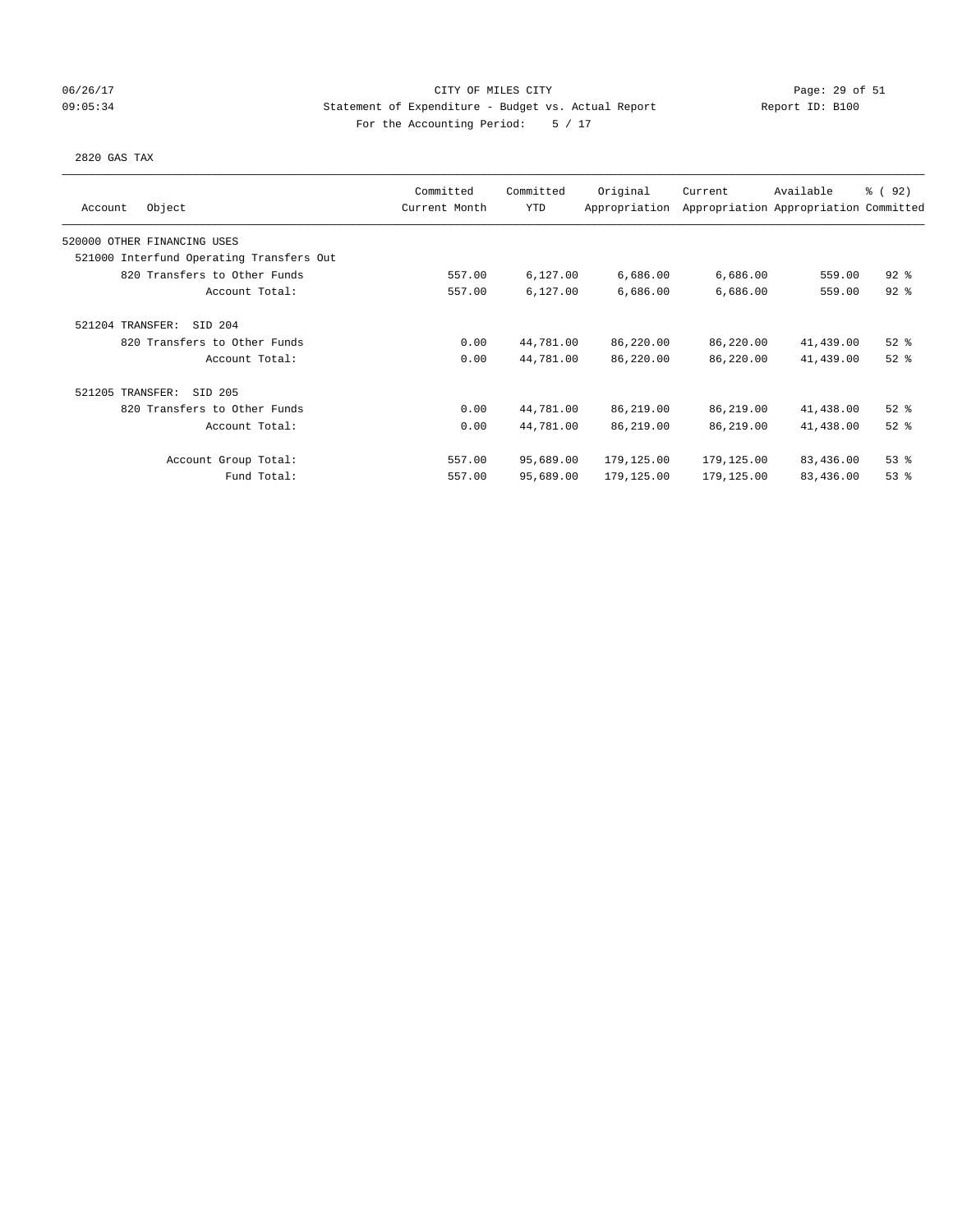CITY OF MILES CITY
Statement of Expenditure - Budget vs. Actual Report
For the Accounting Period: 5 / 17

06/26/17 09:05:34 — Report ID: B100

2820 GAS TAX

| Account Object | Committed Current Month | Committed YTD | Original Appropriation | Current Appropriation | Available Appropriation | % ( 92) Committed |
|---|---|---|---|---|---|---|
| 520000 OTHER FINANCING USES | | | | | | |
| 521000 Interfund Operating Transfers Out | | | | | | |
| 820 Transfers to Other Funds | 557.00 | 6,127.00 | 6,686.00 | 6,686.00 | 559.00 | 92 % |
| Account Total: | 557.00 | 6,127.00 | 6,686.00 | 6,686.00 | 559.00 | 92 % |
| 521204 TRANSFER: SID 204 | | | | | | |
| 820 Transfers to Other Funds | 0.00 | 44,781.00 | 86,220.00 | 86,220.00 | 41,439.00 | 52 % |
| Account Total: | 0.00 | 44,781.00 | 86,220.00 | 86,220.00 | 41,439.00 | 52 % |
| 521205 TRANSFER: SID 205 | | | | | | |
| 820 Transfers to Other Funds | 0.00 | 44,781.00 | 86,219.00 | 86,219.00 | 41,438.00 | 52 % |
| Account Total: | 0.00 | 44,781.00 | 86,219.00 | 86,219.00 | 41,438.00 | 52 % |
| Account Group Total: | 557.00 | 95,689.00 | 179,125.00 | 179,125.00 | 83,436.00 | 53 % |
| Fund Total: | 557.00 | 95,689.00 | 179,125.00 | 179,125.00 | 83,436.00 | 53 % |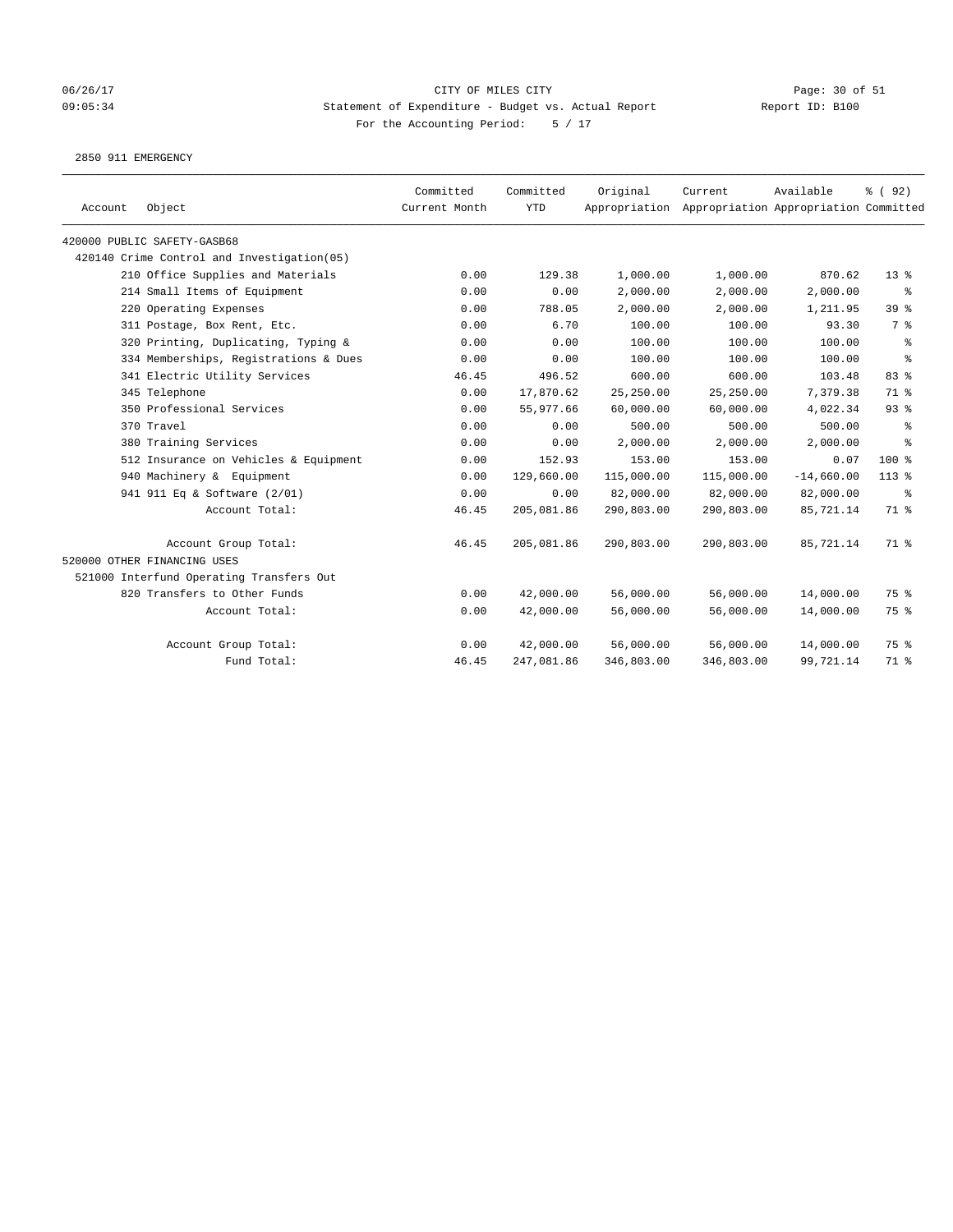CITY OF MILES CITY
Statement of Expenditure - Budget vs. Actual Report
For the Accounting Period: 5 / 17

06/26/17
09:05:34

Report ID: B100

2850 911 EMERGENCY

| Account | Object | Committed Current Month | Committed YTD | Original Appropriation | Current Appropriation | Available Appropriation | % ( 92) Committed |
|---|---|---|---|---|---|---|---|
| 420000 PUBLIC SAFETY-GASB68 | | | | | | | |
| 420140 Crime Control and Investigation(05) | | | | | | | |
| | 210 Office Supplies and Materials | 0.00 | 129.38 | 1,000.00 | 1,000.00 | 870.62 | 13 % |
| | 214 Small Items of Equipment | 0.00 | 0.00 | 2,000.00 | 2,000.00 | 2,000.00 | % |
| | 220 Operating Expenses | 0.00 | 788.05 | 2,000.00 | 2,000.00 | 1,211.95 | 39 % |
| | 311 Postage, Box Rent, Etc. | 0.00 | 6.70 | 100.00 | 100.00 | 93.30 | 7 % |
| | 320 Printing, Duplicating, Typing & | 0.00 | 0.00 | 100.00 | 100.00 | 100.00 | % |
| | 334 Memberships, Registrations & Dues | 0.00 | 0.00 | 100.00 | 100.00 | 100.00 | % |
| | 341 Electric Utility Services | 46.45 | 496.52 | 600.00 | 600.00 | 103.48 | 83 % |
| | 345 Telephone | 0.00 | 17,870.62 | 25,250.00 | 25,250.00 | 7,379.38 | 71 % |
| | 350 Professional Services | 0.00 | 55,977.66 | 60,000.00 | 60,000.00 | 4,022.34 | 93 % |
| | 370 Travel | 0.00 | 0.00 | 500.00 | 500.00 | 500.00 | % |
| | 380 Training Services | 0.00 | 0.00 | 2,000.00 | 2,000.00 | 2,000.00 | % |
| | 512 Insurance on Vehicles & Equipment | 0.00 | 152.93 | 153.00 | 153.00 | 0.07 | 100 % |
| | 940 Machinery & Equipment | 0.00 | 129,660.00 | 115,000.00 | 115,000.00 | -14,660.00 | 113 % |
| | 941 911 Eq & Software (2/01) | 0.00 | 0.00 | 82,000.00 | 82,000.00 | 82,000.00 | % |
| | Account Total: | 46.45 | 205,081.86 | 290,803.00 | 290,803.00 | 85,721.14 | 71 % |
| | Account Group Total: | 46.45 | 205,081.86 | 290,803.00 | 290,803.00 | 85,721.14 | 71 % |
| 520000 OTHER FINANCING USES | | | | | | | |
| 521000 Interfund Operating Transfers Out | | | | | | | |
| | 820 Transfers to Other Funds | 0.00 | 42,000.00 | 56,000.00 | 56,000.00 | 14,000.00 | 75 % |
| | Account Total: | 0.00 | 42,000.00 | 56,000.00 | 56,000.00 | 14,000.00 | 75 % |
| | Account Group Total: | 0.00 | 42,000.00 | 56,000.00 | 56,000.00 | 14,000.00 | 75 % |
| | Fund Total: | 46.45 | 247,081.86 | 346,803.00 | 346,803.00 | 99,721.14 | 71 % |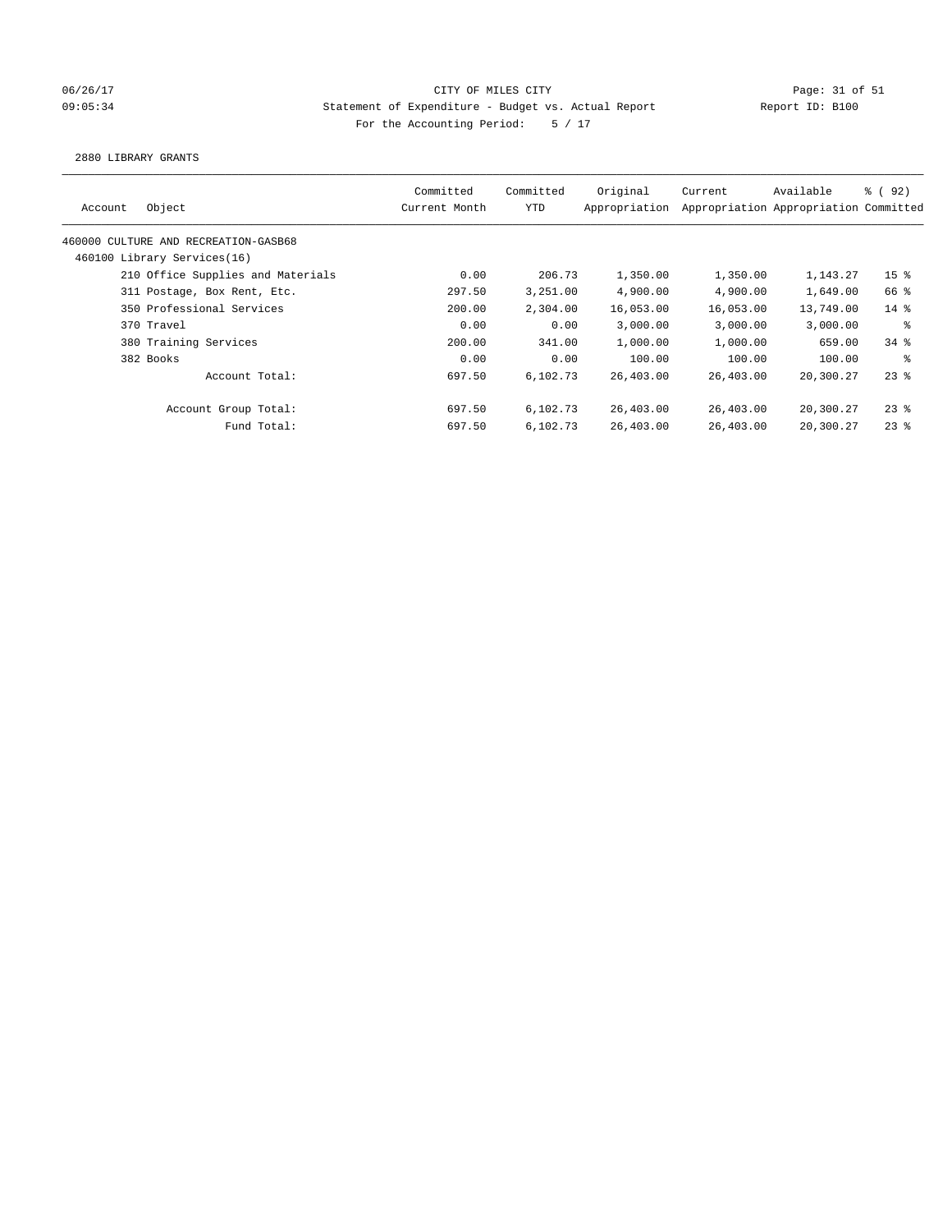CITY OF MILES CITY
Statement of Expenditure - Budget vs. Actual Report
For the Accounting Period: 5 / 17

06/26/17
09:05:34

Report ID: B100

2880 LIBRARY GRANTS

| Account | Object | Committed Current Month | Committed YTD | Original Appropriation | Current Appropriation | Available Appropriation | % ( 92) Committed |
|---|---|---|---|---|---|---|---|
| 460000 CULTURE AND RECREATION-GASB68 | | | | | | | |
| 460100 Library Services(16) | | | | | | | |
| | 210 Office Supplies and Materials | 0.00 | 206.73 | 1,350.00 | 1,350.00 | 1,143.27 | 15 % |
| | 311 Postage, Box Rent, Etc. | 297.50 | 3,251.00 | 4,900.00 | 4,900.00 | 1,649.00 | 66 % |
| | 350 Professional Services | 200.00 | 2,304.00 | 16,053.00 | 16,053.00 | 13,749.00 | 14 % |
| | 370 Travel | 0.00 | 0.00 | 3,000.00 | 3,000.00 | 3,000.00 | % |
| | 380 Training Services | 200.00 | 341.00 | 1,000.00 | 1,000.00 | 659.00 | 34 % |
| | 382 Books | 0.00 | 0.00 | 100.00 | 100.00 | 100.00 | % |
| | Account Total: | 697.50 | 6,102.73 | 26,403.00 | 26,403.00 | 20,300.27 | 23 % |
| | Account Group Total: | 697.50 | 6,102.73 | 26,403.00 | 26,403.00 | 20,300.27 | 23 % |
| | Fund Total: | 697.50 | 6,102.73 | 26,403.00 | 26,403.00 | 20,300.27 | 23 % |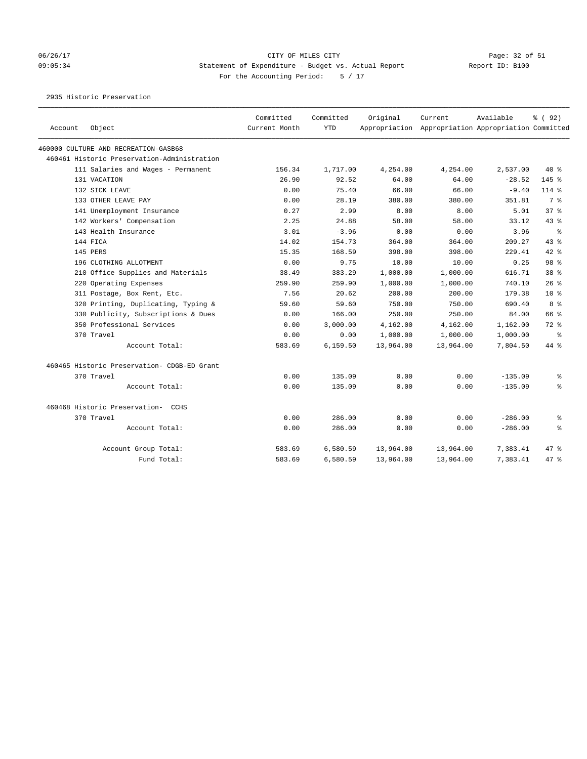CITY OF MILES CITY
Statement of Expenditure - Budget vs. Actual Report
For the Accounting Period: 5 / 17

06/26/17 09:05:34 — Report ID: B100

2935 Historic Preservation

| Account | Object | Committed Current Month | Committed YTD | Original Appropriation | Current Appropriation | Available Appropriation | % ( 92) Committed |
|---|---|---|---|---|---|---|---|
| 460000 CULTURE AND RECREATION-GASB68 | | | | | | | |
| 460461 Historic Preservation-Administration | | | | | | | |
| | 111 Salaries and Wages - Permanent | 156.34 | 1,717.00 | 4,254.00 | 4,254.00 | 2,537.00 | 40 % |
| | 131 VACATION | 26.90 | 92.52 | 64.00 | 64.00 | -28.52 | 145 % |
| | 132 SICK LEAVE | 0.00 | 75.40 | 66.00 | 66.00 | -9.40 | 114 % |
| | 133 OTHER LEAVE PAY | 0.00 | 28.19 | 380.00 | 380.00 | 351.81 | 7 % |
| | 141 Unemployment Insurance | 0.27 | 2.99 | 8.00 | 8.00 | 5.01 | 37 % |
| | 142 Workers' Compensation | 2.25 | 24.88 | 58.00 | 58.00 | 33.12 | 43 % |
| | 143 Health Insurance | 3.01 | -3.96 | 0.00 | 0.00 | 3.96 | % |
| | 144 FICA | 14.02 | 154.73 | 364.00 | 364.00 | 209.27 | 43 % |
| | 145 PERS | 15.35 | 168.59 | 398.00 | 398.00 | 229.41 | 42 % |
| | 196 CLOTHING ALLOTMENT | 0.00 | 9.75 | 10.00 | 10.00 | 0.25 | 98 % |
| | 210 Office Supplies and Materials | 38.49 | 383.29 | 1,000.00 | 1,000.00 | 616.71 | 38 % |
| | 220 Operating Expenses | 259.90 | 259.90 | 1,000.00 | 1,000.00 | 740.10 | 26 % |
| | 311 Postage, Box Rent, Etc. | 7.56 | 20.62 | 200.00 | 200.00 | 179.38 | 10 % |
| | 320 Printing, Duplicating, Typing & | 59.60 | 59.60 | 750.00 | 750.00 | 690.40 | 8 % |
| | 330 Publicity, Subscriptions & Dues | 0.00 | 166.00 | 250.00 | 250.00 | 84.00 | 66 % |
| | 350 Professional Services | 0.00 | 3,000.00 | 4,162.00 | 4,162.00 | 1,162.00 | 72 % |
| | 370 Travel | 0.00 | 0.00 | 1,000.00 | 1,000.00 | 1,000.00 | % |
| | Account Total: | 583.69 | 6,159.50 | 13,964.00 | 13,964.00 | 7,804.50 | 44 % |
| 460465 Historic Preservation- CDGB-ED Grant | | | | | | | |
| | 370 Travel | 0.00 | 135.09 | 0.00 | 0.00 | -135.09 | % |
| | Account Total: | 0.00 | 135.09 | 0.00 | 0.00 | -135.09 | % |
| 460468 Historic Preservation- CCHS | | | | | | | |
| | 370 Travel | 0.00 | 286.00 | 0.00 | 0.00 | -286.00 | % |
| | Account Total: | 0.00 | 286.00 | 0.00 | 0.00 | -286.00 | % |
| | Account Group Total: | 583.69 | 6,580.59 | 13,964.00 | 13,964.00 | 7,383.41 | 47 % |
| | Fund Total: | 583.69 | 6,580.59 | 13,964.00 | 13,964.00 | 7,383.41 | 47 % |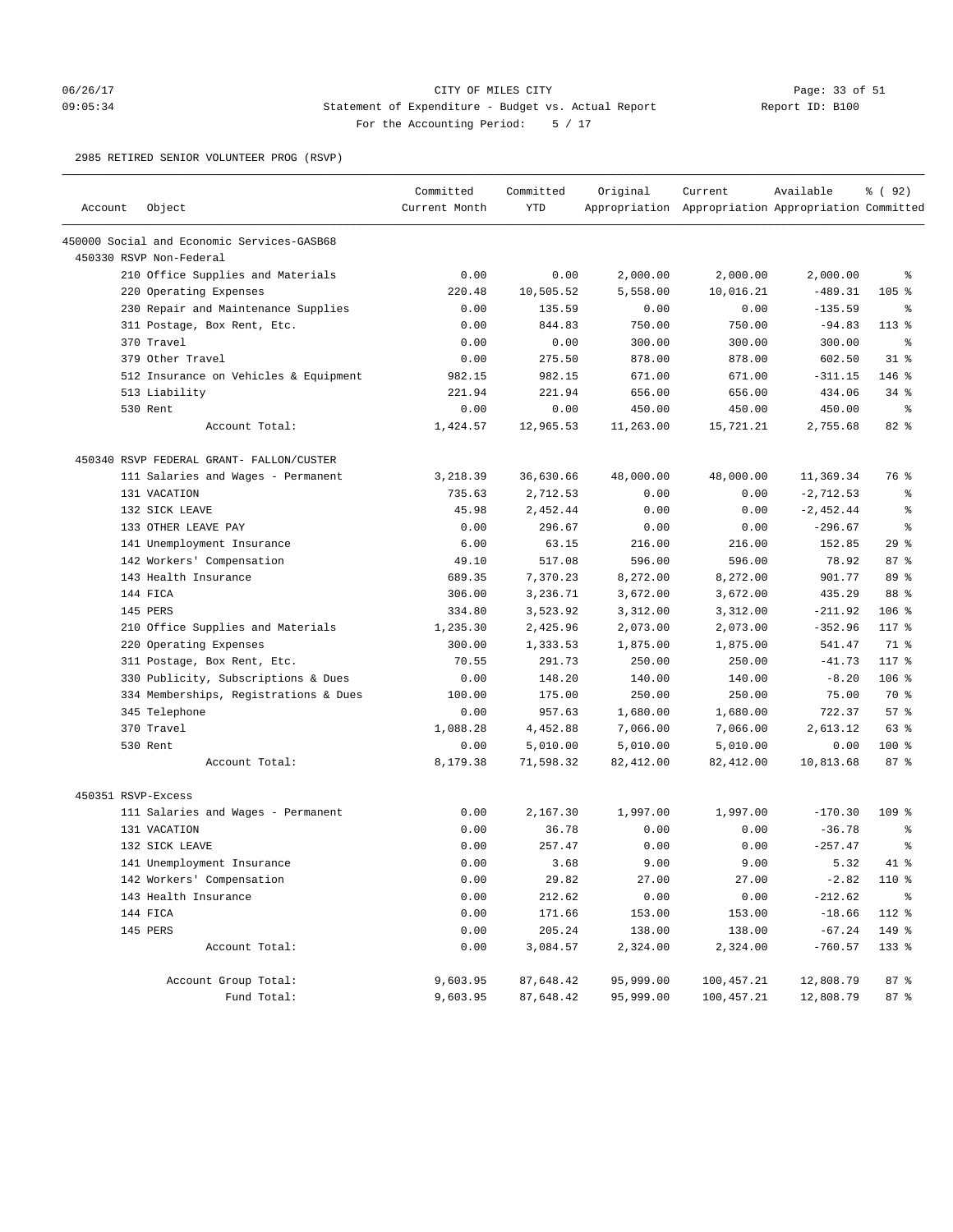CITY OF MILES CITY

Statement of Expenditure - Budget vs. Actual Report

For the Accounting Period: 5 / 17

2985 RETIRED SENIOR VOLUNTEER PROG (RSVP)

| Account | Object | Committed Current Month | Committed YTD | Original Appropriation | Current Appropriation | Available Appropriation | % ( 92) Committed |
|---|---|---|---|---|---|---|---|
| 450000 Social and Economic Services-GASB68 | | | | | | | |
| 450330 RSVP Non-Federal | | | | | | | |
| | 210 Office Supplies and Materials | 0.00 | 0.00 | 2,000.00 | 2,000.00 | 2,000.00 | % |
| | 220 Operating Expenses | 220.48 | 10,505.52 | 5,558.00 | 10,016.21 | -489.31 | 105 % |
| | 230 Repair and Maintenance Supplies | 0.00 | 135.59 | 0.00 | 0.00 | -135.59 | % |
| | 311 Postage, Box Rent, Etc. | 0.00 | 844.83 | 750.00 | 750.00 | -94.83 | 113 % |
| | 370 Travel | 0.00 | 0.00 | 300.00 | 300.00 | 300.00 | % |
| | 379 Other Travel | 0.00 | 275.50 | 878.00 | 878.00 | 602.50 | 31 % |
| | 512 Insurance on Vehicles & Equipment | 982.15 | 982.15 | 671.00 | 671.00 | -311.15 | 146 % |
| | 513 Liability | 221.94 | 221.94 | 656.00 | 656.00 | 434.06 | 34 % |
| | 530 Rent | 0.00 | 0.00 | 450.00 | 450.00 | 450.00 | % |
| | Account Total: | 1,424.57 | 12,965.53 | 11,263.00 | 15,721.21 | 2,755.68 | 82 % |
| 450340 RSVP FEDERAL GRANT- FALLON/CUSTER | | | | | | | |
| | 111 Salaries and Wages - Permanent | 3,218.39 | 36,630.66 | 48,000.00 | 48,000.00 | 11,369.34 | 76 % |
| | 131 VACATION | 735.63 | 2,712.53 | 0.00 | 0.00 | -2,712.53 | % |
| | 132 SICK LEAVE | 45.98 | 2,452.44 | 0.00 | 0.00 | -2,452.44 | % |
| | 133 OTHER LEAVE PAY | 0.00 | 296.67 | 0.00 | 0.00 | -296.67 | % |
| | 141 Unemployment Insurance | 6.00 | 63.15 | 216.00 | 216.00 | 152.85 | 29 % |
| | 142 Workers' Compensation | 49.10 | 517.08 | 596.00 | 596.00 | 78.92 | 87 % |
| | 143 Health Insurance | 689.35 | 7,370.23 | 8,272.00 | 8,272.00 | 901.77 | 89 % |
| | 144 FICA | 306.00 | 3,236.71 | 3,672.00 | 3,672.00 | 435.29 | 88 % |
| | 145 PERS | 334.80 | 3,523.92 | 3,312.00 | 3,312.00 | -211.92 | 106 % |
| | 210 Office Supplies and Materials | 1,235.30 | 2,425.96 | 2,073.00 | 2,073.00 | -352.96 | 117 % |
| | 220 Operating Expenses | 300.00 | 1,333.53 | 1,875.00 | 1,875.00 | 541.47 | 71 % |
| | 311 Postage, Box Rent, Etc. | 70.55 | 291.73 | 250.00 | 250.00 | -41.73 | 117 % |
| | 330 Publicity, Subscriptions & Dues | 0.00 | 148.20 | 140.00 | 140.00 | -8.20 | 106 % |
| | 334 Memberships, Registrations & Dues | 100.00 | 175.00 | 250.00 | 250.00 | 75.00 | 70 % |
| | 345 Telephone | 0.00 | 957.63 | 1,680.00 | 1,680.00 | 722.37 | 57 % |
| | 370 Travel | 1,088.28 | 4,452.88 | 7,066.00 | 7,066.00 | 2,613.12 | 63 % |
| | 530 Rent | 0.00 | 5,010.00 | 5,010.00 | 5,010.00 | 0.00 | 100 % |
| | Account Total: | 8,179.38 | 71,598.32 | 82,412.00 | 82,412.00 | 10,813.68 | 87 % |
| 450351 RSVP-Excess | | | | | | | |
| | 111 Salaries and Wages - Permanent | 0.00 | 2,167.30 | 1,997.00 | 1,997.00 | -170.30 | 109 % |
| | 131 VACATION | 0.00 | 36.78 | 0.00 | 0.00 | -36.78 | % |
| | 132 SICK LEAVE | 0.00 | 257.47 | 0.00 | 0.00 | -257.47 | % |
| | 141 Unemployment Insurance | 0.00 | 3.68 | 9.00 | 9.00 | 5.32 | 41 % |
| | 142 Workers' Compensation | 0.00 | 29.82 | 27.00 | 27.00 | -2.82 | 110 % |
| | 143 Health Insurance | 0.00 | 212.62 | 0.00 | 0.00 | -212.62 | % |
| | 144 FICA | 0.00 | 171.66 | 153.00 | 153.00 | -18.66 | 112 % |
| | 145 PERS | 0.00 | 205.24 | 138.00 | 138.00 | -67.24 | 149 % |
| | Account Total: | 0.00 | 3,084.57 | 2,324.00 | 2,324.00 | -760.57 | 133 % |
| | Account Group Total: | 9,603.95 | 87,648.42 | 95,999.00 | 100,457.21 | 12,808.79 | 87 % |
| | Fund Total: | 9,603.95 | 87,648.42 | 95,999.00 | 100,457.21 | 12,808.79 | 87 % |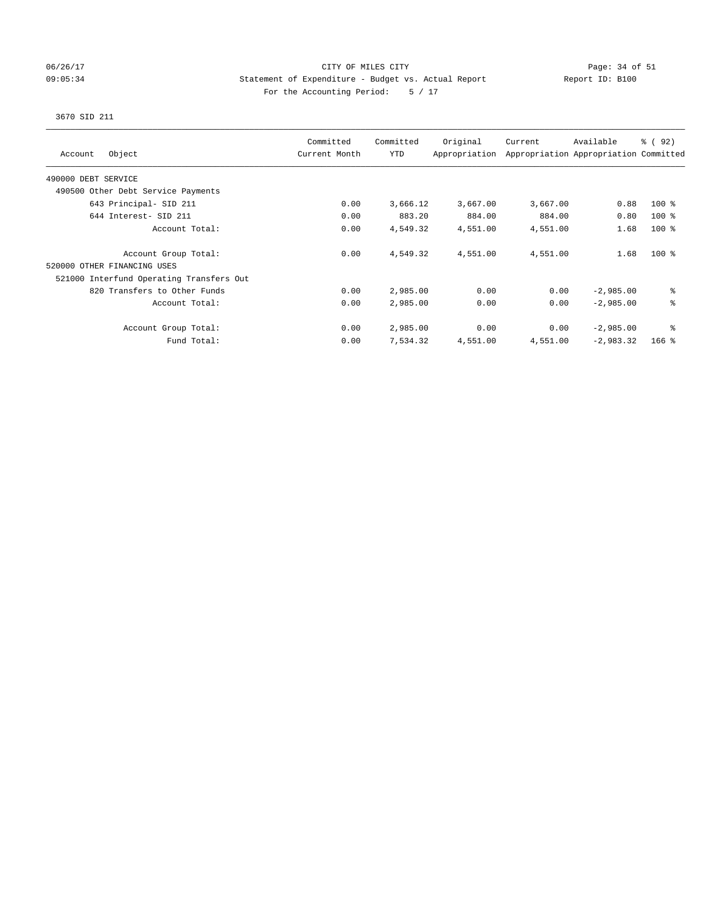CITY OF MILES CITY

Statement of Expenditure - Budget vs. Actual Report

For the Accounting Period: 5 / 17

06/26/17 09:05:34 — Report ID: B100

3670 SID 211

| Account Object | Committed Current Month | Committed YTD | Original Appropriation | Current Appropriation | Available Appropriation | % ( 92) Committed |
|---|---|---|---|---|---|---|
| 490000 DEBT SERVICE | | | | | | |
| 490500 Other Debt Service Payments | | | | | | |
| 643 Principal- SID 211 | 0.00 | 3,666.12 | 3,667.00 | 3,667.00 | 0.88 | 100 % |
| 644 Interest- SID 211 | 0.00 | 883.20 | 884.00 | 884.00 | 0.80 | 100 % |
| Account Total: | 0.00 | 4,549.32 | 4,551.00 | 4,551.00 | 1.68 | 100 % |
| Account Group Total: | 0.00 | 4,549.32 | 4,551.00 | 4,551.00 | 1.68 | 100 % |
| 520000 OTHER FINANCING USES | | | | | | |
| 521000 Interfund Operating Transfers Out | | | | | | |
| 820 Transfers to Other Funds | 0.00 | 2,985.00 | 0.00 | 0.00 | -2,985.00 | % |
| Account Total: | 0.00 | 2,985.00 | 0.00 | 0.00 | -2,985.00 | % |
| Account Group Total: | 0.00 | 2,985.00 | 0.00 | 0.00 | -2,985.00 | % |
| Fund Total: | 0.00 | 7,534.32 | 4,551.00 | 4,551.00 | -2,983.32 | 166 % |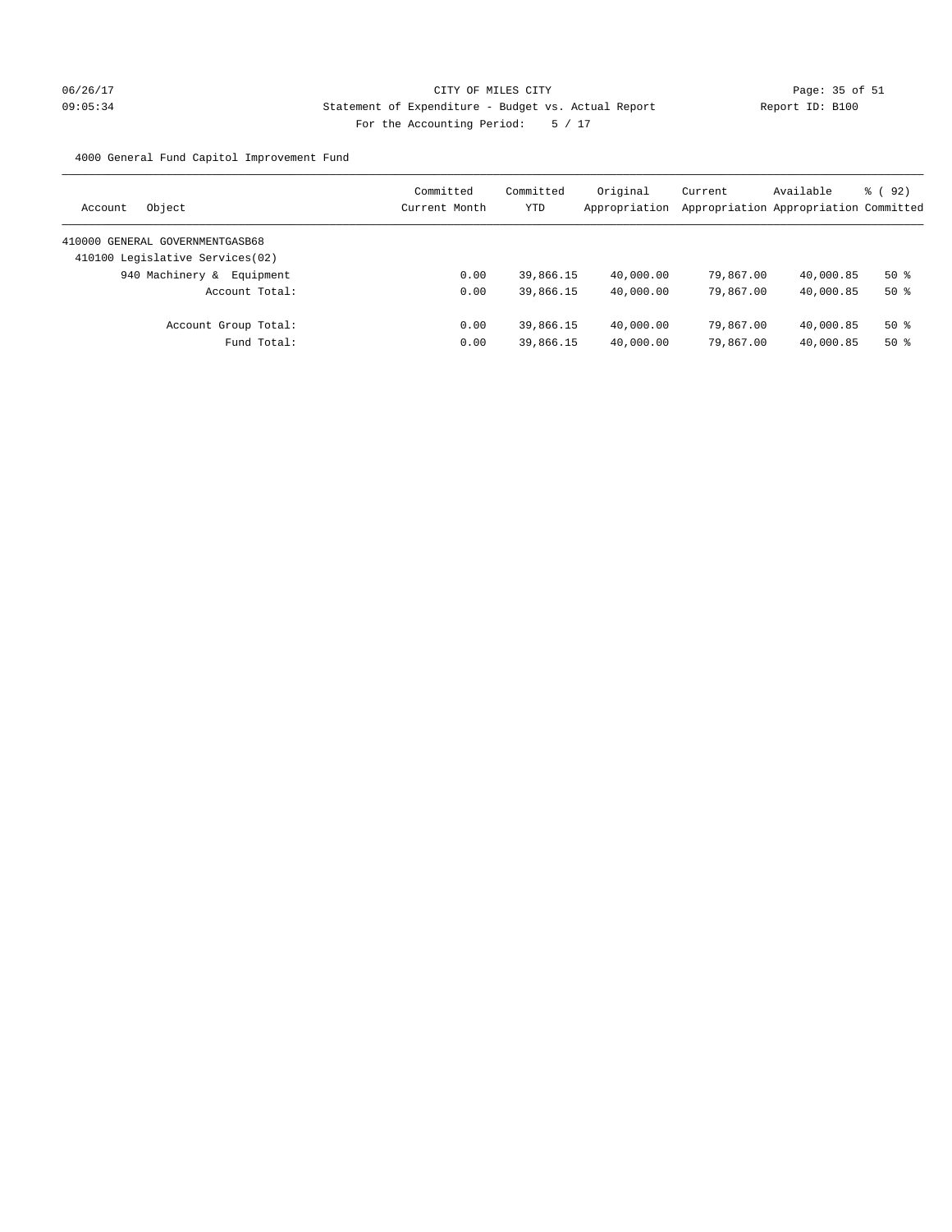CITY OF MILES CITY

Statement of Expenditure - Budget vs. Actual Report

For the Accounting Period: 5 / 17

4000 General Fund Capitol Improvement Fund

| Account Object | Committed Current Month | Committed YTD | Original Appropriation | Current Appropriation | Available Appropriation | % ( 92) Committed |
|---|---|---|---|---|---|---|
| 410000 GENERAL GOVERNMENTGASB68 | | | | | | |
| 410100 Legislative Services(02) | | | | | | |
| 940 Machinery & Equipment | 0.00 | 39,866.15 | 40,000.00 | 79,867.00 | 40,000.85 | 50 % |
| Account Total: | 0.00 | 39,866.15 | 40,000.00 | 79,867.00 | 40,000.85 | 50 % |
| Account Group Total: | 0.00 | 39,866.15 | 40,000.00 | 79,867.00 | 40,000.85 | 50 % |
| Fund Total: | 0.00 | 39,866.15 | 40,000.00 | 79,867.00 | 40,000.85 | 50 % |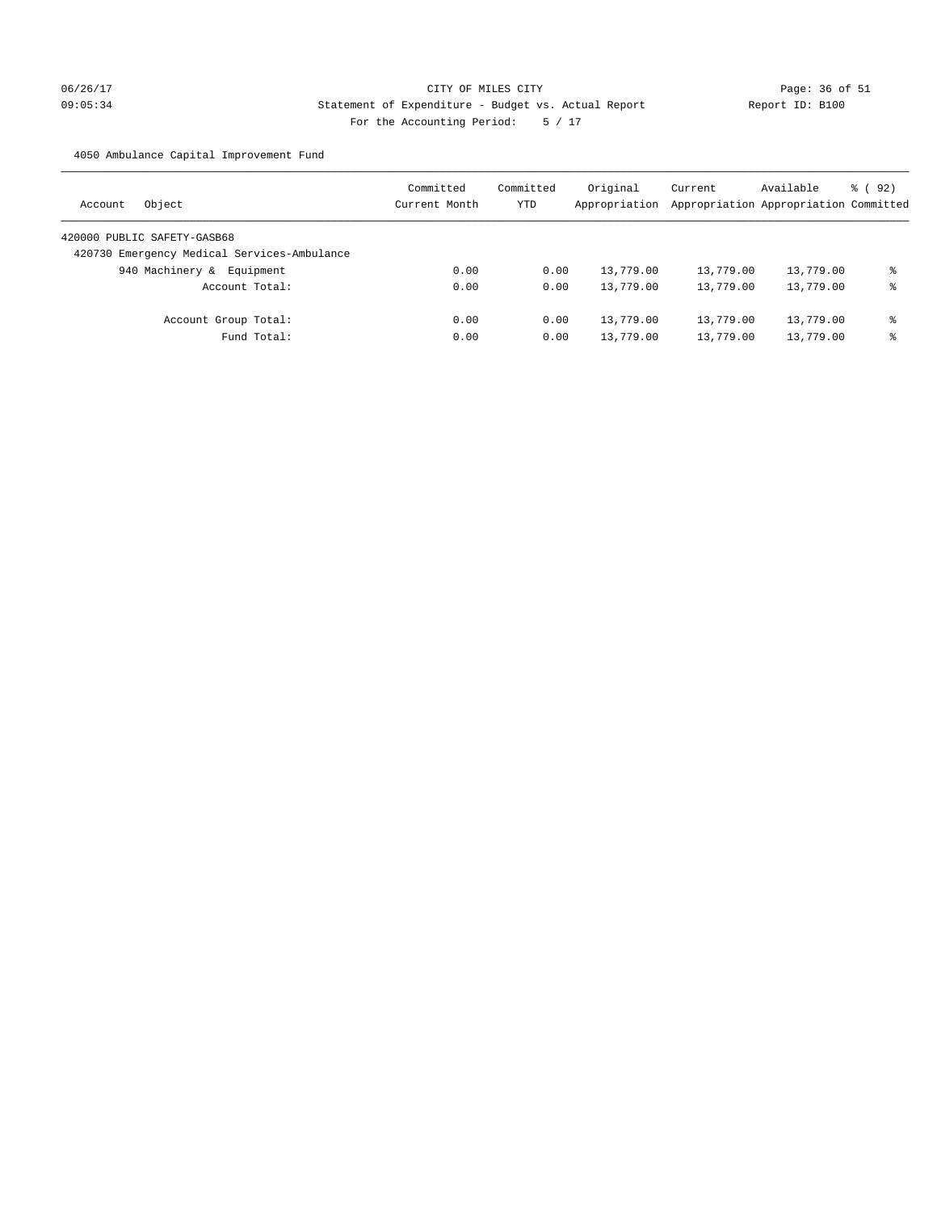CITY OF MILES CITY
Statement of Expenditure - Budget vs. Actual Report
Report ID: B100
For the Accounting Period: 5 / 17

06/26/17
09:05:34

4050 Ambulance Capital Improvement Fund

| Account Object | Committed Current Month | Committed YTD | Original Appropriation | Current Appropriation | Available Appropriation | % ( 92) Committed |
|---|---|---|---|---|---|---|
| 420000 PUBLIC SAFETY-GASB68 | | | | | | |
| 420730 Emergency Medical Services-Ambulance | | | | | | |
| 940 Machinery & Equipment | 0.00 | 0.00 | 13,779.00 | 13,779.00 | 13,779.00 | % |
| Account Total: | 0.00 | 0.00 | 13,779.00 | 13,779.00 | 13,779.00 | % |
| Account Group Total: | 0.00 | 0.00 | 13,779.00 | 13,779.00 | 13,779.00 | % |
| Fund Total: | 0.00 | 0.00 | 13,779.00 | 13,779.00 | 13,779.00 | % |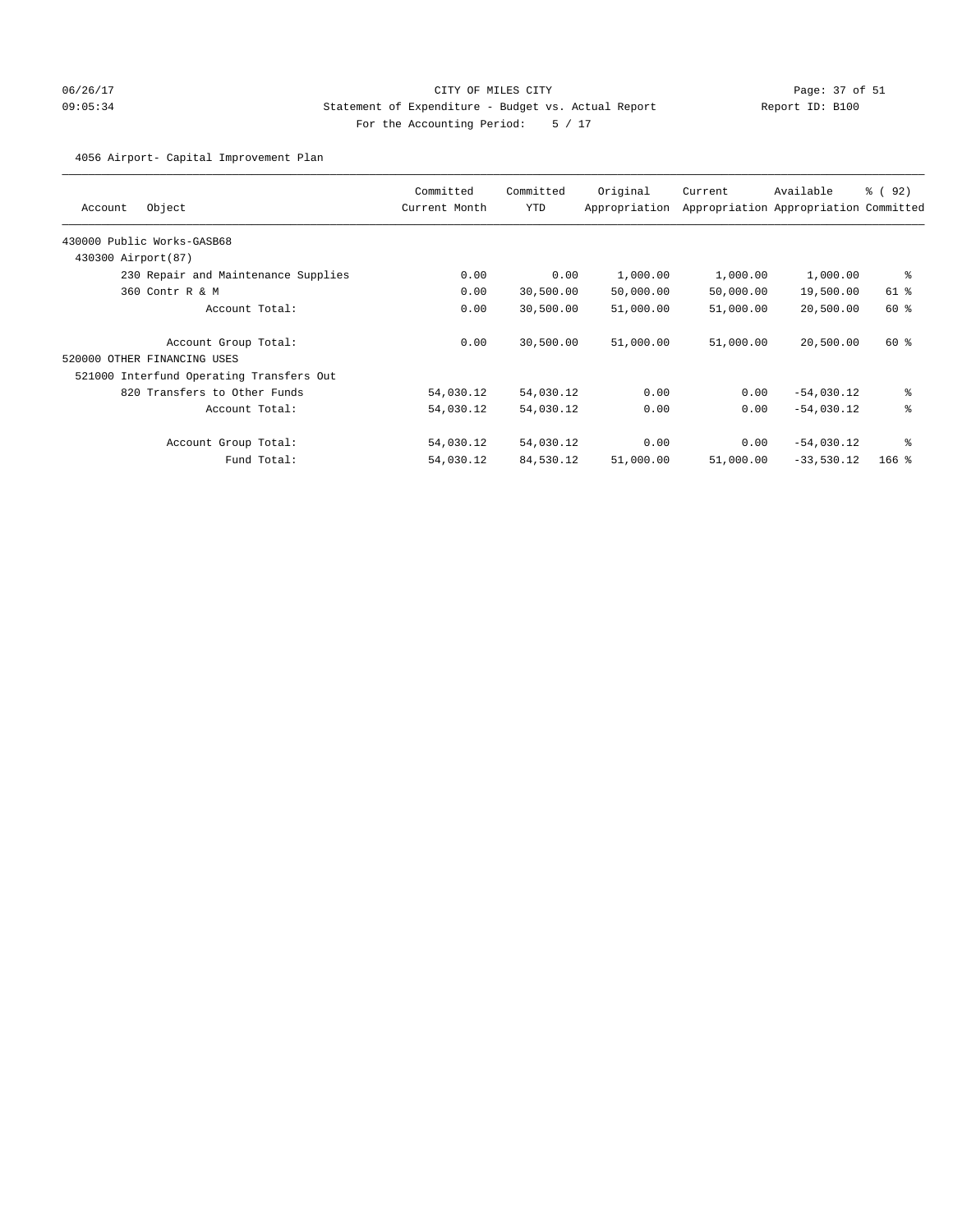CITY OF MILES CITY

Statement of Expenditure - Budget vs. Actual Report

Report ID: B100

06/26/17 09:05:34

For the Accounting Period: 5 / 17

4056 Airport- Capital Improvement Plan

| Account Object | Committed Current Month | Committed YTD | Original Appropriation | Current Appropriation | Available Appropriation | % ( 92) Committed |
|---|---|---|---|---|---|---|
| 430000 Public Works-GASB68 | | | | | | |
| 430300 Airport(87) | | | | | | |
| 230 Repair and Maintenance Supplies | 0.00 | 0.00 | 1,000.00 | 1,000.00 | 1,000.00 | % |
| 360 Contr R & M | 0.00 | 30,500.00 | 50,000.00 | 50,000.00 | 19,500.00 | 61 % |
| Account Total: | 0.00 | 30,500.00 | 51,000.00 | 51,000.00 | 20,500.00 | 60 % |
| Account Group Total: | 0.00 | 30,500.00 | 51,000.00 | 51,000.00 | 20,500.00 | 60 % |
| 520000 OTHER FINANCING USES | | | | | | |
| 521000 Interfund Operating Transfers Out | | | | | | |
| 820 Transfers to Other Funds | 54,030.12 | 54,030.12 | 0.00 | 0.00 | -54,030.12 | % |
| Account Total: | 54,030.12 | 54,030.12 | 0.00 | 0.00 | -54,030.12 | % |
| Account Group Total: | 54,030.12 | 54,030.12 | 0.00 | 0.00 | -54,030.12 | % |
| Fund Total: | 54,030.12 | 84,530.12 | 51,000.00 | 51,000.00 | -33,530.12 | 166 % |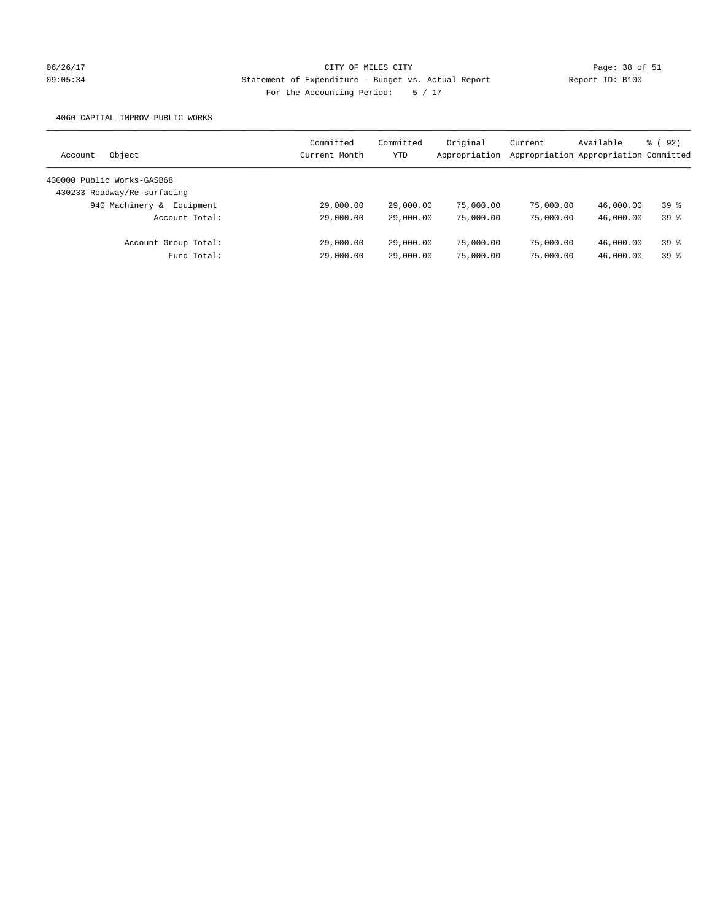CITY OF MILES CITY

Statement of Expenditure - Budget vs. Actual Report

Report ID: B100

For the Accounting Period: 5 / 17

06/26/17 09:05:34

4060 CAPITAL IMPROV-PUBLIC WORKS

| Account | Object | Committed Current Month | Committed YTD | Original Appropriation | Current Appropriation | Available Appropriation | % ( 92) Committed |
|---|---|---|---|---|---|---|---|
| 430000 Public Works-GASB68 | | | | | | | |
| 430233 Roadway/Re-surfacing | | | | | | | |
| | 940 Machinery & Equipment | 29,000.00 | 29,000.00 | 75,000.00 | 75,000.00 | 46,000.00 | 39 % |
| | Account Total: | 29,000.00 | 29,000.00 | 75,000.00 | 75,000.00 | 46,000.00 | 39 % |
| | Account Group Total: | 29,000.00 | 29,000.00 | 75,000.00 | 75,000.00 | 46,000.00 | 39 % |
| | Fund Total: | 29,000.00 | 29,000.00 | 75,000.00 | 75,000.00 | 46,000.00 | 39 % |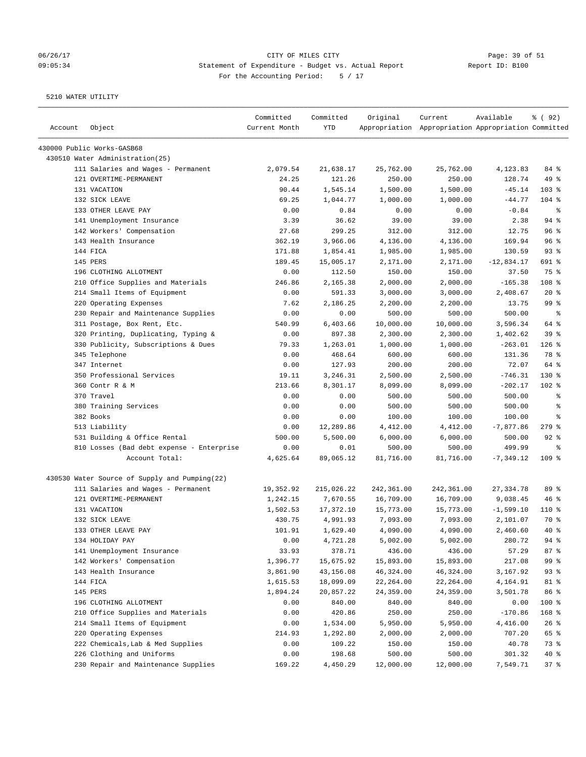CITY OF MILES CITY
Statement of Expenditure - Budget vs. Actual Report
For the Accounting Period: 5 / 17

5210 WATER UTILITY

| Account | Object | Committed Current Month | Committed YTD | Original Appropriation | Current Appropriation | Available Appropriation | % ( 92) Committed |
|---|---|---|---|---|---|---|---|
| 430000 Public Works-GASB68 | | | | | | | |
| 430510 Water Administration(25) | | | | | | | |
| | 111 Salaries and Wages - Permanent | 2,079.54 | 21,638.17 | 25,762.00 | 25,762.00 | 4,123.83 | 84 % |
| | 121 OVERTIME-PERMANENT | 24.25 | 121.26 | 250.00 | 250.00 | 128.74 | 49 % |
| | 131 VACATION | 90.44 | 1,545.14 | 1,500.00 | 1,500.00 | -45.14 | 103 % |
| | 132 SICK LEAVE | 69.25 | 1,044.77 | 1,000.00 | 1,000.00 | -44.77 | 104 % |
| | 133 OTHER LEAVE PAY | 0.00 | 0.84 | 0.00 | 0.00 | -0.84 | % |
| | 141 Unemployment Insurance | 3.39 | 36.62 | 39.00 | 39.00 | 2.38 | 94 % |
| | 142 Workers' Compensation | 27.68 | 299.25 | 312.00 | 312.00 | 12.75 | 96 % |
| | 143 Health Insurance | 362.19 | 3,966.06 | 4,136.00 | 4,136.00 | 169.94 | 96 % |
| | 144 FICA | 171.88 | 1,854.41 | 1,985.00 | 1,985.00 | 130.59 | 93 % |
| | 145 PERS | 189.45 | 15,005.17 | 2,171.00 | 2,171.00 | -12,834.17 | 691 % |
| | 196 CLOTHING ALLOTMENT | 0.00 | 112.50 | 150.00 | 150.00 | 37.50 | 75 % |
| | 210 Office Supplies and Materials | 246.86 | 2,165.38 | 2,000.00 | 2,000.00 | -165.38 | 108 % |
| | 214 Small Items of Equipment | 0.00 | 591.33 | 3,000.00 | 3,000.00 | 2,408.67 | 20 % |
| | 220 Operating Expenses | 7.62 | 2,186.25 | 2,200.00 | 2,200.00 | 13.75 | 99 % |
| | 230 Repair and Maintenance Supplies | 0.00 | 0.00 | 500.00 | 500.00 | 500.00 | % |
| | 311 Postage, Box Rent, Etc. | 540.99 | 6,403.66 | 10,000.00 | 10,000.00 | 3,596.34 | 64 % |
| | 320 Printing, Duplicating, Typing & | 0.00 | 897.38 | 2,300.00 | 2,300.00 | 1,402.62 | 39 % |
| | 330 Publicity, Subscriptions & Dues | 79.33 | 1,263.01 | 1,000.00 | 1,000.00 | -263.01 | 126 % |
| | 345 Telephone | 0.00 | 468.64 | 600.00 | 600.00 | 131.36 | 78 % |
| | 347 Internet | 0.00 | 127.93 | 200.00 | 200.00 | 72.07 | 64 % |
| | 350 Professional Services | 19.11 | 3,246.31 | 2,500.00 | 2,500.00 | -746.31 | 130 % |
| | 360 Contr R & M | 213.66 | 8,301.17 | 8,099.00 | 8,099.00 | -202.17 | 102 % |
| | 370 Travel | 0.00 | 0.00 | 500.00 | 500.00 | 500.00 | % |
| | 380 Training Services | 0.00 | 0.00 | 500.00 | 500.00 | 500.00 | % |
| | 382 Books | 0.00 | 0.00 | 100.00 | 100.00 | 100.00 | % |
| | 513 Liability | 0.00 | 12,289.86 | 4,412.00 | 4,412.00 | -7,877.86 | 279 % |
| | 531 Building & Office Rental | 500.00 | 5,500.00 | 6,000.00 | 6,000.00 | 500.00 | 92 % |
| | 810 Losses (Bad debt expense - Enterprise | 0.00 | 0.01 | 500.00 | 500.00 | 499.99 | % |
| | Account Total: | 4,625.64 | 89,065.12 | 81,716.00 | 81,716.00 | -7,349.12 | 109 % |
| 430530 Water Source of Supply and Pumping(22) | | | | | | | |
| | 111 Salaries and Wages - Permanent | 19,352.92 | 215,026.22 | 242,361.00 | 242,361.00 | 27,334.78 | 89 % |
| | 121 OVERTIME-PERMANENT | 1,242.15 | 7,670.55 | 16,709.00 | 16,709.00 | 9,038.45 | 46 % |
| | 131 VACATION | 1,502.53 | 17,372.10 | 15,773.00 | 15,773.00 | -1,599.10 | 110 % |
| | 132 SICK LEAVE | 430.75 | 4,991.93 | 7,093.00 | 7,093.00 | 2,101.07 | 70 % |
| | 133 OTHER LEAVE PAY | 101.91 | 1,629.40 | 4,090.00 | 4,090.00 | 2,460.60 | 40 % |
| | 134 HOLIDAY PAY | 0.00 | 4,721.28 | 5,002.00 | 5,002.00 | 280.72 | 94 % |
| | 141 Unemployment Insurance | 33.93 | 378.71 | 436.00 | 436.00 | 57.29 | 87 % |
| | 142 Workers' Compensation | 1,396.77 | 15,675.92 | 15,893.00 | 15,893.00 | 217.08 | 99 % |
| | 143 Health Insurance | 3,861.90 | 43,156.08 | 46,324.00 | 46,324.00 | 3,167.92 | 93 % |
| | 144 FICA | 1,615.53 | 18,099.09 | 22,264.00 | 22,264.00 | 4,164.91 | 81 % |
| | 145 PERS | 1,894.24 | 20,857.22 | 24,359.00 | 24,359.00 | 3,501.78 | 86 % |
| | 196 CLOTHING ALLOTMENT | 0.00 | 840.00 | 840.00 | 840.00 | 0.00 | 100 % |
| | 210 Office Supplies and Materials | 0.00 | 420.86 | 250.00 | 250.00 | -170.86 | 168 % |
| | 214 Small Items of Equipment | 0.00 | 1,534.00 | 5,950.00 | 5,950.00 | 4,416.00 | 26 % |
| | 220 Operating Expenses | 214.93 | 1,292.80 | 2,000.00 | 2,000.00 | 707.20 | 65 % |
| | 222 Chemicals,Lab & Med Supplies | 0.00 | 109.22 | 150.00 | 150.00 | 40.78 | 73 % |
| | 226 Clothing and Uniforms | 0.00 | 198.68 | 500.00 | 500.00 | 301.32 | 40 % |
| | 230 Repair and Maintenance Supplies | 169.22 | 4,450.29 | 12,000.00 | 12,000.00 | 7,549.71 | 37 % |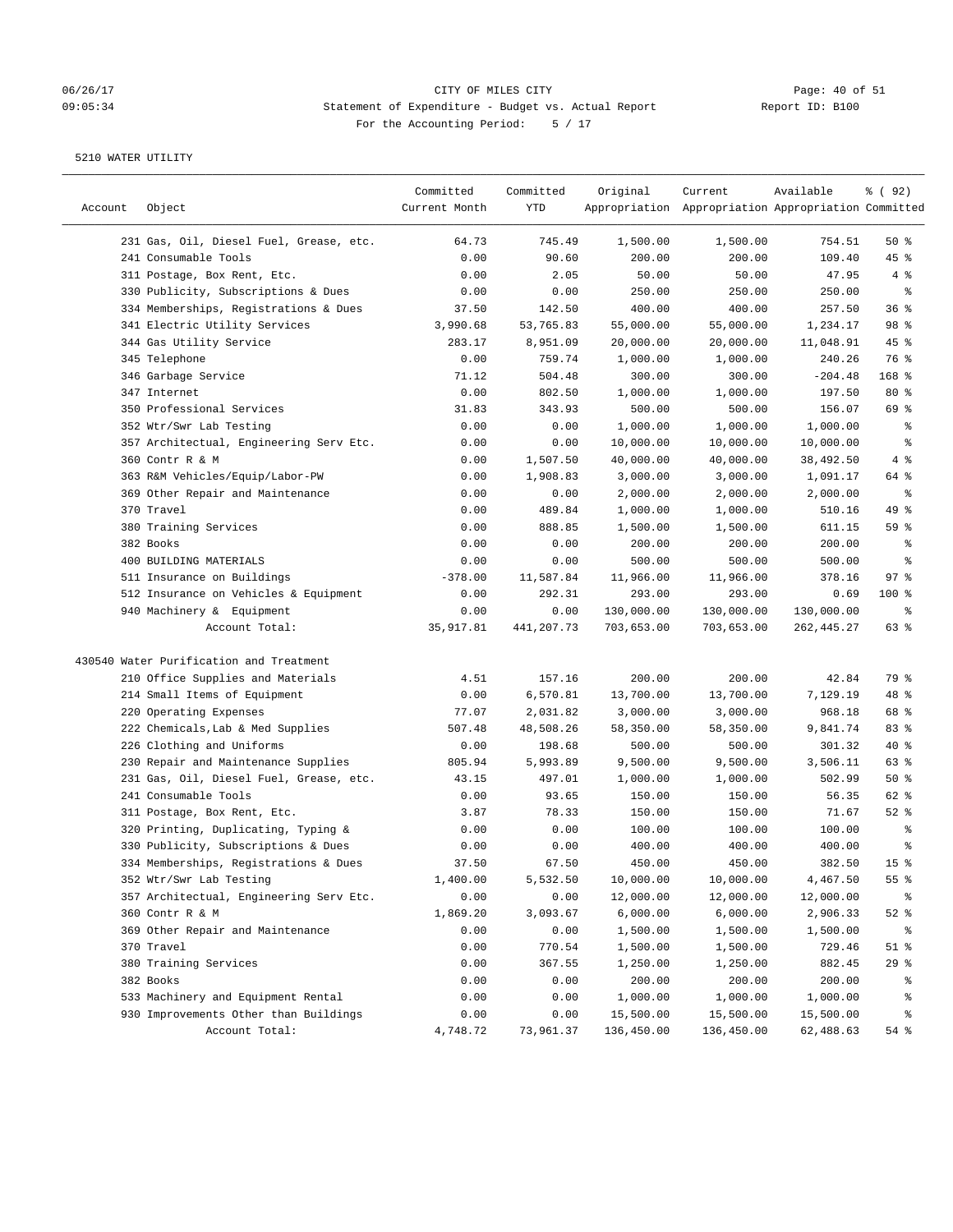CITY OF MILES CITY
Statement of Expenditure - Budget vs. Actual Report
For the Accounting Period: 5 / 17

06/26/17 09:05:34 — Report ID: B100

5210 WATER UTILITY

| Account | Object | Committed Current Month | Committed YTD | Original Appropriation | Current Appropriation | Available Appropriation | % ( 92) Committed |
|---|---|---|---|---|---|---|---|
| | 231 Gas, Oil, Diesel Fuel, Grease, etc. | 64.73 | 745.49 | 1,500.00 | 1,500.00 | 754.51 | 50 % |
| | 241 Consumable Tools | 0.00 | 90.60 | 200.00 | 200.00 | 109.40 | 45 % |
| | 311 Postage, Box Rent, Etc. | 0.00 | 2.05 | 50.00 | 50.00 | 47.95 | 4 % |
| | 330 Publicity, Subscriptions & Dues | 0.00 | 0.00 | 250.00 | 250.00 | 250.00 | % |
| | 334 Memberships, Registrations & Dues | 37.50 | 142.50 | 400.00 | 400.00 | 257.50 | 36 % |
| | 341 Electric Utility Services | 3,990.68 | 53,765.83 | 55,000.00 | 55,000.00 | 1,234.17 | 98 % |
| | 344 Gas Utility Service | 283.17 | 8,951.09 | 20,000.00 | 20,000.00 | 11,048.91 | 45 % |
| | 345 Telephone | 0.00 | 759.74 | 1,000.00 | 1,000.00 | 240.26 | 76 % |
| | 346 Garbage Service | 71.12 | 504.48 | 300.00 | 300.00 | -204.48 | 168 % |
| | 347 Internet | 0.00 | 802.50 | 1,000.00 | 1,000.00 | 197.50 | 80 % |
| | 350 Professional Services | 31.83 | 343.93 | 500.00 | 500.00 | 156.07 | 69 % |
| | 352 Wtr/Swr Lab Testing | 0.00 | 0.00 | 1,000.00 | 1,000.00 | 1,000.00 | % |
| | 357 Architectual, Engineering Serv Etc. | 0.00 | 0.00 | 10,000.00 | 10,000.00 | 10,000.00 | % |
| | 360 Contr R & M | 0.00 | 1,507.50 | 40,000.00 | 40,000.00 | 38,492.50 | 4 % |
| | 363 R&M Vehicles/Equip/Labor-PW | 0.00 | 1,908.83 | 3,000.00 | 3,000.00 | 1,091.17 | 64 % |
| | 369 Other Repair and Maintenance | 0.00 | 0.00 | 2,000.00 | 2,000.00 | 2,000.00 | % |
| | 370 Travel | 0.00 | 489.84 | 1,000.00 | 1,000.00 | 510.16 | 49 % |
| | 380 Training Services | 0.00 | 888.85 | 1,500.00 | 1,500.00 | 611.15 | 59 % |
| | 382 Books | 0.00 | 0.00 | 200.00 | 200.00 | 200.00 | % |
| | 400 BUILDING MATERIALS | 0.00 | 0.00 | 500.00 | 500.00 | 500.00 | % |
| | 511 Insurance on Buildings | -378.00 | 11,587.84 | 11,966.00 | 11,966.00 | 378.16 | 97 % |
| | 512 Insurance on Vehicles & Equipment | 0.00 | 292.31 | 293.00 | 293.00 | 0.69 | 100 % |
| | 940 Machinery & Equipment | 0.00 | 0.00 | 130,000.00 | 130,000.00 | 130,000.00 | % |
| | Account Total: | 35,917.81 | 441,207.73 | 703,653.00 | 703,653.00 | 262,445.27 | 63 % |
| 430540 Water Purification and Treatment | | | | | | | |
| | 210 Office Supplies and Materials | 4.51 | 157.16 | 200.00 | 200.00 | 42.84 | 79 % |
| | 214 Small Items of Equipment | 0.00 | 6,570.81 | 13,700.00 | 13,700.00 | 7,129.19 | 48 % |
| | 220 Operating Expenses | 77.07 | 2,031.82 | 3,000.00 | 3,000.00 | 968.18 | 68 % |
| | 222 Chemicals,Lab & Med Supplies | 507.48 | 48,508.26 | 58,350.00 | 58,350.00 | 9,841.74 | 83 % |
| | 226 Clothing and Uniforms | 0.00 | 198.68 | 500.00 | 500.00 | 301.32 | 40 % |
| | 230 Repair and Maintenance Supplies | 805.94 | 5,993.89 | 9,500.00 | 9,500.00 | 3,506.11 | 63 % |
| | 231 Gas, Oil, Diesel Fuel, Grease, etc. | 43.15 | 497.01 | 1,000.00 | 1,000.00 | 502.99 | 50 % |
| | 241 Consumable Tools | 0.00 | 93.65 | 150.00 | 150.00 | 56.35 | 62 % |
| | 311 Postage, Box Rent, Etc. | 3.87 | 78.33 | 150.00 | 150.00 | 71.67 | 52 % |
| | 320 Printing, Duplicating, Typing & | 0.00 | 0.00 | 100.00 | 100.00 | 100.00 | % |
| | 330 Publicity, Subscriptions & Dues | 0.00 | 0.00 | 400.00 | 400.00 | 400.00 | % |
| | 334 Memberships, Registrations & Dues | 37.50 | 67.50 | 450.00 | 450.00 | 382.50 | 15 % |
| | 352 Wtr/Swr Lab Testing | 1,400.00 | 5,532.50 | 10,000.00 | 10,000.00 | 4,467.50 | 55 % |
| | 357 Architectual, Engineering Serv Etc. | 0.00 | 0.00 | 12,000.00 | 12,000.00 | 12,000.00 | % |
| | 360 Contr R & M | 1,869.20 | 3,093.67 | 6,000.00 | 6,000.00 | 2,906.33 | 52 % |
| | 369 Other Repair and Maintenance | 0.00 | 0.00 | 1,500.00 | 1,500.00 | 1,500.00 | % |
| | 370 Travel | 0.00 | 770.54 | 1,500.00 | 1,500.00 | 729.46 | 51 % |
| | 380 Training Services | 0.00 | 367.55 | 1,250.00 | 1,250.00 | 882.45 | 29 % |
| | 382 Books | 0.00 | 0.00 | 200.00 | 200.00 | 200.00 | % |
| | 533 Machinery and Equipment Rental | 0.00 | 0.00 | 1,000.00 | 1,000.00 | 1,000.00 | % |
| | 930 Improvements Other than Buildings | 0.00 | 0.00 | 15,500.00 | 15,500.00 | 15,500.00 | % |
| | Account Total: | 4,748.72 | 73,961.37 | 136,450.00 | 136,450.00 | 62,488.63 | 54 % |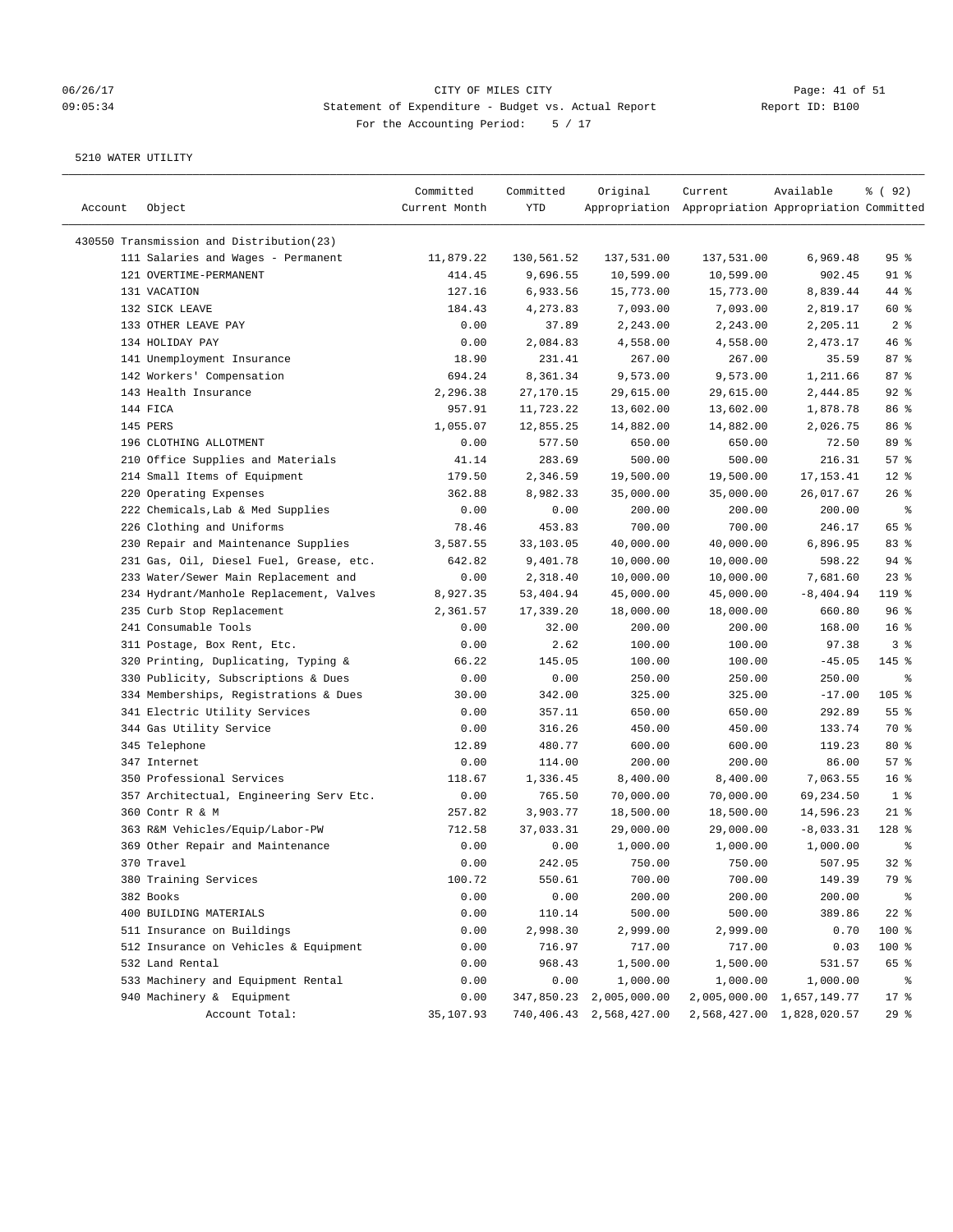CITY OF MILES CITY
Statement of Expenditure - Budget vs. Actual Report
For the Accounting Period: 5 / 17

5210 WATER UTILITY

| Account | Object | Committed Current Month | Committed YTD | Original Appropriation | Current Appropriation | Available Appropriation | % ( 92) Committed |
|---|---|---|---|---|---|---|---|
| 430550 Transmission and Distribution(23) | | | | | | | |
| | 111 Salaries and Wages - Permanent | 11,879.22 | 130,561.52 | 137,531.00 | 137,531.00 | 6,969.48 | 95 % |
| | 121 OVERTIME-PERMANENT | 414.45 | 9,696.55 | 10,599.00 | 10,599.00 | 902.45 | 91 % |
| | 131 VACATION | 127.16 | 6,933.56 | 15,773.00 | 15,773.00 | 8,839.44 | 44 % |
| | 132 SICK LEAVE | 184.43 | 4,273.83 | 7,093.00 | 7,093.00 | 2,819.17 | 60 % |
| | 133 OTHER LEAVE PAY | 0.00 | 37.89 | 2,243.00 | 2,243.00 | 2,205.11 | 2 % |
| | 134 HOLIDAY PAY | 0.00 | 2,084.83 | 4,558.00 | 4,558.00 | 2,473.17 | 46 % |
| | 141 Unemployment Insurance | 18.90 | 231.41 | 267.00 | 267.00 | 35.59 | 87 % |
| | 142 Workers' Compensation | 694.24 | 8,361.34 | 9,573.00 | 9,573.00 | 1,211.66 | 87 % |
| | 143 Health Insurance | 2,296.38 | 27,170.15 | 29,615.00 | 29,615.00 | 2,444.85 | 92 % |
| | 144 FICA | 957.91 | 11,723.22 | 13,602.00 | 13,602.00 | 1,878.78 | 86 % |
| | 145 PERS | 1,055.07 | 12,855.25 | 14,882.00 | 14,882.00 | 2,026.75 | 86 % |
| | 196 CLOTHING ALLOTMENT | 0.00 | 577.50 | 650.00 | 650.00 | 72.50 | 89 % |
| | 210 Office Supplies and Materials | 41.14 | 283.69 | 500.00 | 500.00 | 216.31 | 57 % |
| | 214 Small Items of Equipment | 179.50 | 2,346.59 | 19,500.00 | 19,500.00 | 17,153.41 | 12 % |
| | 220 Operating Expenses | 362.88 | 8,982.33 | 35,000.00 | 35,000.00 | 26,017.67 | 26 % |
| | 222 Chemicals,Lab & Med Supplies | 0.00 | 0.00 | 200.00 | 200.00 | 200.00 | % |
| | 226 Clothing and Uniforms | 78.46 | 453.83 | 700.00 | 700.00 | 246.17 | 65 % |
| | 230 Repair and Maintenance Supplies | 3,587.55 | 33,103.05 | 40,000.00 | 40,000.00 | 6,896.95 | 83 % |
| | 231 Gas, Oil, Diesel Fuel, Grease, etc. | 642.82 | 9,401.78 | 10,000.00 | 10,000.00 | 598.22 | 94 % |
| | 233 Water/Sewer Main Replacement and | 0.00 | 2,318.40 | 10,000.00 | 10,000.00 | 7,681.60 | 23 % |
| | 234 Hydrant/Manhole Replacement, Valves | 8,927.35 | 53,404.94 | 45,000.00 | 45,000.00 | -8,404.94 | 119 % |
| | 235 Curb Stop Replacement | 2,361.57 | 17,339.20 | 18,000.00 | 18,000.00 | 660.80 | 96 % |
| | 241 Consumable Tools | 0.00 | 32.00 | 200.00 | 200.00 | 168.00 | 16 % |
| | 311 Postage, Box Rent, Etc. | 0.00 | 2.62 | 100.00 | 100.00 | 97.38 | 3 % |
| | 320 Printing, Duplicating, Typing & | 66.22 | 145.05 | 100.00 | 100.00 | -45.05 | 145 % |
| | 330 Publicity, Subscriptions & Dues | 0.00 | 0.00 | 250.00 | 250.00 | 250.00 | % |
| | 334 Memberships, Registrations & Dues | 30.00 | 342.00 | 325.00 | 325.00 | -17.00 | 105 % |
| | 341 Electric Utility Services | 0.00 | 357.11 | 650.00 | 650.00 | 292.89 | 55 % |
| | 344 Gas Utility Service | 0.00 | 316.26 | 450.00 | 450.00 | 133.74 | 70 % |
| | 345 Telephone | 12.89 | 480.77 | 600.00 | 600.00 | 119.23 | 80 % |
| | 347 Internet | 0.00 | 114.00 | 200.00 | 200.00 | 86.00 | 57 % |
| | 350 Professional Services | 118.67 | 1,336.45 | 8,400.00 | 8,400.00 | 7,063.55 | 16 % |
| | 357 Architectual, Engineering Serv Etc. | 0.00 | 765.50 | 70,000.00 | 70,000.00 | 69,234.50 | 1 % |
| | 360 Contr R & M | 257.82 | 3,903.77 | 18,500.00 | 18,500.00 | 14,596.23 | 21 % |
| | 363 R&M Vehicles/Equip/Labor-PW | 712.58 | 37,033.31 | 29,000.00 | 29,000.00 | -8,033.31 | 128 % |
| | 369 Other Repair and Maintenance | 0.00 | 0.00 | 1,000.00 | 1,000.00 | 1,000.00 | % |
| | 370 Travel | 0.00 | 242.05 | 750.00 | 750.00 | 507.95 | 32 % |
| | 380 Training Services | 100.72 | 550.61 | 700.00 | 700.00 | 149.39 | 79 % |
| | 382 Books | 0.00 | 0.00 | 200.00 | 200.00 | 200.00 | % |
| | 400 BUILDING MATERIALS | 0.00 | 110.14 | 500.00 | 500.00 | 389.86 | 22 % |
| | 511 Insurance on Buildings | 0.00 | 2,998.30 | 2,999.00 | 2,999.00 | 0.70 | 100 % |
| | 512 Insurance on Vehicles & Equipment | 0.00 | 716.97 | 717.00 | 717.00 | 0.03 | 100 % |
| | 532 Land Rental | 0.00 | 968.43 | 1,500.00 | 1,500.00 | 531.57 | 65 % |
| | 533 Machinery and Equipment Rental | 0.00 | 0.00 | 1,000.00 | 1,000.00 | 1,000.00 | % |
| | 940 Machinery & Equipment | 0.00 | 347,850.23 | 2,005,000.00 | 2,005,000.00 | 1,657,149.77 | 17 % |
| | Account Total: | 35,107.93 | 740,406.43 | 2,568,427.00 | 2,568,427.00 | 1,828,020.57 | 29 % |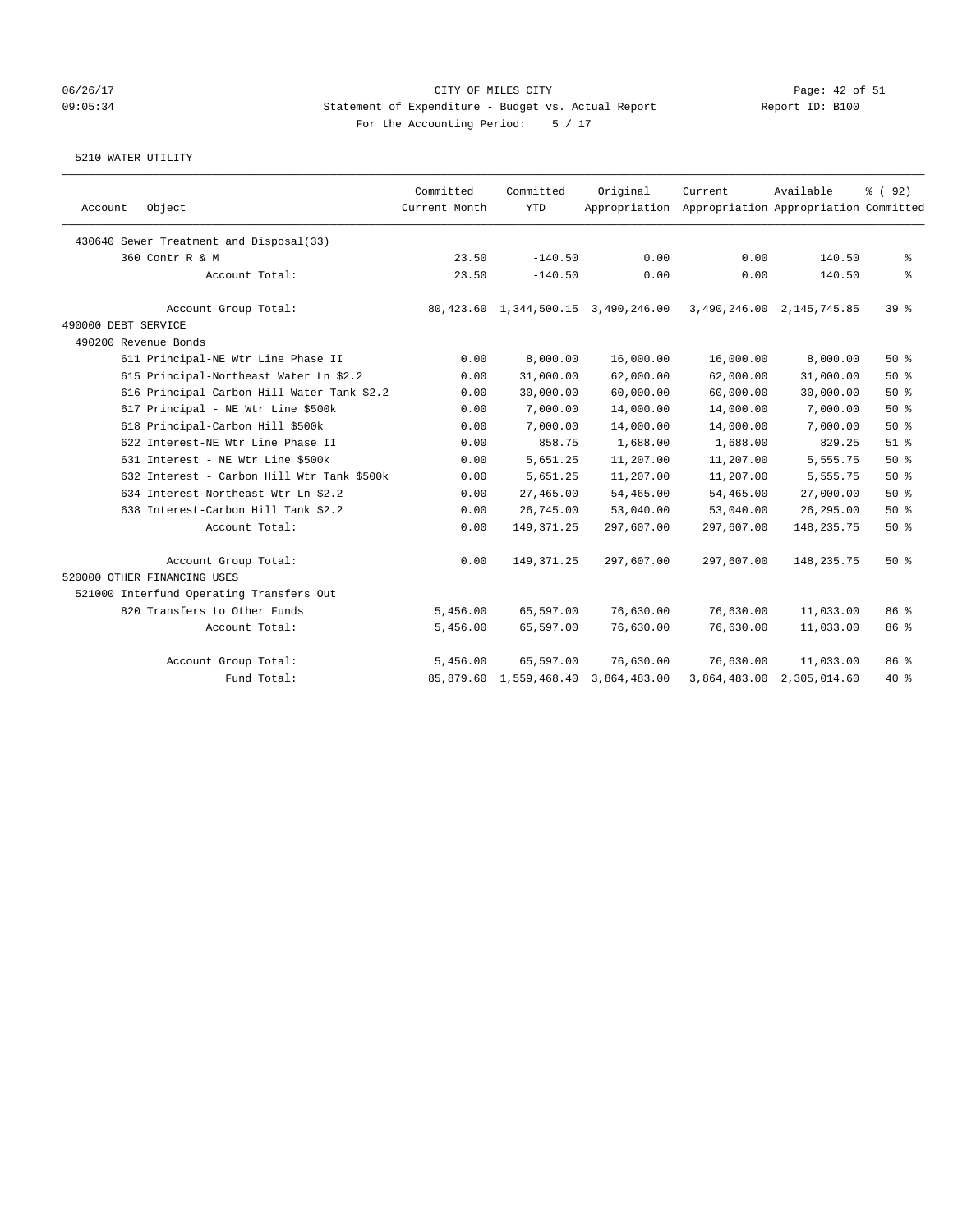CITY OF MILES CITY

Statement of Expenditure - Budget vs. Actual Report

Report ID: B100

For the Accounting Period: 5 / 17

5210 WATER UTILITY

| Account Object | Committed Current Month | Committed YTD | Original Appropriation | Current Appropriation | Available Appropriation | % ( 92) Committed |
|---|---|---|---|---|---|---|
| 430640 Sewer Treatment and Disposal(33) | | | | | | |
| 360 Contr R & M | 23.50 | -140.50 | 0.00 | 0.00 | 140.50 | % |
| Account Total: | 23.50 | -140.50 | 0.00 | 0.00 | 140.50 | % |
| Account Group Total: | 80,423.60 | 1,344,500.15 | 3,490,246.00 | 3,490,246.00 | 2,145,745.85 | 39 % |
| 490000 DEBT SERVICE | | | | | | |
| 490200 Revenue Bonds | | | | | | |
| 611 Principal-NE Wtr Line Phase II | 0.00 | 8,000.00 | 16,000.00 | 16,000.00 | 8,000.00 | 50 % |
| 615 Principal-Northeast Water Ln $2.2 | 0.00 | 31,000.00 | 62,000.00 | 62,000.00 | 31,000.00 | 50 % |
| 616 Principal-Carbon Hill Water Tank $2.2 | 0.00 | 30,000.00 | 60,000.00 | 60,000.00 | 30,000.00 | 50 % |
| 617 Principal - NE Wtr Line $500k | 0.00 | 7,000.00 | 14,000.00 | 14,000.00 | 7,000.00 | 50 % |
| 618 Principal-Carbon Hill $500k | 0.00 | 7,000.00 | 14,000.00 | 14,000.00 | 7,000.00 | 50 % |
| 622 Interest-NE Wtr Line Phase II | 0.00 | 858.75 | 1,688.00 | 1,688.00 | 829.25 | 51 % |
| 631 Interest - NE Wtr Line $500k | 0.00 | 5,651.25 | 11,207.00 | 11,207.00 | 5,555.75 | 50 % |
| 632 Interest - Carbon Hill Wtr Tank $500k | 0.00 | 5,651.25 | 11,207.00 | 11,207.00 | 5,555.75 | 50 % |
| 634 Interest-Northeast Wtr Ln $2.2 | 0.00 | 27,465.00 | 54,465.00 | 54,465.00 | 27,000.00 | 50 % |
| 638 Interest-Carbon Hill Tank $2.2 | 0.00 | 26,745.00 | 53,040.00 | 53,040.00 | 26,295.00 | 50 % |
| Account Total: | 0.00 | 149,371.25 | 297,607.00 | 297,607.00 | 148,235.75 | 50 % |
| Account Group Total: | 0.00 | 149,371.25 | 297,607.00 | 297,607.00 | 148,235.75 | 50 % |
| 520000 OTHER FINANCING USES | | | | | | |
| 521000 Interfund Operating Transfers Out | | | | | | |
| 820 Transfers to Other Funds | 5,456.00 | 65,597.00 | 76,630.00 | 76,630.00 | 11,033.00 | 86 % |
| Account Total: | 5,456.00 | 65,597.00 | 76,630.00 | 76,630.00 | 11,033.00 | 86 % |
| Account Group Total: | 5,456.00 | 65,597.00 | 76,630.00 | 76,630.00 | 11,033.00 | 86 % |
| Fund Total: | 85,879.60 | 1,559,468.40 | 3,864,483.00 | 3,864,483.00 | 2,305,014.60 | 40 % |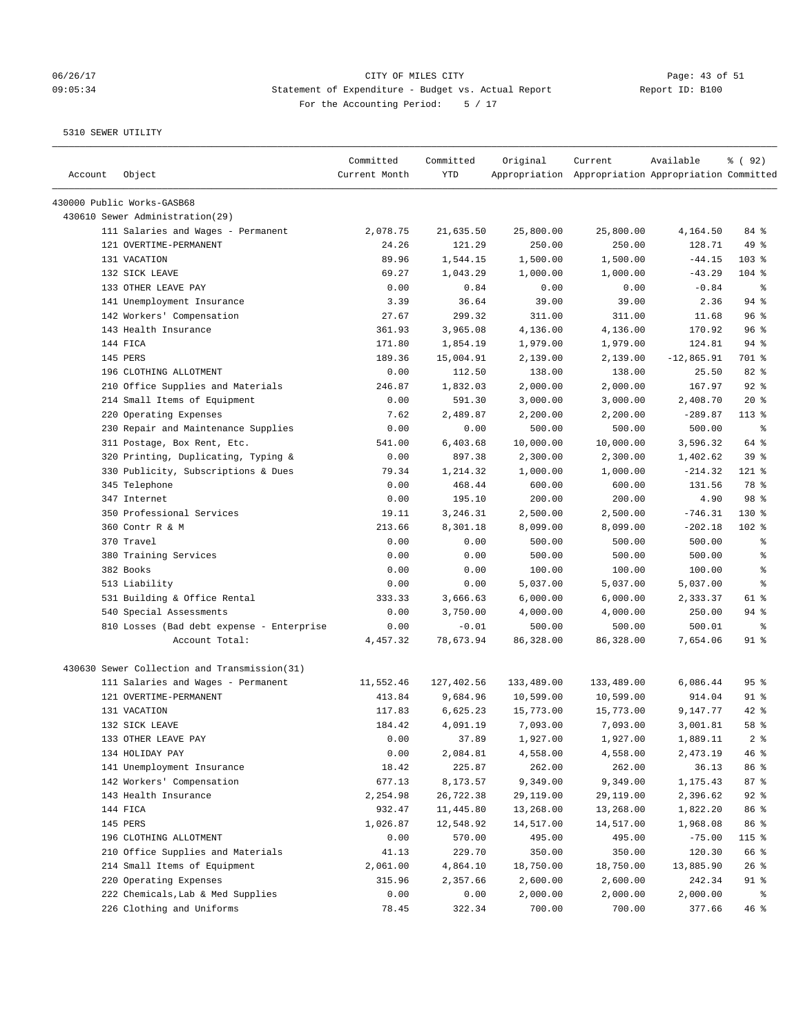CITY OF MILES CITY
Statement of Expenditure - Budget vs. Actual Report
For the Accounting Period: 5 / 17

06/26/17
09:05:34

Report ID: B100

5310 SEWER UTILITY

| Account | Object | Committed Current Month | Committed YTD | Original Appropriation | Current Appropriation | Available Appropriation | % ( 92) Committed |
|---|---|---|---|---|---|---|---|
| 430000 Public Works-GASB68 | | | | | | | |
| 430610 Sewer Administration(29) | | | | | | | |
| | 111 Salaries and Wages - Permanent | 2,078.75 | 21,635.50 | 25,800.00 | 25,800.00 | 4,164.50 | 84 % |
| | 121 OVERTIME-PERMANENT | 24.26 | 121.29 | 250.00 | 250.00 | 128.71 | 49 % |
| | 131 VACATION | 89.96 | 1,544.15 | 1,500.00 | 1,500.00 | -44.15 | 103 % |
| | 132 SICK LEAVE | 69.27 | 1,043.29 | 1,000.00 | 1,000.00 | -43.29 | 104 % |
| | 133 OTHER LEAVE PAY | 0.00 | 0.84 | 0.00 | 0.00 | -0.84 | % |
| | 141 Unemployment Insurance | 3.39 | 36.64 | 39.00 | 39.00 | 2.36 | 94 % |
| | 142 Workers' Compensation | 27.67 | 299.32 | 311.00 | 311.00 | 11.68 | 96 % |
| | 143 Health Insurance | 361.93 | 3,965.08 | 4,136.00 | 4,136.00 | 170.92 | 96 % |
| | 144 FICA | 171.80 | 1,854.19 | 1,979.00 | 1,979.00 | 124.81 | 94 % |
| | 145 PERS | 189.36 | 15,004.91 | 2,139.00 | 2,139.00 | -12,865.91 | 701 % |
| | 196 CLOTHING ALLOTMENT | 0.00 | 112.50 | 138.00 | 138.00 | 25.50 | 82 % |
| | 210 Office Supplies and Materials | 246.87 | 1,832.03 | 2,000.00 | 2,000.00 | 167.97 | 92 % |
| | 214 Small Items of Equipment | 0.00 | 591.30 | 3,000.00 | 3,000.00 | 2,408.70 | 20 % |
| | 220 Operating Expenses | 7.62 | 2,489.87 | 2,200.00 | 2,200.00 | -289.87 | 113 % |
| | 230 Repair and Maintenance Supplies | 0.00 | 0.00 | 500.00 | 500.00 | 500.00 | % |
| | 311 Postage, Box Rent, Etc. | 541.00 | 6,403.68 | 10,000.00 | 10,000.00 | 3,596.32 | 64 % |
| | 320 Printing, Duplicating, Typing & | 0.00 | 897.38 | 2,300.00 | 2,300.00 | 1,402.62 | 39 % |
| | 330 Publicity, Subscriptions & Dues | 79.34 | 1,214.32 | 1,000.00 | 1,000.00 | -214.32 | 121 % |
| | 345 Telephone | 0.00 | 468.44 | 600.00 | 600.00 | 131.56 | 78 % |
| | 347 Internet | 0.00 | 195.10 | 200.00 | 200.00 | 4.90 | 98 % |
| | 350 Professional Services | 19.11 | 3,246.31 | 2,500.00 | 2,500.00 | -746.31 | 130 % |
| | 360 Contr R & M | 213.66 | 8,301.18 | 8,099.00 | 8,099.00 | -202.18 | 102 % |
| | 370 Travel | 0.00 | 0.00 | 500.00 | 500.00 | 500.00 | % |
| | 380 Training Services | 0.00 | 0.00 | 500.00 | 500.00 | 500.00 | % |
| | 382 Books | 0.00 | 0.00 | 100.00 | 100.00 | 100.00 | % |
| | 513 Liability | 0.00 | 0.00 | 5,037.00 | 5,037.00 | 5,037.00 | % |
| | 531 Building & Office Rental | 333.33 | 3,666.63 | 6,000.00 | 6,000.00 | 2,333.37 | 61 % |
| | 540 Special Assessments | 0.00 | 3,750.00 | 4,000.00 | 4,000.00 | 250.00 | 94 % |
| | 810 Losses (Bad debt expense - Enterprise | 0.00 | -0.01 | 500.00 | 500.00 | 500.01 | % |
| | Account Total: | 4,457.32 | 78,673.94 | 86,328.00 | 86,328.00 | 7,654.06 | 91 % |
| 430630 Sewer Collection and Transmission(31) | | | | | | | |
| | 111 Salaries and Wages - Permanent | 11,552.46 | 127,402.56 | 133,489.00 | 133,489.00 | 6,086.44 | 95 % |
| | 121 OVERTIME-PERMANENT | 413.84 | 9,684.96 | 10,599.00 | 10,599.00 | 914.04 | 91 % |
| | 131 VACATION | 117.83 | 6,625.23 | 15,773.00 | 15,773.00 | 9,147.77 | 42 % |
| | 132 SICK LEAVE | 184.42 | 4,091.19 | 7,093.00 | 7,093.00 | 3,001.81 | 58 % |
| | 133 OTHER LEAVE PAY | 0.00 | 37.89 | 1,927.00 | 1,927.00 | 1,889.11 | 2 % |
| | 134 HOLIDAY PAY | 0.00 | 2,084.81 | 4,558.00 | 4,558.00 | 2,473.19 | 46 % |
| | 141 Unemployment Insurance | 18.42 | 225.87 | 262.00 | 262.00 | 36.13 | 86 % |
| | 142 Workers' Compensation | 677.13 | 8,173.57 | 9,349.00 | 9,349.00 | 1,175.43 | 87 % |
| | 143 Health Insurance | 2,254.98 | 26,722.38 | 29,119.00 | 29,119.00 | 2,396.62 | 92 % |
| | 144 FICA | 932.47 | 11,445.80 | 13,268.00 | 13,268.00 | 1,822.20 | 86 % |
| | 145 PERS | 1,026.87 | 12,548.92 | 14,517.00 | 14,517.00 | 1,968.08 | 86 % |
| | 196 CLOTHING ALLOTMENT | 0.00 | 570.00 | 495.00 | 495.00 | -75.00 | 115 % |
| | 210 Office Supplies and Materials | 41.13 | 229.70 | 350.00 | 350.00 | 120.30 | 66 % |
| | 214 Small Items of Equipment | 2,061.00 | 4,864.10 | 18,750.00 | 18,750.00 | 13,885.90 | 26 % |
| | 220 Operating Expenses | 315.96 | 2,357.66 | 2,600.00 | 2,600.00 | 242.34 | 91 % |
| | 222 Chemicals,Lab & Med Supplies | 0.00 | 0.00 | 2,000.00 | 2,000.00 | 2,000.00 | % |
| | 226 Clothing and Uniforms | 78.45 | 322.34 | 700.00 | 700.00 | 377.66 | 46 % |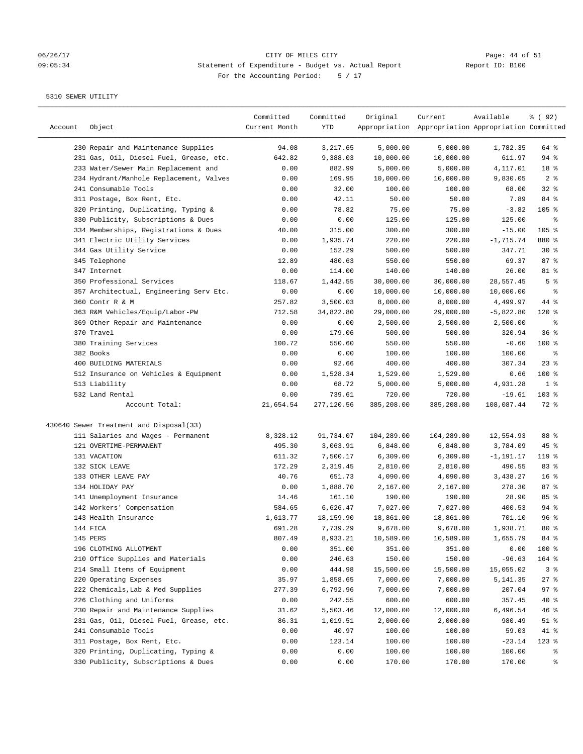CITY OF MILES CITY

Statement of Expenditure - Budget vs. Actual Report

For the Accounting Period: 5 / 17

5310 SEWER UTILITY

| Account | Object | Committed Current Month | Committed YTD | Original Appropriation | Current Appropriation | Available Appropriation | % ( 92) Committed |
|---|---|---|---|---|---|---|---|
| | 230 Repair and Maintenance Supplies | 94.08 | 3,217.65 | 5,000.00 | 5,000.00 | 1,782.35 | 64 % |
| | 231 Gas, Oil, Diesel Fuel, Grease, etc. | 642.82 | 9,388.03 | 10,000.00 | 10,000.00 | 611.97 | 94 % |
| | 233 Water/Sewer Main Replacement and | 0.00 | 882.99 | 5,000.00 | 5,000.00 | 4,117.01 | 18 % |
| | 234 Hydrant/Manhole Replacement, Valves | 0.00 | 169.95 | 10,000.00 | 10,000.00 | 9,830.05 | 2 % |
| | 241 Consumable Tools | 0.00 | 32.00 | 100.00 | 100.00 | 68.00 | 32 % |
| | 311 Postage, Box Rent, Etc. | 0.00 | 42.11 | 50.00 | 50.00 | 7.89 | 84 % |
| | 320 Printing, Duplicating, Typing & | 0.00 | 78.82 | 75.00 | 75.00 | -3.82 | 105 % |
| | 330 Publicity, Subscriptions & Dues | 0.00 | 0.00 | 125.00 | 125.00 | 125.00 | % |
| | 334 Memberships, Registrations & Dues | 40.00 | 315.00 | 300.00 | 300.00 | -15.00 | 105 % |
| | 341 Electric Utility Services | 0.00 | 1,935.74 | 220.00 | 220.00 | -1,715.74 | 880 % |
| | 344 Gas Utility Service | 0.00 | 152.29 | 500.00 | 500.00 | 347.71 | 30 % |
| | 345 Telephone | 12.89 | 480.63 | 550.00 | 550.00 | 69.37 | 87 % |
| | 347 Internet | 0.00 | 114.00 | 140.00 | 140.00 | 26.00 | 81 % |
| | 350 Professional Services | 118.67 | 1,442.55 | 30,000.00 | 30,000.00 | 28,557.45 | 5 % |
| | 357 Architectual, Engineering Serv Etc. | 0.00 | 0.00 | 10,000.00 | 10,000.00 | 10,000.00 | % |
| | 360 Contr R & M | 257.82 | 3,500.03 | 8,000.00 | 8,000.00 | 4,499.97 | 44 % |
| | 363 R&M Vehicles/Equip/Labor-PW | 712.58 | 34,822.80 | 29,000.00 | 29,000.00 | -5,822.80 | 120 % |
| | 369 Other Repair and Maintenance | 0.00 | 0.00 | 2,500.00 | 2,500.00 | 2,500.00 | % |
| | 370 Travel | 0.00 | 179.06 | 500.00 | 500.00 | 320.94 | 36 % |
| | 380 Training Services | 100.72 | 550.60 | 550.00 | 550.00 | -0.60 | 100 % |
| | 382 Books | 0.00 | 0.00 | 100.00 | 100.00 | 100.00 | % |
| | 400 BUILDING MATERIALS | 0.00 | 92.66 | 400.00 | 400.00 | 307.34 | 23 % |
| | 512 Insurance on Vehicles & Equipment | 0.00 | 1,528.34 | 1,529.00 | 1,529.00 | 0.66 | 100 % |
| | 513 Liability | 0.00 | 68.72 | 5,000.00 | 5,000.00 | 4,931.28 | 1 % |
| | 532 Land Rental | 0.00 | 739.61 | 720.00 | 720.00 | -19.61 | 103 % |
| | Account Total: | 21,654.54 | 277,120.56 | 385,208.00 | 385,208.00 | 108,087.44 | 72 % |
| 430640 Sewer Treatment and Disposal(33) | | | | | | | |
| | 111 Salaries and Wages - Permanent | 8,328.12 | 91,734.07 | 104,289.00 | 104,289.00 | 12,554.93 | 88 % |
| | 121 OVERTIME-PERMANENT | 495.30 | 3,063.91 | 6,848.00 | 6,848.00 | 3,784.09 | 45 % |
| | 131 VACATION | 611.32 | 7,500.17 | 6,309.00 | 6,309.00 | -1,191.17 | 119 % |
| | 132 SICK LEAVE | 172.29 | 2,319.45 | 2,810.00 | 2,810.00 | 490.55 | 83 % |
| | 133 OTHER LEAVE PAY | 40.76 | 651.73 | 4,090.00 | 4,090.00 | 3,438.27 | 16 % |
| | 134 HOLIDAY PAY | 0.00 | 1,888.70 | 2,167.00 | 2,167.00 | 278.30 | 87 % |
| | 141 Unemployment Insurance | 14.46 | 161.10 | 190.00 | 190.00 | 28.90 | 85 % |
| | 142 Workers' Compensation | 584.65 | 6,626.47 | 7,027.00 | 7,027.00 | 400.53 | 94 % |
| | 143 Health Insurance | 1,613.77 | 18,159.90 | 18,861.00 | 18,861.00 | 701.10 | 96 % |
| | 144 FICA | 691.28 | 7,739.29 | 9,678.00 | 9,678.00 | 1,938.71 | 80 % |
| | 145 PERS | 807.49 | 8,933.21 | 10,589.00 | 10,589.00 | 1,655.79 | 84 % |
| | 196 CLOTHING ALLOTMENT | 0.00 | 351.00 | 351.00 | 351.00 | 0.00 | 100 % |
| | 210 Office Supplies and Materials | 0.00 | 246.63 | 150.00 | 150.00 | -96.63 | 164 % |
| | 214 Small Items of Equipment | 0.00 | 444.98 | 15,500.00 | 15,500.00 | 15,055.02 | 3 % |
| | 220 Operating Expenses | 35.97 | 1,858.65 | 7,000.00 | 7,000.00 | 5,141.35 | 27 % |
| | 222 Chemicals,Lab & Med Supplies | 277.39 | 6,792.96 | 7,000.00 | 7,000.00 | 207.04 | 97 % |
| | 226 Clothing and Uniforms | 0.00 | 242.55 | 600.00 | 600.00 | 357.45 | 40 % |
| | 230 Repair and Maintenance Supplies | 31.62 | 5,503.46 | 12,000.00 | 12,000.00 | 6,496.54 | 46 % |
| | 231 Gas, Oil, Diesel Fuel, Grease, etc. | 86.31 | 1,019.51 | 2,000.00 | 2,000.00 | 980.49 | 51 % |
| | 241 Consumable Tools | 0.00 | 40.97 | 100.00 | 100.00 | 59.03 | 41 % |
| | 311 Postage, Box Rent, Etc. | 0.00 | 123.14 | 100.00 | 100.00 | -23.14 | 123 % |
| | 320 Printing, Duplicating, Typing & | 0.00 | 0.00 | 100.00 | 100.00 | 100.00 | % |
| | 330 Publicity, Subscriptions & Dues | 0.00 | 0.00 | 170.00 | 170.00 | 170.00 | % |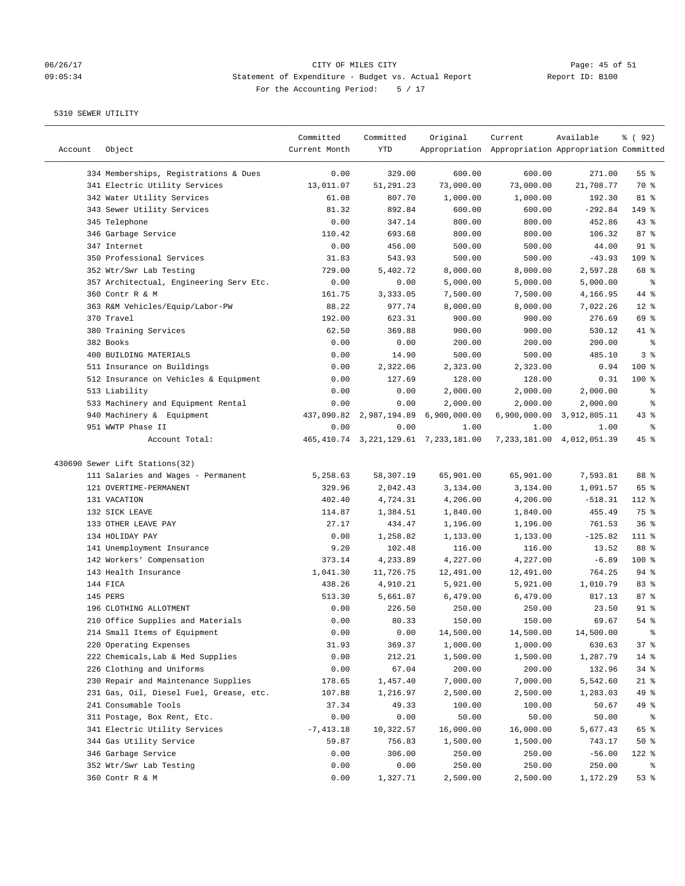CITY OF MILES CITY
Statement of Expenditure - Budget vs. Actual Report
For the Accounting Period: 5 / 17

5310 SEWER UTILITY

| Account | Object | Committed Current Month | Committed YTD | Original Appropriation | Current Appropriation | Available Appropriation | % ( 92) Committed |
|---|---|---|---|---|---|---|---|
| | 334 Memberships, Registrations & Dues | 0.00 | 329.00 | 600.00 | 600.00 | 271.00 | 55 % |
| | 341 Electric Utility Services | 13,011.07 | 51,291.23 | 73,000.00 | 73,000.00 | 21,708.77 | 70 % |
| | 342 Water Utility Services | 61.08 | 807.70 | 1,000.00 | 1,000.00 | 192.30 | 81 % |
| | 343 Sewer Utility Services | 81.32 | 892.84 | 600.00 | 600.00 | -292.84 | 149 % |
| | 345 Telephone | 0.00 | 347.14 | 800.00 | 800.00 | 452.86 | 43 % |
| | 346 Garbage Service | 110.42 | 693.68 | 800.00 | 800.00 | 106.32 | 87 % |
| | 347 Internet | 0.00 | 456.00 | 500.00 | 500.00 | 44.00 | 91 % |
| | 350 Professional Services | 31.83 | 543.93 | 500.00 | 500.00 | -43.93 | 109 % |
| | 352 Wtr/Swr Lab Testing | 729.00 | 5,402.72 | 8,000.00 | 8,000.00 | 2,597.28 | 68 % |
| | 357 Architectual, Engineering Serv Etc. | 0.00 | 0.00 | 5,000.00 | 5,000.00 | 5,000.00 | % |
| | 360 Contr R & M | 161.75 | 3,333.05 | 7,500.00 | 7,500.00 | 4,166.95 | 44 % |
| | 363 R&M Vehicles/Equip/Labor-PW | 88.22 | 977.74 | 8,000.00 | 8,000.00 | 7,022.26 | 12 % |
| | 370 Travel | 192.00 | 623.31 | 900.00 | 900.00 | 276.69 | 69 % |
| | 380 Training Services | 62.50 | 369.88 | 900.00 | 900.00 | 530.12 | 41 % |
| | 382 Books | 0.00 | 0.00 | 200.00 | 200.00 | 200.00 | % |
| | 400 BUILDING MATERIALS | 0.00 | 14.90 | 500.00 | 500.00 | 485.10 | 3 % |
| | 511 Insurance on Buildings | 0.00 | 2,322.06 | 2,323.00 | 2,323.00 | 0.94 | 100 % |
| | 512 Insurance on Vehicles & Equipment | 0.00 | 127.69 | 128.00 | 128.00 | 0.31 | 100 % |
| | 513 Liability | 0.00 | 0.00 | 2,000.00 | 2,000.00 | 2,000.00 | % |
| | 533 Machinery and Equipment Rental | 0.00 | 0.00 | 2,000.00 | 2,000.00 | 2,000.00 | % |
| | 940 Machinery & Equipment | 437,090.82 | 2,987,194.89 | 6,900,000.00 | 6,900,000.00 | 3,912,805.11 | 43 % |
| | 951 WWTP Phase II | 0.00 | 0.00 | 1.00 | 1.00 | 1.00 | % |
| | Account Total: | 465,410.74 | 3,221,129.61 | 7,233,181.00 | 7,233,181.00 | 4,012,051.39 | 45 % |
| 430690 Sewer Lift Stations(32) | | | | | | | |
| | 111 Salaries and Wages - Permanent | 5,258.63 | 58,307.19 | 65,901.00 | 65,901.00 | 7,593.81 | 88 % |
| | 121 OVERTIME-PERMANENT | 329.96 | 2,042.43 | 3,134.00 | 3,134.00 | 1,091.57 | 65 % |
| | 131 VACATION | 402.40 | 4,724.31 | 4,206.00 | 4,206.00 | -518.31 | 112 % |
| | 132 SICK LEAVE | 114.87 | 1,384.51 | 1,840.00 | 1,840.00 | 455.49 | 75 % |
| | 133 OTHER LEAVE PAY | 27.17 | 434.47 | 1,196.00 | 1,196.00 | 761.53 | 36 % |
| | 134 HOLIDAY PAY | 0.00 | 1,258.82 | 1,133.00 | 1,133.00 | -125.82 | 111 % |
| | 141 Unemployment Insurance | 9.20 | 102.48 | 116.00 | 116.00 | 13.52 | 88 % |
| | 142 Workers' Compensation | 373.14 | 4,233.89 | 4,227.00 | 4,227.00 | -6.89 | 100 % |
| | 143 Health Insurance | 1,041.30 | 11,726.75 | 12,491.00 | 12,491.00 | 764.25 | 94 % |
| | 144 FICA | 438.26 | 4,910.21 | 5,921.00 | 5,921.00 | 1,010.79 | 83 % |
| | 145 PERS | 513.30 | 5,661.87 | 6,479.00 | 6,479.00 | 817.13 | 87 % |
| | 196 CLOTHING ALLOTMENT | 0.00 | 226.50 | 250.00 | 250.00 | 23.50 | 91 % |
| | 210 Office Supplies and Materials | 0.00 | 80.33 | 150.00 | 150.00 | 69.67 | 54 % |
| | 214 Small Items of Equipment | 0.00 | 0.00 | 14,500.00 | 14,500.00 | 14,500.00 | % |
| | 220 Operating Expenses | 31.93 | 369.37 | 1,000.00 | 1,000.00 | 630.63 | 37 % |
| | 222 Chemicals,Lab & Med Supplies | 0.00 | 212.21 | 1,500.00 | 1,500.00 | 1,287.79 | 14 % |
| | 226 Clothing and Uniforms | 0.00 | 67.04 | 200.00 | 200.00 | 132.96 | 34 % |
| | 230 Repair and Maintenance Supplies | 178.65 | 1,457.40 | 7,000.00 | 7,000.00 | 5,542.60 | 21 % |
| | 231 Gas, Oil, Diesel Fuel, Grease, etc. | 107.88 | 1,216.97 | 2,500.00 | 2,500.00 | 1,283.03 | 49 % |
| | 241 Consumable Tools | 37.34 | 49.33 | 100.00 | 100.00 | 50.67 | 49 % |
| | 311 Postage, Box Rent, Etc. | 0.00 | 0.00 | 50.00 | 50.00 | 50.00 | % |
| | 341 Electric Utility Services | -7,413.18 | 10,322.57 | 16,000.00 | 16,000.00 | 5,677.43 | 65 % |
| | 344 Gas Utility Service | 59.87 | 756.83 | 1,500.00 | 1,500.00 | 743.17 | 50 % |
| | 346 Garbage Service | 0.00 | 306.00 | 250.00 | 250.00 | -56.00 | 122 % |
| | 352 Wtr/Swr Lab Testing | 0.00 | 0.00 | 250.00 | 250.00 | 250.00 | % |
| | 360 Contr R & M | 0.00 | 1,327.71 | 2,500.00 | 2,500.00 | 1,172.29 | 53 % |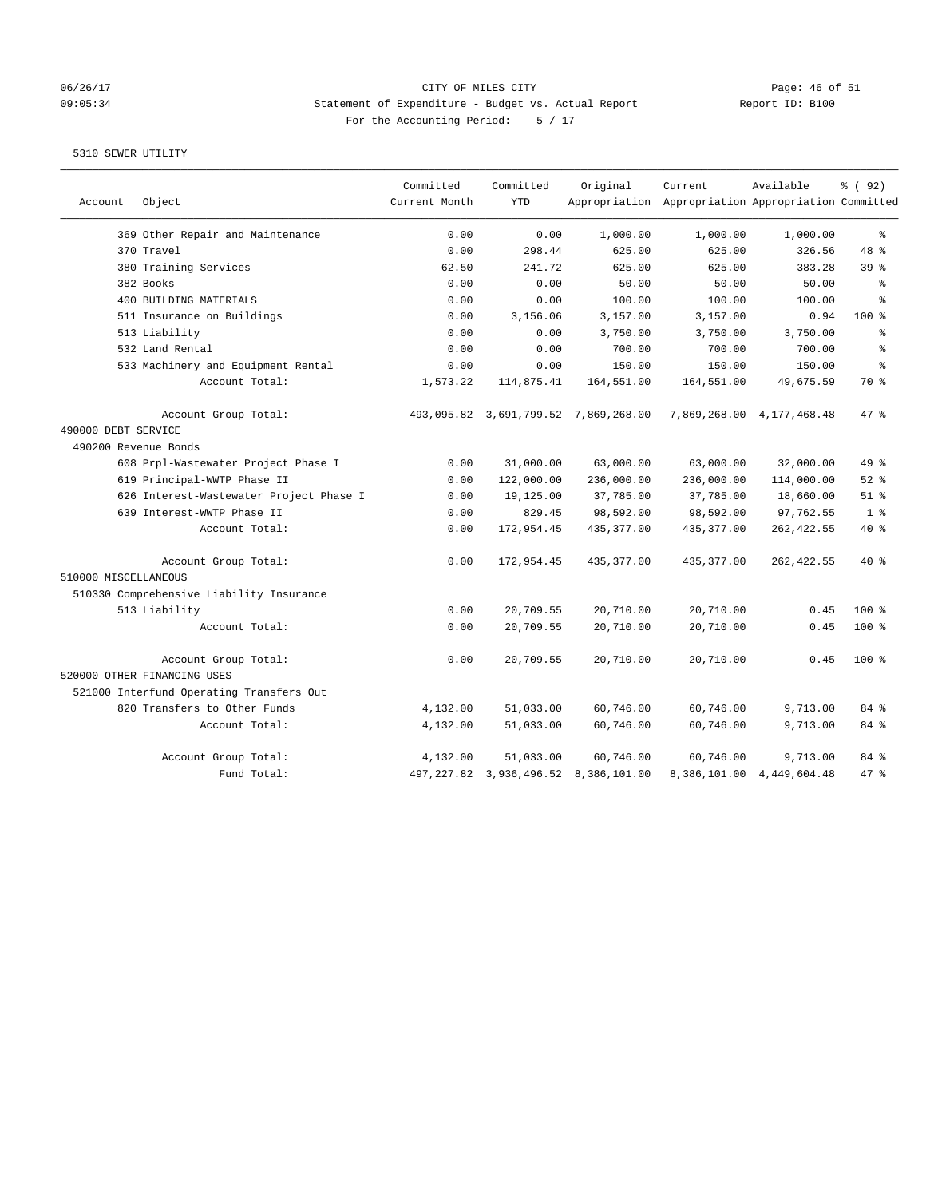CITY OF MILES CITY

Statement of Expenditure - Budget vs. Actual Report

Report ID: B100

For the Accounting Period: 5 / 17

5310 SEWER UTILITY

| Account | Object | Committed Current Month | Committed YTD | Original Appropriation | Current Appropriation | Available Appropriation | % ( 92) Committed |
|---|---|---|---|---|---|---|---|
| | 369 Other Repair and Maintenance | 0.00 | 0.00 | 1,000.00 | 1,000.00 | 1,000.00 | % |
| | 370 Travel | 0.00 | 298.44 | 625.00 | 625.00 | 326.56 | 48 % |
| | 380 Training Services | 62.50 | 241.72 | 625.00 | 625.00 | 383.28 | 39 % |
| | 382 Books | 0.00 | 0.00 | 50.00 | 50.00 | 50.00 | % |
| | 400 BUILDING MATERIALS | 0.00 | 0.00 | 100.00 | 100.00 | 100.00 | % |
| | 511 Insurance on Buildings | 0.00 | 3,156.06 | 3,157.00 | 3,157.00 | 0.94 | 100 % |
| | 513 Liability | 0.00 | 0.00 | 3,750.00 | 3,750.00 | 3,750.00 | % |
| | 532 Land Rental | 0.00 | 0.00 | 700.00 | 700.00 | 700.00 | % |
| | 533 Machinery and Equipment Rental | 0.00 | 0.00 | 150.00 | 150.00 | 150.00 | % |
| | Account Total: | 1,573.22 | 114,875.41 | 164,551.00 | 164,551.00 | 49,675.59 | 70 % |
| | Account Group Total: | 493,095.82 | 3,691,799.52 | 7,869,268.00 | 7,869,268.00 | 4,177,468.48 | 47 % |
| 490000 DEBT SERVICE | | | | | | | |
| 490200 Revenue Bonds | | | | | | | |
| | 608 Prpl-Wastewater Project Phase I | 0.00 | 31,000.00 | 63,000.00 | 63,000.00 | 32,000.00 | 49 % |
| | 619 Principal-WWTP Phase II | 0.00 | 122,000.00 | 236,000.00 | 236,000.00 | 114,000.00 | 52 % |
| | 626 Interest-Wastewater Project Phase I | 0.00 | 19,125.00 | 37,785.00 | 37,785.00 | 18,660.00 | 51 % |
| | 639 Interest-WWTP Phase II | 0.00 | 829.45 | 98,592.00 | 98,592.00 | 97,762.55 | 1 % |
| | Account Total: | 0.00 | 172,954.45 | 435,377.00 | 435,377.00 | 262,422.55 | 40 % |
| | Account Group Total: | 0.00 | 172,954.45 | 435,377.00 | 435,377.00 | 262,422.55 | 40 % |
| 510000 MISCELLANEOUS | | | | | | | |
| 510330 Comprehensive Liability Insurance | | | | | | | |
| | 513 Liability | 0.00 | 20,709.55 | 20,710.00 | 20,710.00 | 0.45 | 100 % |
| | Account Total: | 0.00 | 20,709.55 | 20,710.00 | 20,710.00 | 0.45 | 100 % |
| | Account Group Total: | 0.00 | 20,709.55 | 20,710.00 | 20,710.00 | 0.45 | 100 % |
| 520000 OTHER FINANCING USES | | | | | | | |
| 521000 Interfund Operating Transfers Out | | | | | | | |
| | 820 Transfers to Other Funds | 4,132.00 | 51,033.00 | 60,746.00 | 60,746.00 | 9,713.00 | 84 % |
| | Account Total: | 4,132.00 | 51,033.00 | 60,746.00 | 60,746.00 | 9,713.00 | 84 % |
| | Account Group Total: | 4,132.00 | 51,033.00 | 60,746.00 | 60,746.00 | 9,713.00 | 84 % |
| | Fund Total: | 497,227.82 | 3,936,496.52 | 8,386,101.00 | 8,386,101.00 | 4,449,604.48 | 47 % |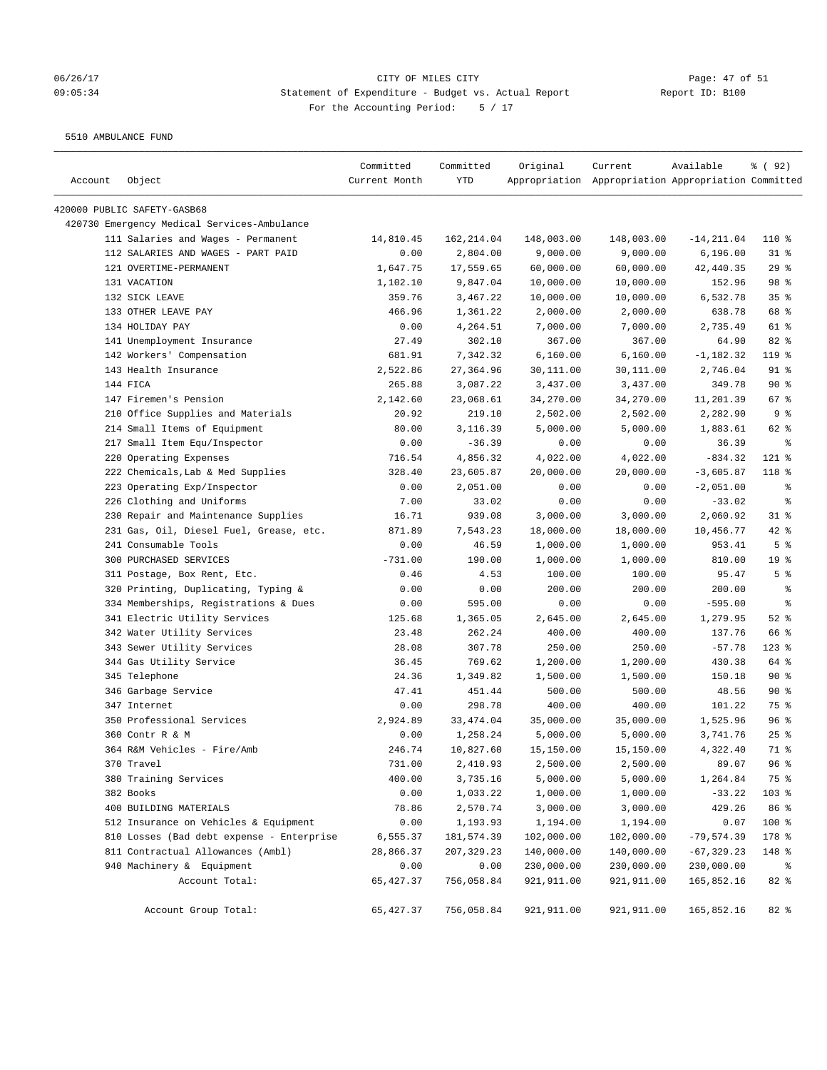CITY OF MILES CITY
Statement of Expenditure - Budget vs. Actual Report
For the Accounting Period: 5 / 17

06/26/17
09:05:34

Report ID: B100

5510 AMBULANCE FUND

| Account | Object | Committed Current Month | Committed YTD | Original Appropriation | Current Appropriation | Available Appropriation | % ( 92) Committed |
|---|---|---|---|---|---|---|---|
| 420000 PUBLIC SAFETY-GASB68 | | | | | | | |
| 420730 Emergency Medical Services-Ambulance | | | | | | | |
| | 111 Salaries and Wages - Permanent | 14,810.45 | 162,214.04 | 148,003.00 | 148,003.00 | -14,211.04 | 110 % |
| | 112 SALARIES AND WAGES - PART PAID | 0.00 | 2,804.00 | 9,000.00 | 9,000.00 | 6,196.00 | 31 % |
| | 121 OVERTIME-PERMANENT | 1,647.75 | 17,559.65 | 60,000.00 | 60,000.00 | 42,440.35 | 29 % |
| | 131 VACATION | 1,102.10 | 9,847.04 | 10,000.00 | 10,000.00 | 152.96 | 98 % |
| | 132 SICK LEAVE | 359.76 | 3,467.22 | 10,000.00 | 10,000.00 | 6,532.78 | 35 % |
| | 133 OTHER LEAVE PAY | 466.96 | 1,361.22 | 2,000.00 | 2,000.00 | 638.78 | 68 % |
| | 134 HOLIDAY PAY | 0.00 | 4,264.51 | 7,000.00 | 7,000.00 | 2,735.49 | 61 % |
| | 141 Unemployment Insurance | 27.49 | 302.10 | 367.00 | 367.00 | 64.90 | 82 % |
| | 142 Workers' Compensation | 681.91 | 7,342.32 | 6,160.00 | 6,160.00 | -1,182.32 | 119 % |
| | 143 Health Insurance | 2,522.86 | 27,364.96 | 30,111.00 | 30,111.00 | 2,746.04 | 91 % |
| | 144 FICA | 265.88 | 3,087.22 | 3,437.00 | 3,437.00 | 349.78 | 90 % |
| | 147 Firemen's Pension | 2,142.60 | 23,068.61 | 34,270.00 | 34,270.00 | 11,201.39 | 67 % |
| | 210 Office Supplies and Materials | 20.92 | 219.10 | 2,502.00 | 2,502.00 | 2,282.90 | 9 % |
| | 214 Small Items of Equipment | 80.00 | 3,116.39 | 5,000.00 | 5,000.00 | 1,883.61 | 62 % |
| | 217 Small Item Equ/Inspector | 0.00 | -36.39 | 0.00 | 0.00 | 36.39 | % |
| | 220 Operating Expenses | 716.54 | 4,856.32 | 4,022.00 | 4,022.00 | -834.32 | 121 % |
| | 222 Chemicals,Lab & Med Supplies | 328.40 | 23,605.87 | 20,000.00 | 20,000.00 | -3,605.87 | 118 % |
| | 223 Operating Exp/Inspector | 0.00 | 2,051.00 | 0.00 | 0.00 | -2,051.00 | % |
| | 226 Clothing and Uniforms | 7.00 | 33.02 | 0.00 | 0.00 | -33.02 | % |
| | 230 Repair and Maintenance Supplies | 16.71 | 939.08 | 3,000.00 | 3,000.00 | 2,060.92 | 31 % |
| | 231 Gas, Oil, Diesel Fuel, Grease, etc. | 871.89 | 7,543.23 | 18,000.00 | 18,000.00 | 10,456.77 | 42 % |
| | 241 Consumable Tools | 0.00 | 46.59 | 1,000.00 | 1,000.00 | 953.41 | 5 % |
| | 300 PURCHASED SERVICES | -731.00 | 190.00 | 1,000.00 | 1,000.00 | 810.00 | 19 % |
| | 311 Postage, Box Rent, Etc. | 0.46 | 4.53 | 100.00 | 100.00 | 95.47 | 5 % |
| | 320 Printing, Duplicating, Typing & | 0.00 | 0.00 | 200.00 | 200.00 | 200.00 | % |
| | 334 Memberships, Registrations & Dues | 0.00 | 595.00 | 0.00 | 0.00 | -595.00 | % |
| | 341 Electric Utility Services | 125.68 | 1,365.05 | 2,645.00 | 2,645.00 | 1,279.95 | 52 % |
| | 342 Water Utility Services | 23.48 | 262.24 | 400.00 | 400.00 | 137.76 | 66 % |
| | 343 Sewer Utility Services | 28.08 | 307.78 | 250.00 | 250.00 | -57.78 | 123 % |
| | 344 Gas Utility Service | 36.45 | 769.62 | 1,200.00 | 1,200.00 | 430.38 | 64 % |
| | 345 Telephone | 24.36 | 1,349.82 | 1,500.00 | 1,500.00 | 150.18 | 90 % |
| | 346 Garbage Service | 47.41 | 451.44 | 500.00 | 500.00 | 48.56 | 90 % |
| | 347 Internet | 0.00 | 298.78 | 400.00 | 400.00 | 101.22 | 75 % |
| | 350 Professional Services | 2,924.89 | 33,474.04 | 35,000.00 | 35,000.00 | 1,525.96 | 96 % |
| | 360 Contr R & M | 0.00 | 1,258.24 | 5,000.00 | 5,000.00 | 3,741.76 | 25 % |
| | 364 R&M Vehicles - Fire/Amb | 246.74 | 10,827.60 | 15,150.00 | 15,150.00 | 4,322.40 | 71 % |
| | 370 Travel | 731.00 | 2,410.93 | 2,500.00 | 2,500.00 | 89.07 | 96 % |
| | 380 Training Services | 400.00 | 3,735.16 | 5,000.00 | 5,000.00 | 1,264.84 | 75 % |
| | 382 Books | 0.00 | 1,033.22 | 1,000.00 | 1,000.00 | -33.22 | 103 % |
| | 400 BUILDING MATERIALS | 78.86 | 2,570.74 | 3,000.00 | 3,000.00 | 429.26 | 86 % |
| | 512 Insurance on Vehicles & Equipment | 0.00 | 1,193.93 | 1,194.00 | 1,194.00 | 0.07 | 100 % |
| | 810 Losses (Bad debt expense - Enterprise | 6,555.37 | 181,574.39 | 102,000.00 | 102,000.00 | -79,574.39 | 178 % |
| | 811 Contractual Allowances (Ambl) | 28,866.37 | 207,329.23 | 140,000.00 | 140,000.00 | -67,329.23 | 148 % |
| | 940 Machinery & Equipment | 0.00 | 0.00 | 230,000.00 | 230,000.00 | 230,000.00 | % |
| | Account Total: | 65,427.37 | 756,058.84 | 921,911.00 | 921,911.00 | 165,852.16 | 82 % |
| | Account Group Total: | 65,427.37 | 756,058.84 | 921,911.00 | 921,911.00 | 165,852.16 | 82 % |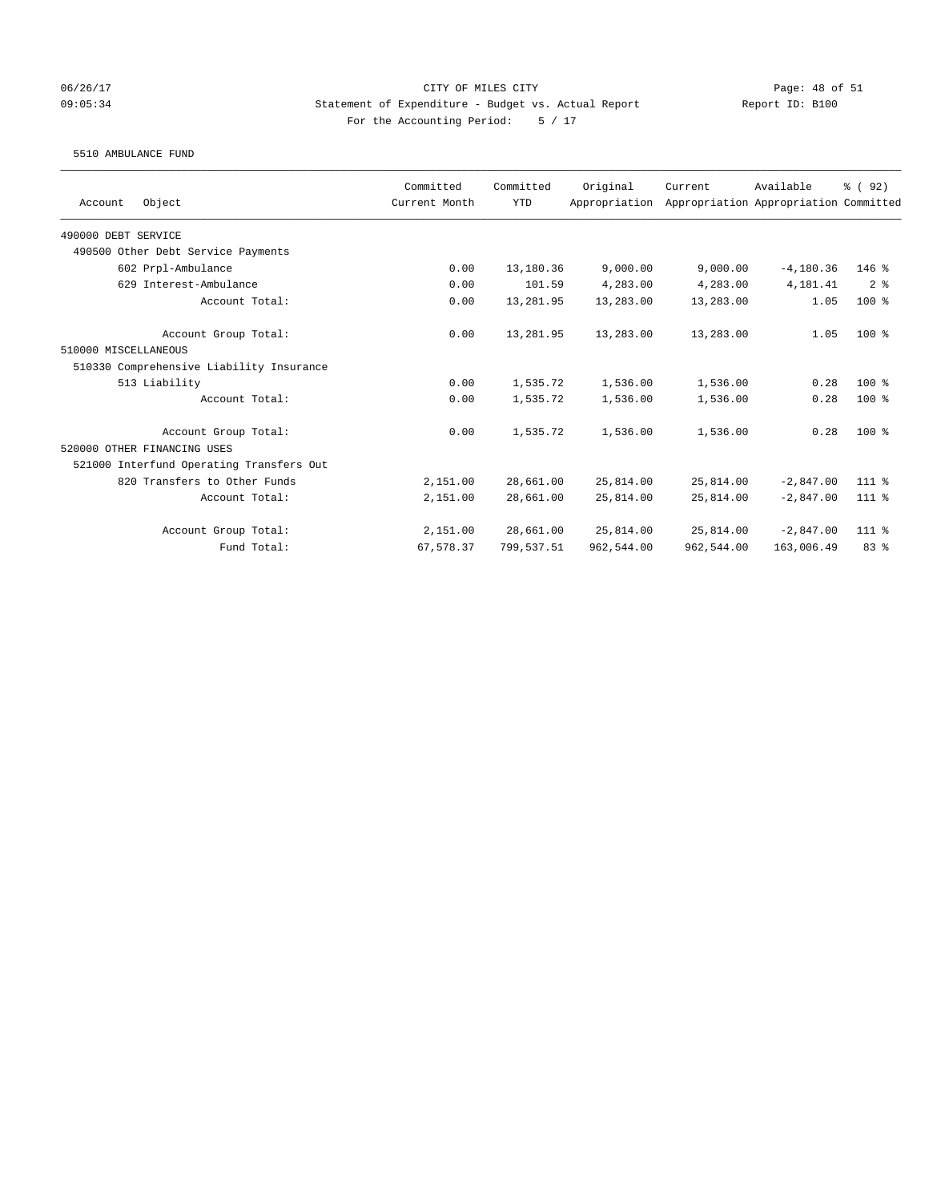CITY OF MILES CITY

Statement of Expenditure - Budget vs. Actual Report

Report ID: B100

For the Accounting Period: 5 / 17

06/26/17
09:05:34

5510 AMBULANCE FUND

| Account Object | Committed Current Month | Committed YTD | Original Appropriation | Current Appropriation | Available Appropriation | % ( 92) Committed |
|---|---|---|---|---|---|---|
| 490000 DEBT SERVICE | | | | | | |
| 490500 Other Debt Service Payments | | | | | | |
| 602 Prpl-Ambulance | 0.00 | 13,180.36 | 9,000.00 | 9,000.00 | -4,180.36 | 146 % |
| 629 Interest-Ambulance | 0.00 | 101.59 | 4,283.00 | 4,283.00 | 4,181.41 | 2 % |
| Account Total: | 0.00 | 13,281.95 | 13,283.00 | 13,283.00 | 1.05 | 100 % |
| Account Group Total: | 0.00 | 13,281.95 | 13,283.00 | 13,283.00 | 1.05 | 100 % |
| 510000 MISCELLANEOUS | | | | | | |
| 510330 Comprehensive Liability Insurance | | | | | | |
| 513 Liability | 0.00 | 1,535.72 | 1,536.00 | 1,536.00 | 0.28 | 100 % |
| Account Total: | 0.00 | 1,535.72 | 1,536.00 | 1,536.00 | 0.28 | 100 % |
| Account Group Total: | 0.00 | 1,535.72 | 1,536.00 | 1,536.00 | 0.28 | 100 % |
| 520000 OTHER FINANCING USES | | | | | | |
| 521000 Interfund Operating Transfers Out | | | | | | |
| 820 Transfers to Other Funds | 2,151.00 | 28,661.00 | 25,814.00 | 25,814.00 | -2,847.00 | 111 % |
| Account Total: | 2,151.00 | 28,661.00 | 25,814.00 | 25,814.00 | -2,847.00 | 111 % |
| Account Group Total: | 2,151.00 | 28,661.00 | 25,814.00 | 25,814.00 | -2,847.00 | 111 % |
| Fund Total: | 67,578.37 | 799,537.51 | 962,544.00 | 962,544.00 | 163,006.49 | 83 % |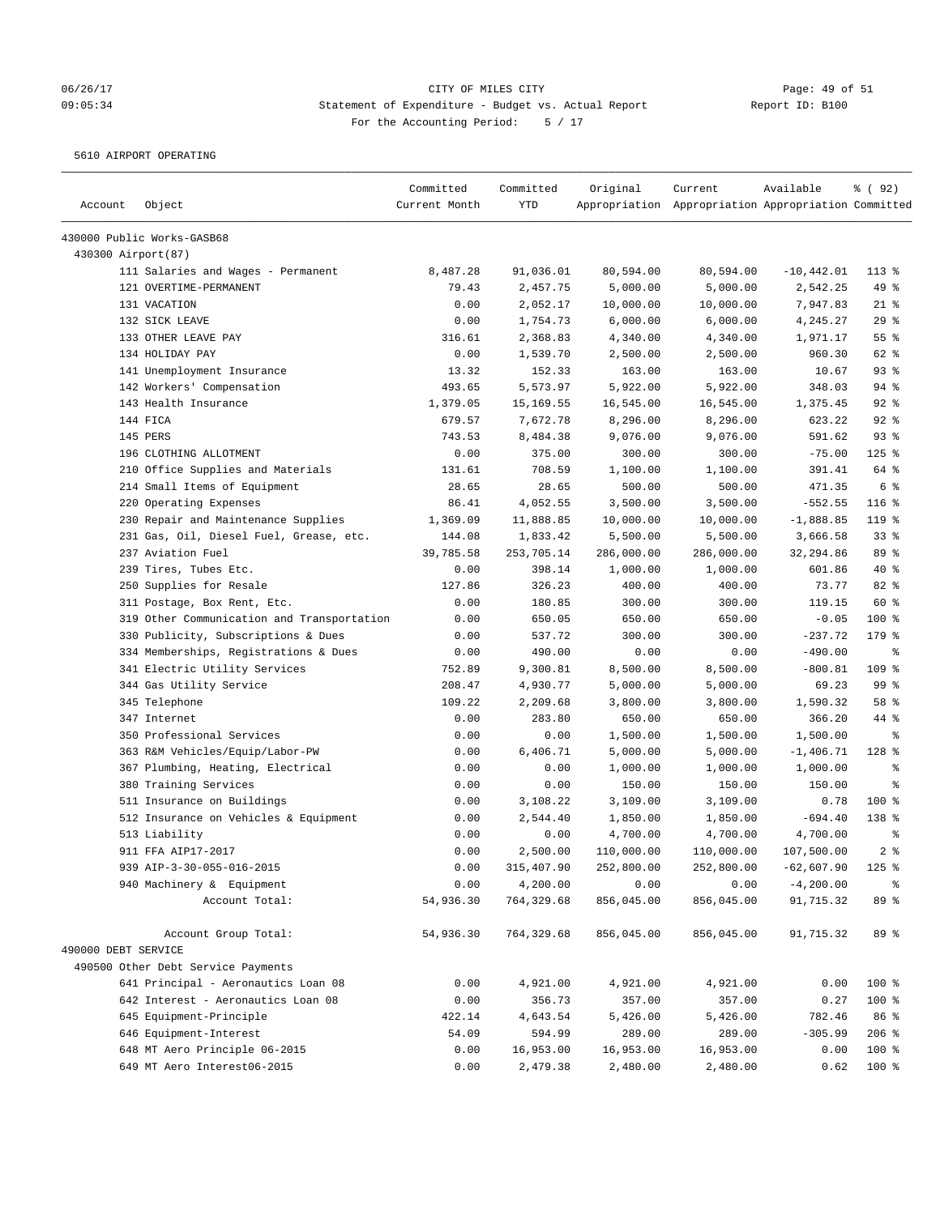CITY OF MILES CITY
Statement of Expenditure - Budget vs. Actual Report
For the Accounting Period: 5 / 17

5610 AIRPORT OPERATING

| Account | Object | Committed Current Month | Committed YTD | Original Appropriation | Current Appropriation | Available Appropriation | % ( 92) Committed |
|---|---|---|---|---|---|---|---|
| 430000 Public Works-GASB68 | | | | | | | |
| 430300 Airport(87) | | | | | | | |
| | 111 Salaries and Wages - Permanent | 8,487.28 | 91,036.01 | 80,594.00 | 80,594.00 | -10,442.01 | 113 % |
| | 121 OVERTIME-PERMANENT | 79.43 | 2,457.75 | 5,000.00 | 5,000.00 | 2,542.25 | 49 % |
| | 131 VACATION | 0.00 | 2,052.17 | 10,000.00 | 10,000.00 | 7,947.83 | 21 % |
| | 132 SICK LEAVE | 0.00 | 1,754.73 | 6,000.00 | 6,000.00 | 4,245.27 | 29 % |
| | 133 OTHER LEAVE PAY | 316.61 | 2,368.83 | 4,340.00 | 4,340.00 | 1,971.17 | 55 % |
| | 134 HOLIDAY PAY | 0.00 | 1,539.70 | 2,500.00 | 2,500.00 | 960.30 | 62 % |
| | 141 Unemployment Insurance | 13.32 | 152.33 | 163.00 | 163.00 | 10.67 | 93 % |
| | 142 Workers' Compensation | 493.65 | 5,573.97 | 5,922.00 | 5,922.00 | 348.03 | 94 % |
| | 143 Health Insurance | 1,379.05 | 15,169.55 | 16,545.00 | 16,545.00 | 1,375.45 | 92 % |
| | 144 FICA | 679.57 | 7,672.78 | 8,296.00 | 8,296.00 | 623.22 | 92 % |
| | 145 PERS | 743.53 | 8,484.38 | 9,076.00 | 9,076.00 | 591.62 | 93 % |
| | 196 CLOTHING ALLOTMENT | 0.00 | 375.00 | 300.00 | 300.00 | -75.00 | 125 % |
| | 210 Office Supplies and Materials | 131.61 | 708.59 | 1,100.00 | 1,100.00 | 391.41 | 64 % |
| | 214 Small Items of Equipment | 28.65 | 28.65 | 500.00 | 500.00 | 471.35 | 6 % |
| | 220 Operating Expenses | 86.41 | 4,052.55 | 3,500.00 | 3,500.00 | -552.55 | 116 % |
| | 230 Repair and Maintenance Supplies | 1,369.09 | 11,888.85 | 10,000.00 | 10,000.00 | -1,888.85 | 119 % |
| | 231 Gas, Oil, Diesel Fuel, Grease, etc. | 144.08 | 1,833.42 | 5,500.00 | 5,500.00 | 3,666.58 | 33 % |
| | 237 Aviation Fuel | 39,785.58 | 253,705.14 | 286,000.00 | 286,000.00 | 32,294.86 | 89 % |
| | 239 Tires, Tubes Etc. | 0.00 | 398.14 | 1,000.00 | 1,000.00 | 601.86 | 40 % |
| | 250 Supplies for Resale | 127.86 | 326.23 | 400.00 | 400.00 | 73.77 | 82 % |
| | 311 Postage, Box Rent, Etc. | 0.00 | 180.85 | 300.00 | 300.00 | 119.15 | 60 % |
| | 319 Other Communication and Transportation | 0.00 | 650.05 | 650.00 | 650.00 | -0.05 | 100 % |
| | 330 Publicity, Subscriptions & Dues | 0.00 | 537.72 | 300.00 | 300.00 | -237.72 | 179 % |
| | 334 Memberships, Registrations & Dues | 0.00 | 490.00 | 0.00 | 0.00 | -490.00 | % |
| | 341 Electric Utility Services | 752.89 | 9,300.81 | 8,500.00 | 8,500.00 | -800.81 | 109 % |
| | 344 Gas Utility Service | 208.47 | 4,930.77 | 5,000.00 | 5,000.00 | 69.23 | 99 % |
| | 345 Telephone | 109.22 | 2,209.68 | 3,800.00 | 3,800.00 | 1,590.32 | 58 % |
| | 347 Internet | 0.00 | 283.80 | 650.00 | 650.00 | 366.20 | 44 % |
| | 350 Professional Services | 0.00 | 0.00 | 1,500.00 | 1,500.00 | 1,500.00 | % |
| | 363 R&M Vehicles/Equip/Labor-PW | 0.00 | 6,406.71 | 5,000.00 | 5,000.00 | -1,406.71 | 128 % |
| | 367 Plumbing, Heating, Electrical | 0.00 | 0.00 | 1,000.00 | 1,000.00 | 1,000.00 | % |
| | 380 Training Services | 0.00 | 0.00 | 150.00 | 150.00 | 150.00 | % |
| | 511 Insurance on Buildings | 0.00 | 3,108.22 | 3,109.00 | 3,109.00 | 0.78 | 100 % |
| | 512 Insurance on Vehicles & Equipment | 0.00 | 2,544.40 | 1,850.00 | 1,850.00 | -694.40 | 138 % |
| | 513 Liability | 0.00 | 0.00 | 4,700.00 | 4,700.00 | 4,700.00 | % |
| | 911 FFA AIP17-2017 | 0.00 | 2,500.00 | 110,000.00 | 110,000.00 | 107,500.00 | 2 % |
| | 939 AIP-3-30-055-016-2015 | 0.00 | 315,407.90 | 252,800.00 | 252,800.00 | -62,607.90 | 125 % |
| | 940 Machinery & Equipment | 0.00 | 4,200.00 | 0.00 | 0.00 | -4,200.00 | % |
| | Account Total: | 54,936.30 | 764,329.68 | 856,045.00 | 856,045.00 | 91,715.32 | 89 % |
| | Account Group Total: | 54,936.30 | 764,329.68 | 856,045.00 | 856,045.00 | 91,715.32 | 89 % |
| 490000 DEBT SERVICE | | | | | | | |
| 490500 Other Debt Service Payments | | | | | | | |
| | 641 Principal - Aeronautics Loan 08 | 0.00 | 4,921.00 | 4,921.00 | 4,921.00 | 0.00 | 100 % |
| | 642 Interest - Aeronautics Loan 08 | 0.00 | 356.73 | 357.00 | 357.00 | 0.27 | 100 % |
| | 645 Equipment-Principle | 422.14 | 4,643.54 | 5,426.00 | 5,426.00 | 782.46 | 86 % |
| | 646 Equipment-Interest | 54.09 | 594.99 | 289.00 | 289.00 | -305.99 | 206 % |
| | 648 MT Aero Principle 06-2015 | 0.00 | 16,953.00 | 16,953.00 | 16,953.00 | 0.00 | 100 % |
| | 649 MT Aero Interest06-2015 | 0.00 | 2,479.38 | 2,480.00 | 2,480.00 | 0.62 | 100 % |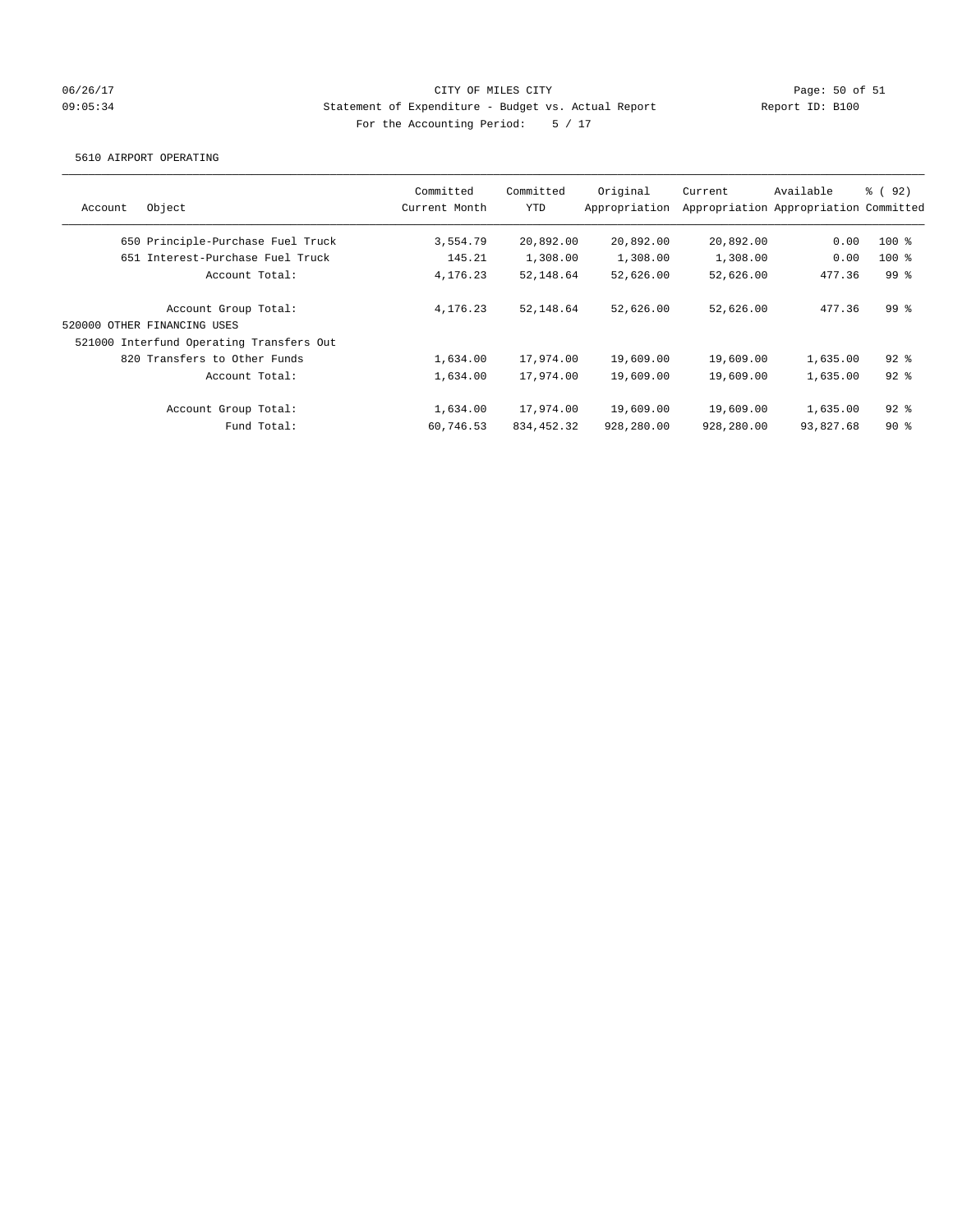CITY OF MILES CITY
Statement of Expenditure - Budget vs. Actual Report
For the Accounting Period: 5 / 17

06/26/17 09:05:34 Report ID: B100

5610 AIRPORT OPERATING

| Account | Object | Committed Current Month | Committed YTD | Original Appropriation | Current Appropriation | Available Appropriation | % ( 92) Committed |
|---|---|---|---|---|---|---|---|
| 650 | Principle-Purchase Fuel Truck | 3,554.79 | 20,892.00 | 20,892.00 | 20,892.00 | 0.00 | 100 % |
| 651 | Interest-Purchase Fuel Truck | 145.21 | 1,308.00 | 1,308.00 | 1,308.00 | 0.00 | 100 % |
| | Account Total: | 4,176.23 | 52,148.64 | 52,626.00 | 52,626.00 | 477.36 | 99 % |
| | Account Group Total: | 4,176.23 | 52,148.64 | 52,626.00 | 52,626.00 | 477.36 | 99 % |
| 520000 OTHER FINANCING USES | | | | | | | |
| 521000 Interfund Operating Transfers Out | | | | | | | |
| 820 | Transfers to Other Funds | 1,634.00 | 17,974.00 | 19,609.00 | 19,609.00 | 1,635.00 | 92 % |
| | Account Total: | 1,634.00 | 17,974.00 | 19,609.00 | 19,609.00 | 1,635.00 | 92 % |
| | Account Group Total: | 1,634.00 | 17,974.00 | 19,609.00 | 19,609.00 | 1,635.00 | 92 % |
| | Fund Total: | 60,746.53 | 834,452.32 | 928,280.00 | 928,280.00 | 93,827.68 | 90 % |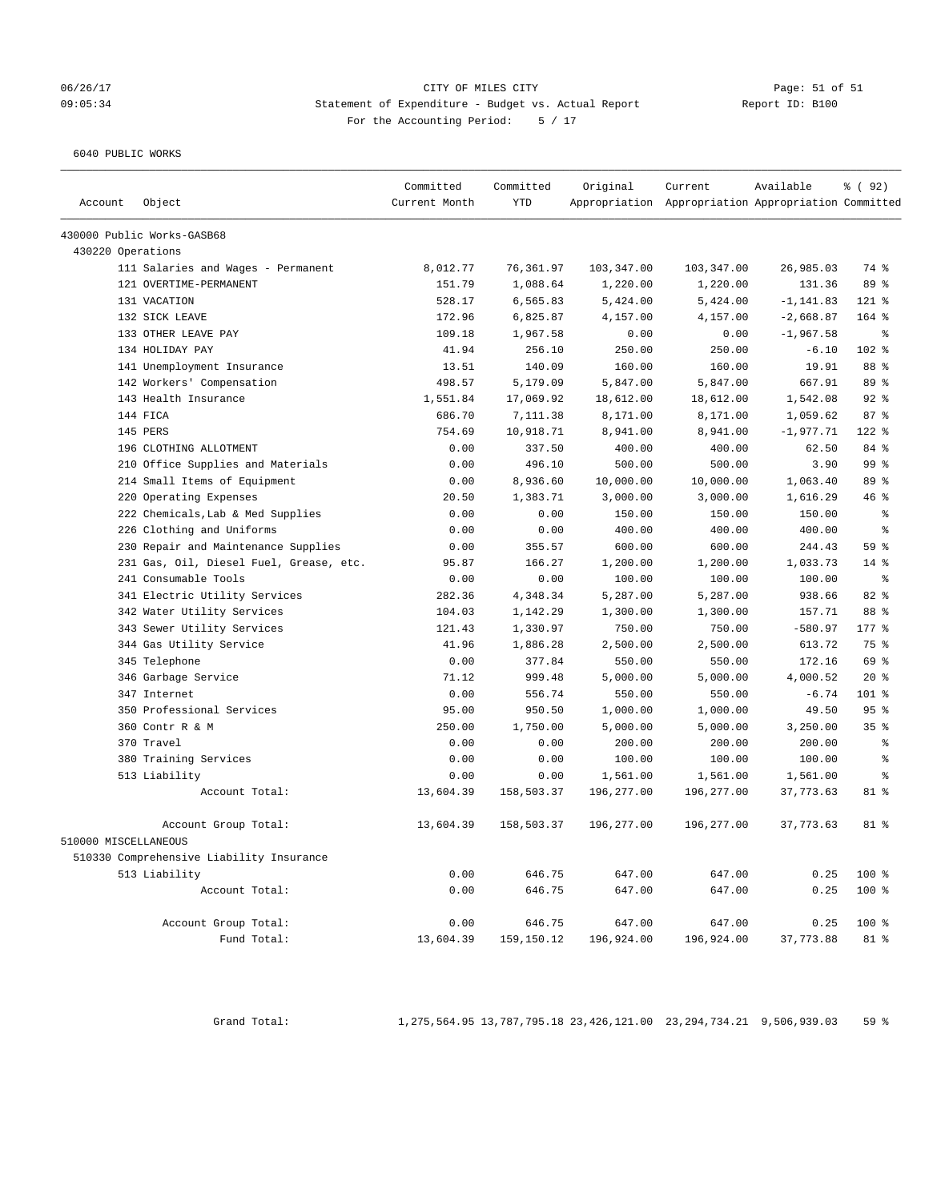CITY OF MILES CITY
Statement of Expenditure - Budget vs. Actual Report
For the Accounting Period: 5 / 17

06/26/17
09:05:34
Report ID: B100

6040 PUBLIC WORKS

| Account | Object | Committed Current Month | Committed YTD | Original Appropriation | Current Appropriation | Available Appropriation | % ( 92) Committed |
|---|---|---|---|---|---|---|---|
| 430000 Public Works-GASB68 | | | | | | | |
| 430220 Operations | | | | | | | |
| | 111 Salaries and Wages - Permanent | 8,012.77 | 76,361.97 | 103,347.00 | 103,347.00 | 26,985.03 | 74 % |
| | 121 OVERTIME-PERMANENT | 151.79 | 1,088.64 | 1,220.00 | 1,220.00 | 131.36 | 89 % |
| | 131 VACATION | 528.17 | 6,565.83 | 5,424.00 | 5,424.00 | -1,141.83 | 121 % |
| | 132 SICK LEAVE | 172.96 | 6,825.87 | 4,157.00 | 4,157.00 | -2,668.87 | 164 % |
| | 133 OTHER LEAVE PAY | 109.18 | 1,967.58 | 0.00 | 0.00 | -1,967.58 | % |
| | 134 HOLIDAY PAY | 41.94 | 256.10 | 250.00 | 250.00 | -6.10 | 102 % |
| | 141 Unemployment Insurance | 13.51 | 140.09 | 160.00 | 160.00 | 19.91 | 88 % |
| | 142 Workers' Compensation | 498.57 | 5,179.09 | 5,847.00 | 5,847.00 | 667.91 | 89 % |
| | 143 Health Insurance | 1,551.84 | 17,069.92 | 18,612.00 | 18,612.00 | 1,542.08 | 92 % |
| | 144 FICA | 686.70 | 7,111.38 | 8,171.00 | 8,171.00 | 1,059.62 | 87 % |
| | 145 PERS | 754.69 | 10,918.71 | 8,941.00 | 8,941.00 | -1,977.71 | 122 % |
| | 196 CLOTHING ALLOTMENT | 0.00 | 337.50 | 400.00 | 400.00 | 62.50 | 84 % |
| | 210 Office Supplies and Materials | 0.00 | 496.10 | 500.00 | 500.00 | 3.90 | 99 % |
| | 214 Small Items of Equipment | 0.00 | 8,936.60 | 10,000.00 | 10,000.00 | 1,063.40 | 89 % |
| | 220 Operating Expenses | 20.50 | 1,383.71 | 3,000.00 | 3,000.00 | 1,616.29 | 46 % |
| | 222 Chemicals,Lab & Med Supplies | 0.00 | 0.00 | 150.00 | 150.00 | 150.00 | % |
| | 226 Clothing and Uniforms | 0.00 | 0.00 | 400.00 | 400.00 | 400.00 | % |
| | 230 Repair and Maintenance Supplies | 0.00 | 355.57 | 600.00 | 600.00 | 244.43 | 59 % |
| | 231 Gas, Oil, Diesel Fuel, Grease, etc. | 95.87 | 166.27 | 1,200.00 | 1,200.00 | 1,033.73 | 14 % |
| | 241 Consumable Tools | 0.00 | 0.00 | 100.00 | 100.00 | 100.00 | % |
| | 341 Electric Utility Services | 282.36 | 4,348.34 | 5,287.00 | 5,287.00 | 938.66 | 82 % |
| | 342 Water Utility Services | 104.03 | 1,142.29 | 1,300.00 | 1,300.00 | 157.71 | 88 % |
| | 343 Sewer Utility Services | 121.43 | 1,330.97 | 750.00 | 750.00 | -580.97 | 177 % |
| | 344 Gas Utility Service | 41.96 | 1,886.28 | 2,500.00 | 2,500.00 | 613.72 | 75 % |
| | 345 Telephone | 0.00 | 377.84 | 550.00 | 550.00 | 172.16 | 69 % |
| | 346 Garbage Service | 71.12 | 999.48 | 5,000.00 | 5,000.00 | 4,000.52 | 20 % |
| | 347 Internet | 0.00 | 556.74 | 550.00 | 550.00 | -6.74 | 101 % |
| | 350 Professional Services | 95.00 | 950.50 | 1,000.00 | 1,000.00 | 49.50 | 95 % |
| | 360 Contr R & M | 250.00 | 1,750.00 | 5,000.00 | 5,000.00 | 3,250.00 | 35 % |
| | 370 Travel | 0.00 | 0.00 | 200.00 | 200.00 | 200.00 | % |
| | 380 Training Services | 0.00 | 0.00 | 100.00 | 100.00 | 100.00 | % |
| | 513 Liability | 0.00 | 0.00 | 1,561.00 | 1,561.00 | 1,561.00 | % |
| | Account Total: | 13,604.39 | 158,503.37 | 196,277.00 | 196,277.00 | 37,773.63 | 81 % |
| | Account Group Total: | 13,604.39 | 158,503.37 | 196,277.00 | 196,277.00 | 37,773.63 | 81 % |
| 510000 MISCELLANEOUS | | | | | | | |
| 510330 Comprehensive Liability Insurance | | | | | | | |
| | 513 Liability | 0.00 | 646.75 | 647.00 | 647.00 | 0.25 | 100 % |
| | Account Total: | 0.00 | 646.75 | 647.00 | 647.00 | 0.25 | 100 % |
| | Account Group Total: | 0.00 | 646.75 | 647.00 | 647.00 | 0.25 | 100 % |
| | Fund Total: | 13,604.39 | 159,150.12 | 196,924.00 | 196,924.00 | 37,773.88 | 81 % |
| | Grand Total: | 1,275,564.95 | 13,787,795.18 | 23,426,121.00 | 23,294,734.21 | 9,506,939.03 | 59 % |